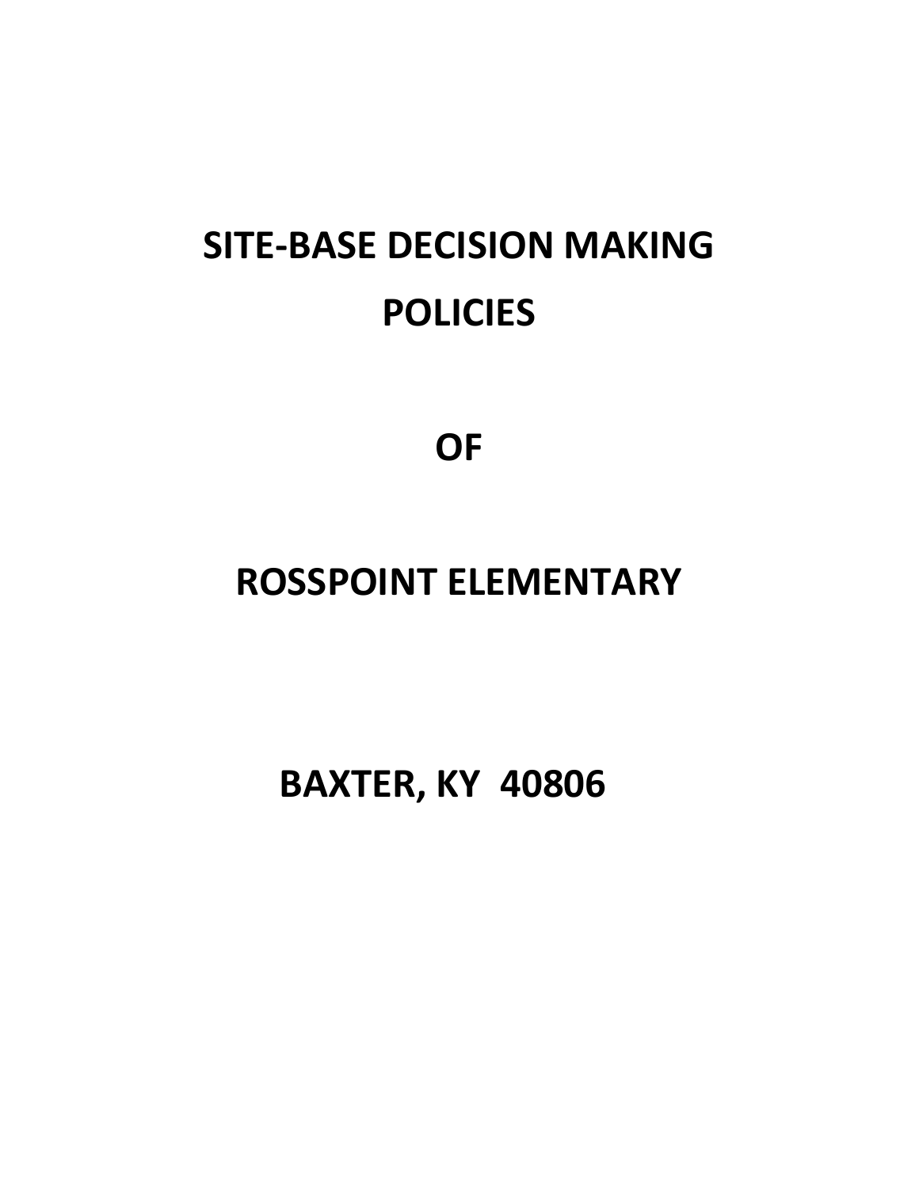# SITE-BASE DECISION MAKING POLICIES

# OF

# ROSSPOINT ELEMENTARY

# BAXTER, KY 40806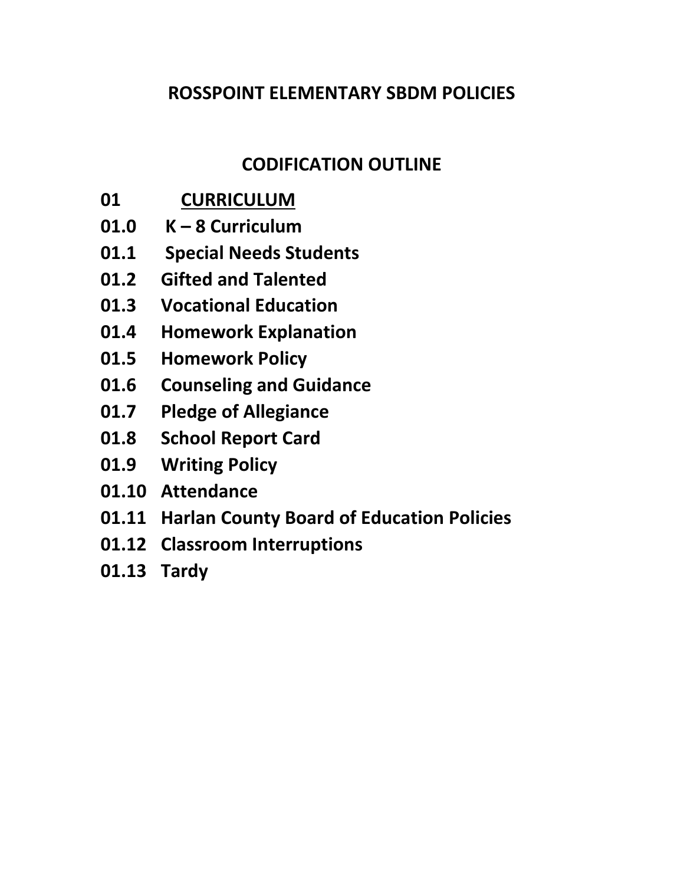# ROSSPOINT ELEMENTARY SBDM POLICIES

## CODIFICATION OUTLINE

**01 <u>CURRICULUM</u>**

**01.0 K – 8 Curriculum**

**01.1 Special Needs Students**

**01.2 Gifted and Talented**

**01.3 Vocational Education**

**01.4 Homework Explanation**

**01.5 Homework Policy**

**01.6 Counseling and Guidance**

**01.7 Pledge of Allegiance**

**01.8 School Report Card**

**01.9 Writing Policy**

**01.10 Attendance**

**01.11 Harlan County Board of Education Policies**

**01.12 Classroom Interruptions**

**01.13 Tardy**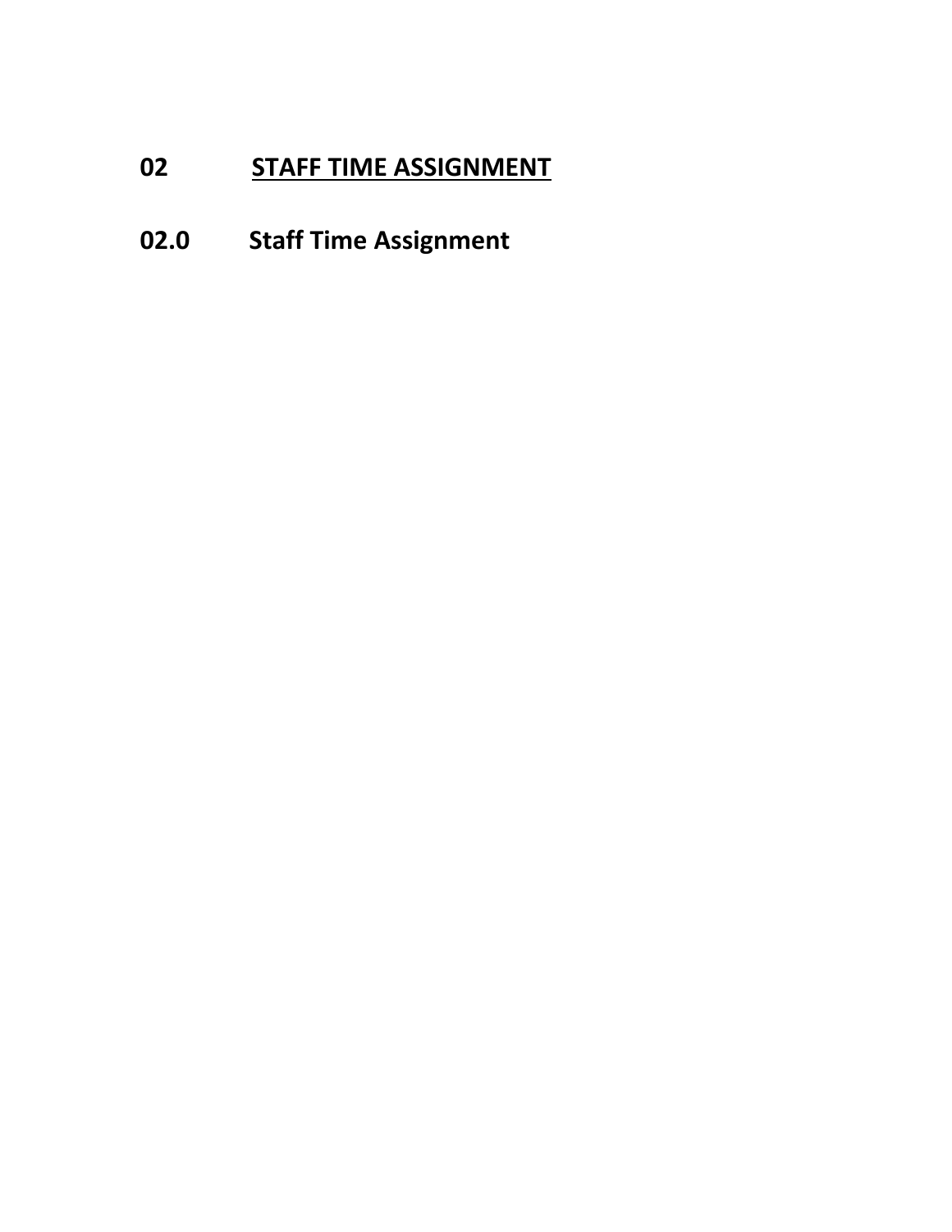# 02 <u>STAFF TIME ASSIGNMENT</u>

## 02.0 Staff Time Assignment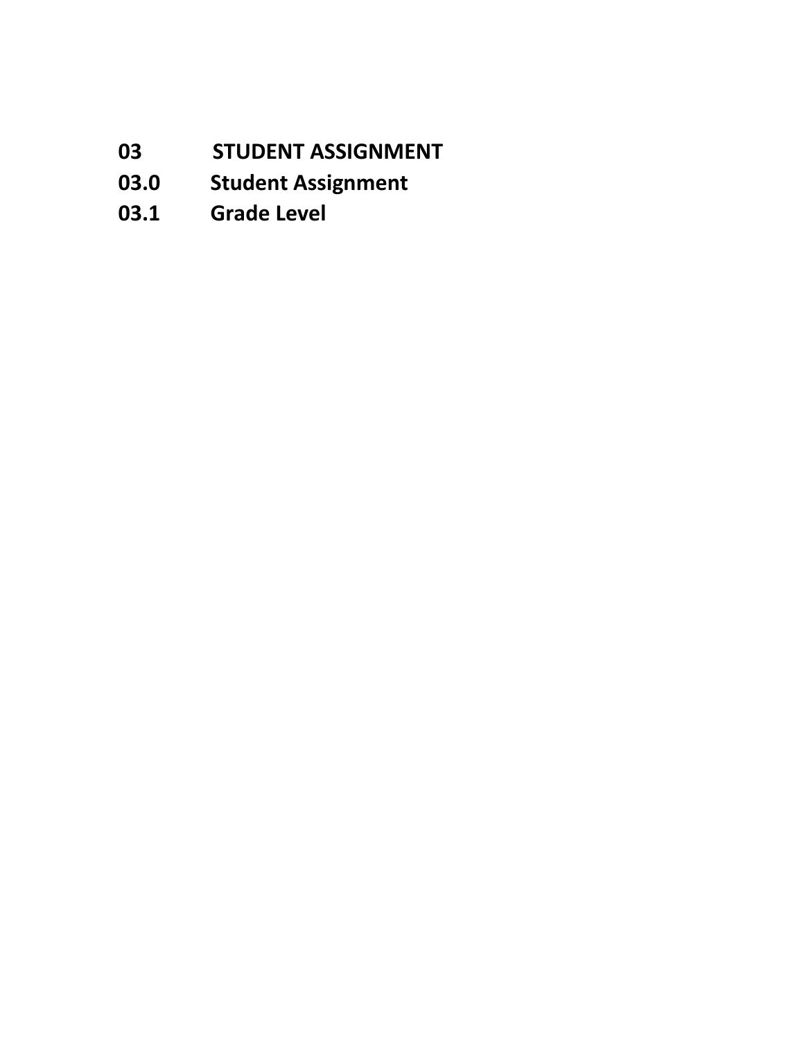# 03 STUDENT ASSIGNMENT

## 03.0 Student Assignment

## 03.1 Grade Level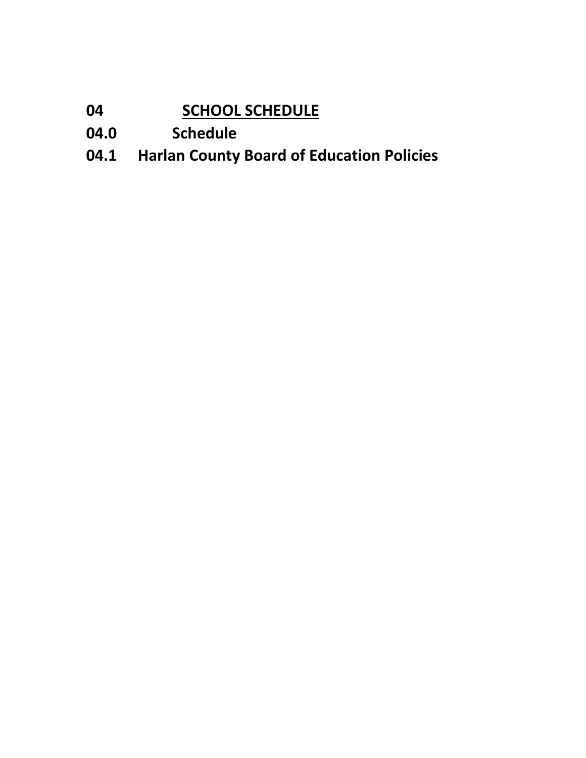# 04 <u>SCHOOL SCHEDULE</u>

## 04.0 Schedule

## 04.1 Harlan County Board of Education Policies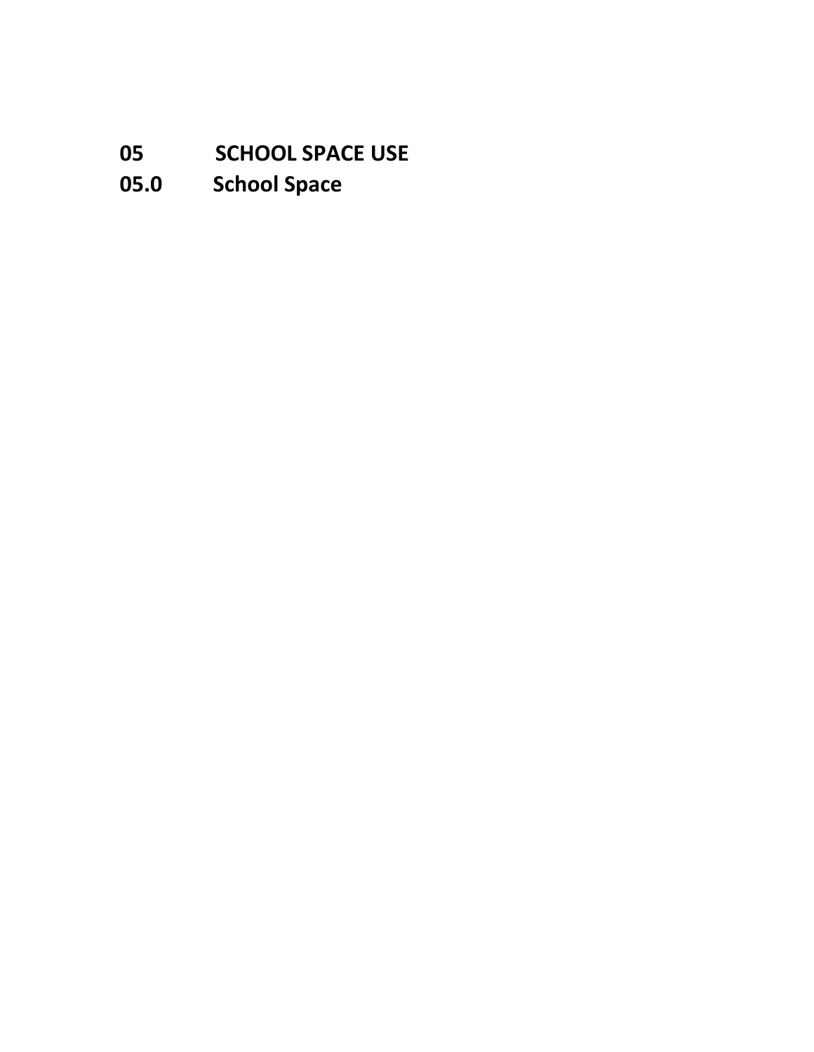# 05 SCHOOL SPACE USE

## 05.0 School Space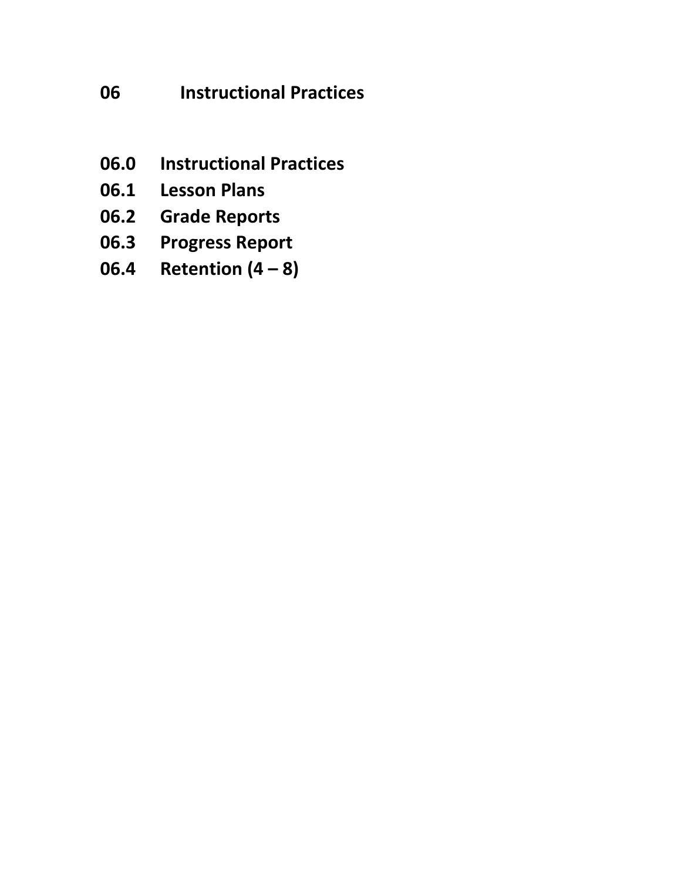# 06 Instructional Practices

**06.0 Instructional Practices**
**06.1 Lesson Plans**
**06.2 Grade Reports**
**06.3 Progress Report**
**06.4 Retention (4 – 8)**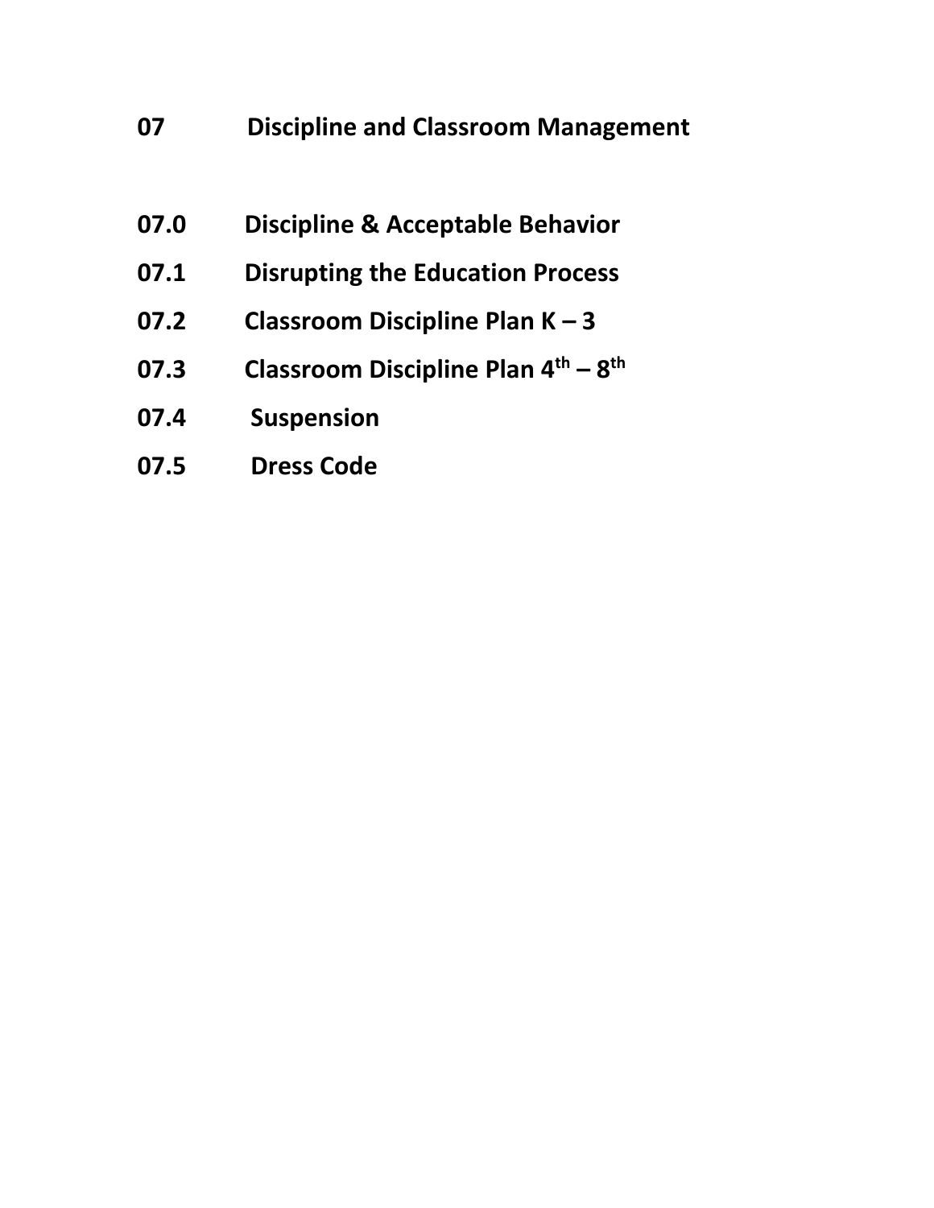# 07 Discipline and Classroom Management

**07.0 Discipline & Acceptable Behavior**

**07.1 Disrupting the Education Process**

**07.2 Classroom Discipline Plan K – 3**

**07.3 Classroom Discipline Plan 4th – 8th**

**07.4 Suspension**

**07.5 Dress Code**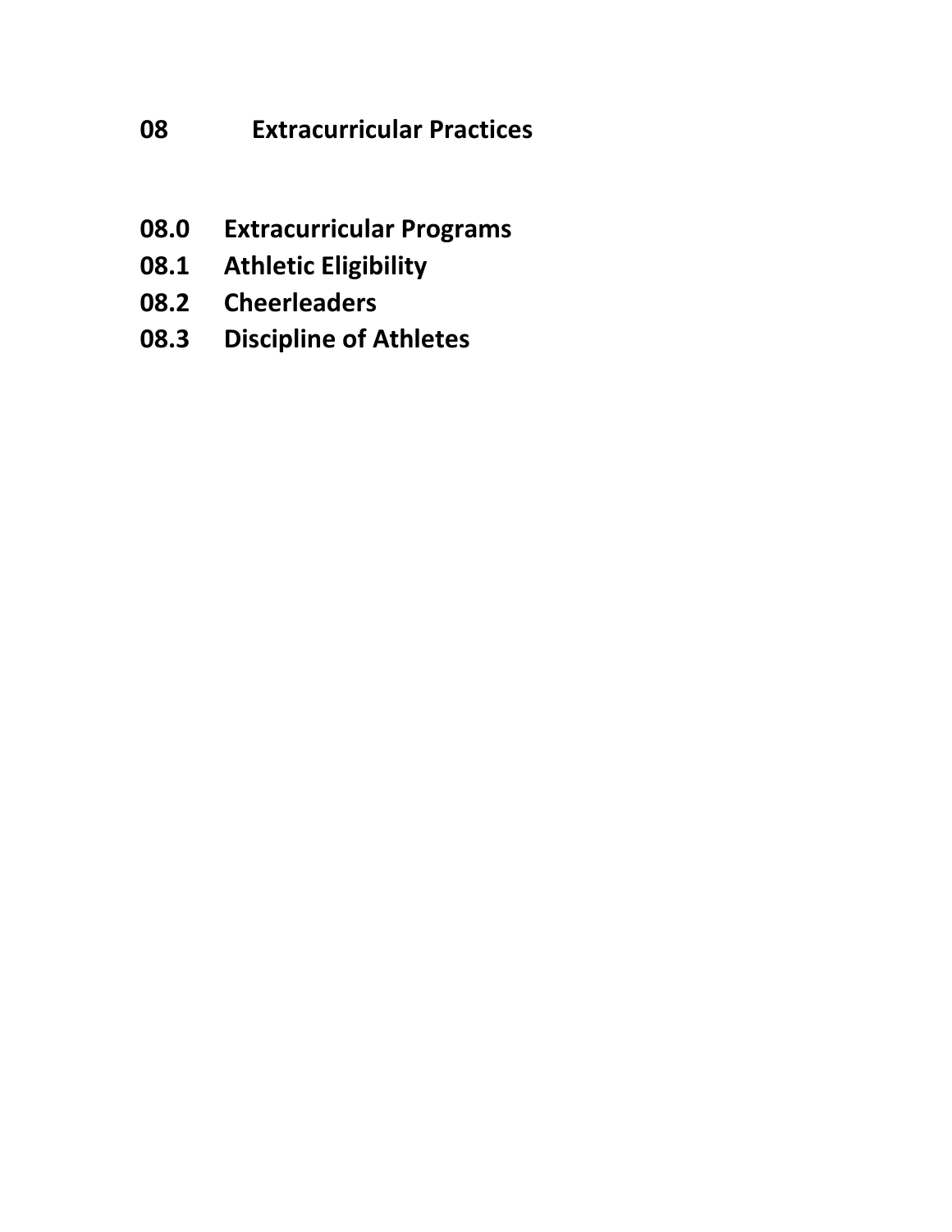# 08 Extracurricular Practices

**08.0 Extracurricular Programs**
**08.1 Athletic Eligibility**
**08.2 Cheerleaders**
**08.3 Discipline of Athletes**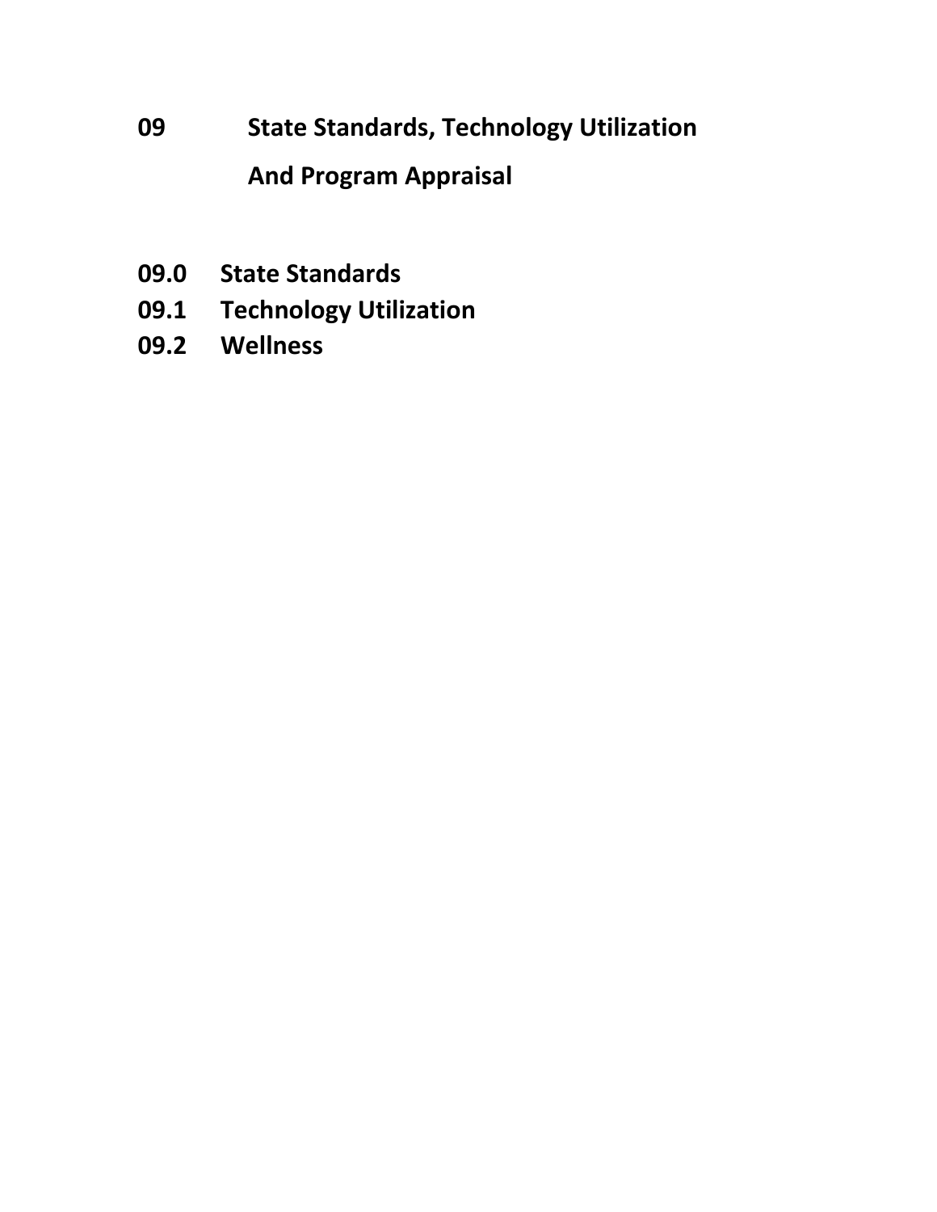# 09 State Standards, Technology Utilization And Program Appraisal

**09.0 State Standards**
**09.1 Technology Utilization**
**09.2 Wellness**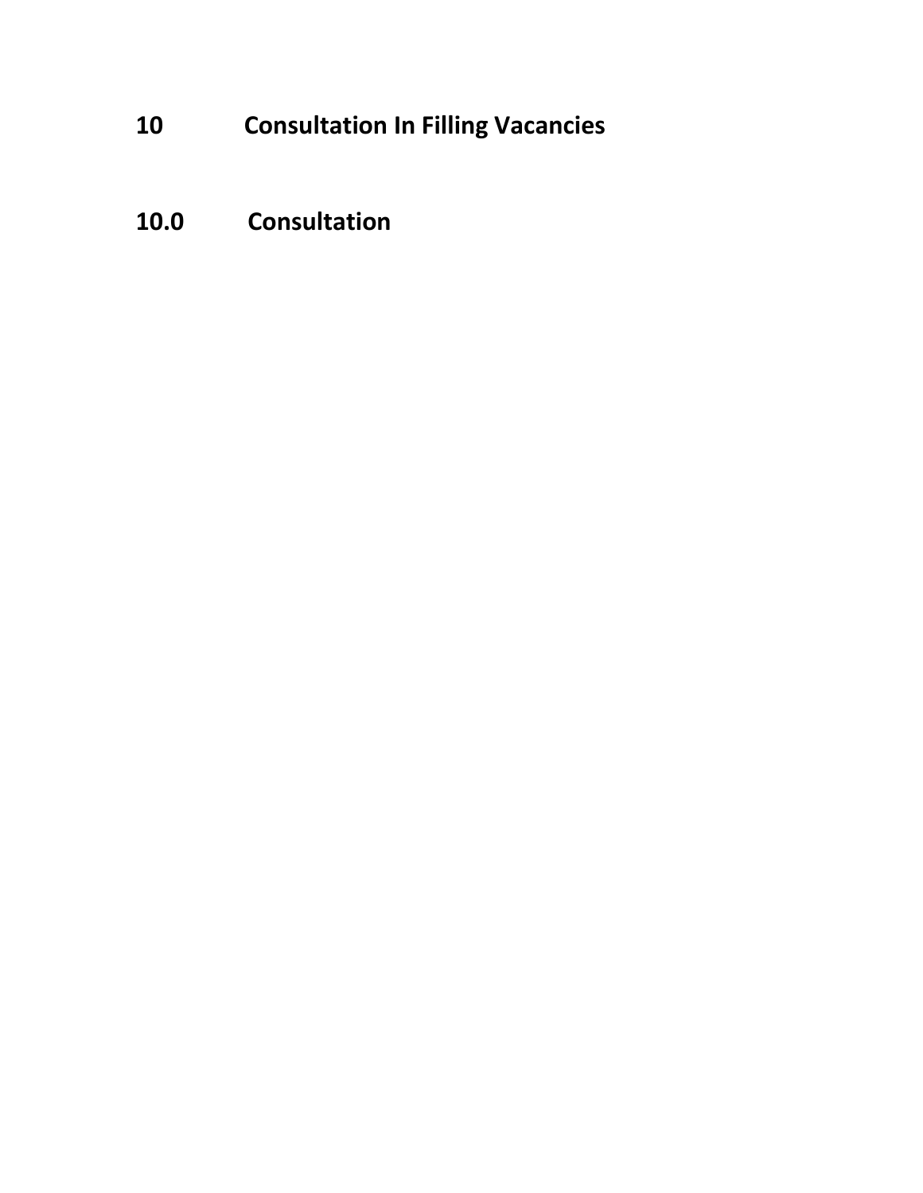# 10 Consultation In Filling Vacancies

## 10.0 Consultation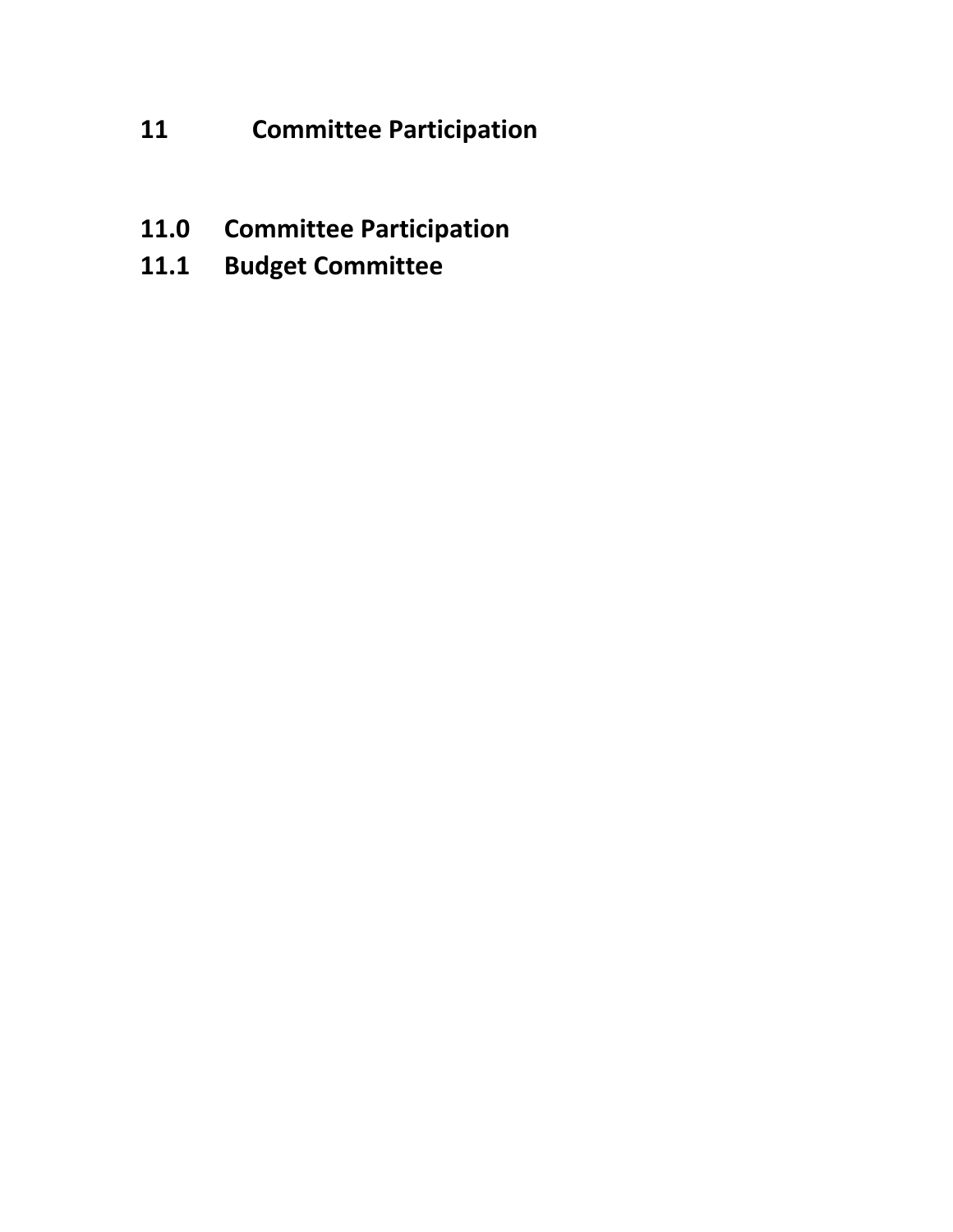# 11 Committee Participation

## 11.0 Committee Participation

## 11.1 Budget Committee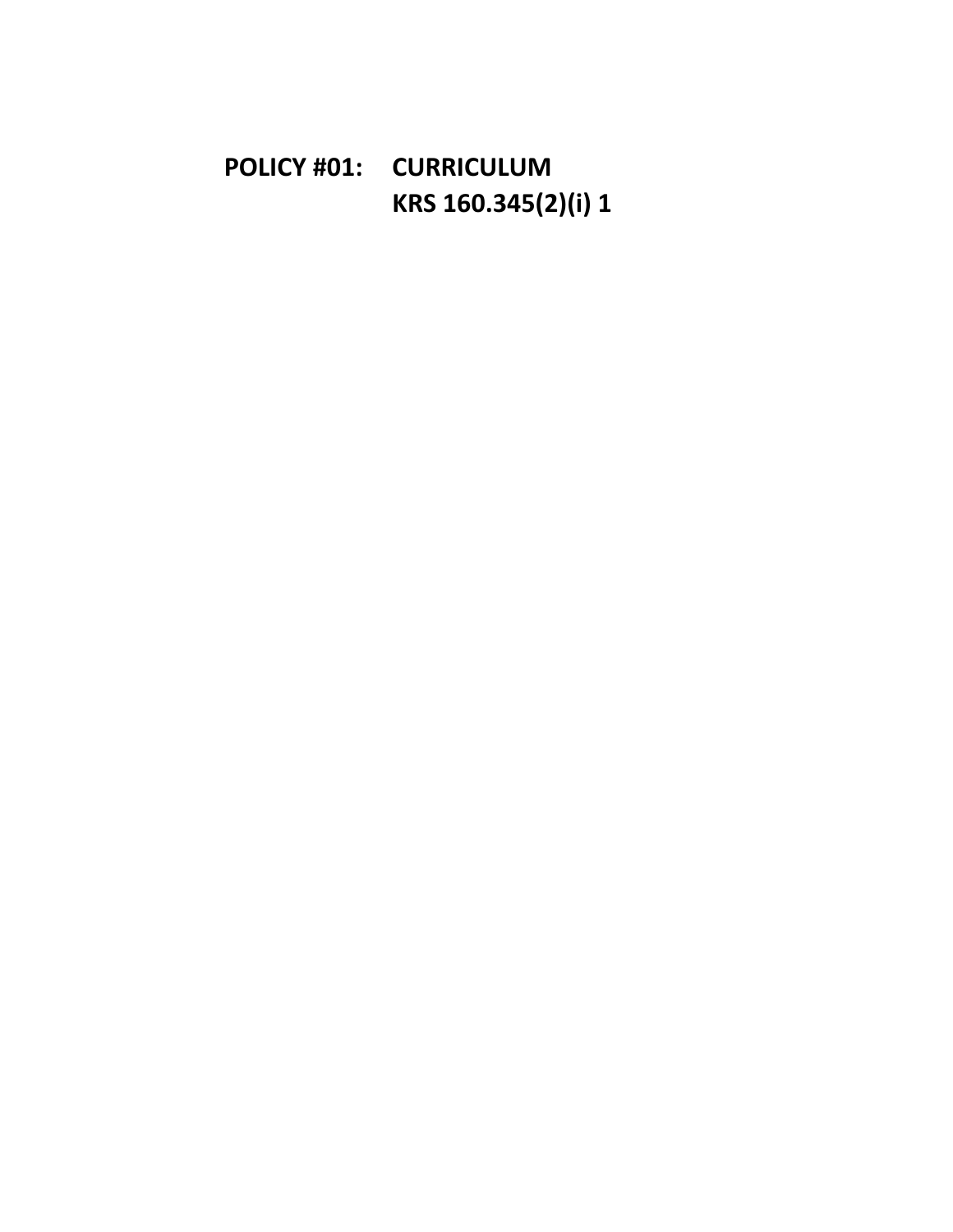# POLICY #01: CURRICULUM

## KRS 160.345(2)(i) 1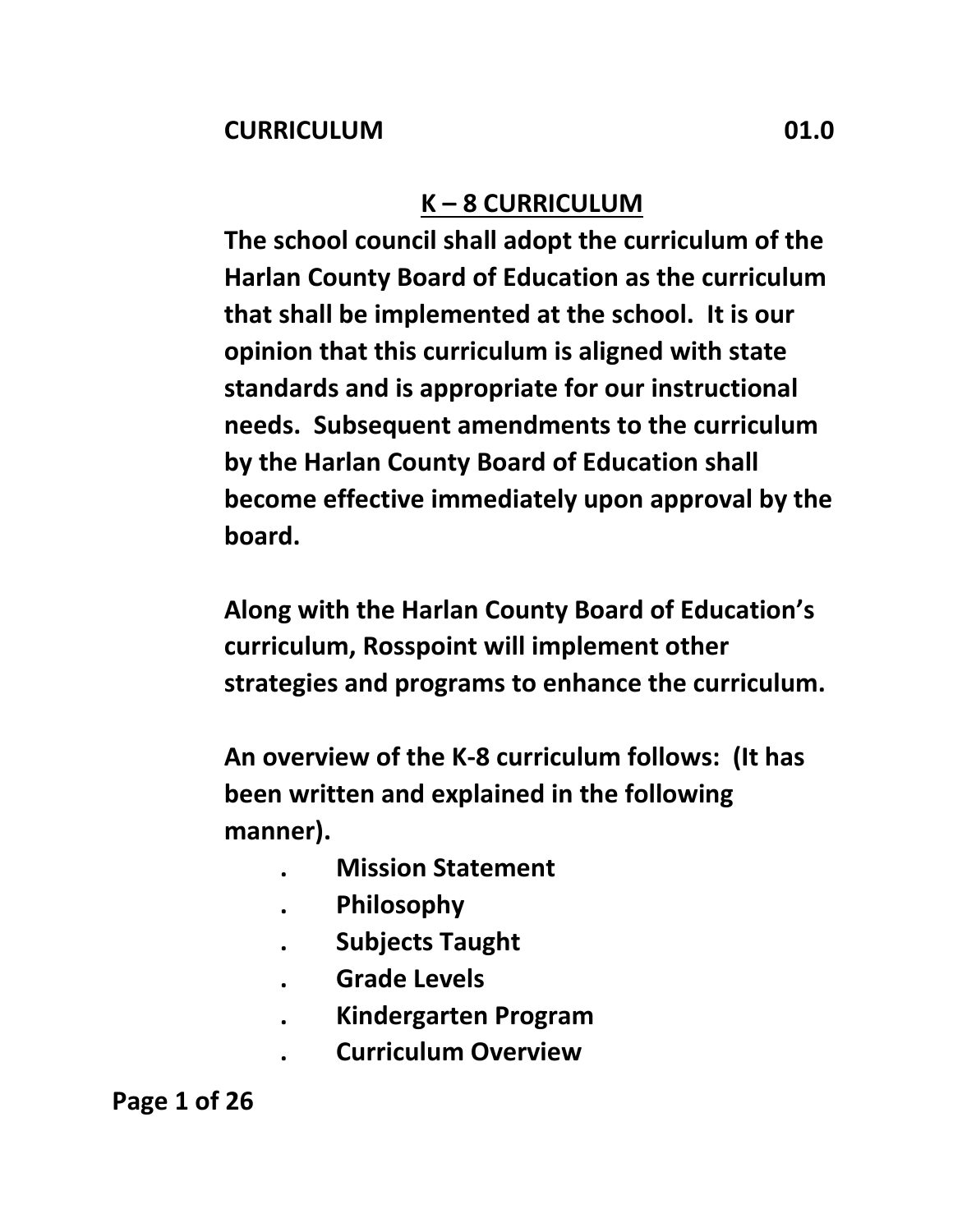**CURRICULUM 01.0**

## K – 8 CURRICULUM

**The school council shall adopt the curriculum of the Harlan County Board of Education as the curriculum that shall be implemented at the school. It is our opinion that this curriculum is aligned with state standards and is appropriate for our instructional needs. Subsequent amendments to the curriculum by the Harlan County Board of Education shall become effective immediately upon approval by the board.**

**Along with the Harlan County Board of Education's curriculum, Rosspoint will implement other strategies and programs to enhance the curriculum.**

**An overview of the K-8 curriculum follows: (It has been written and explained in the following manner).**

- **Mission Statement**
- **Philosophy**
- **Subjects Taught**
- **Grade Levels**
- **Kindergarten Program**
- **Curriculum Overview**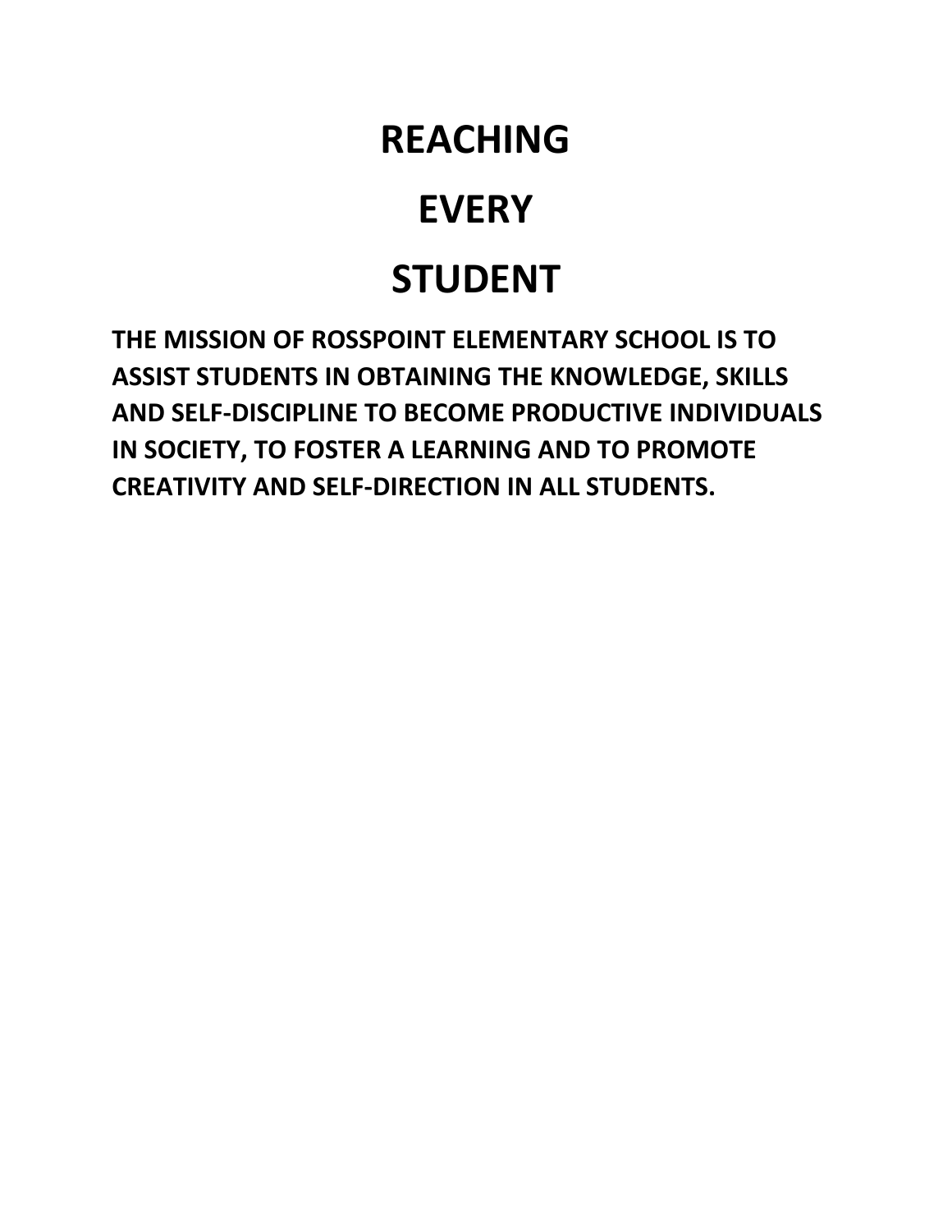# REACHING

# EVERY

# STUDENT

**THE MISSION OF ROSSPOINT ELEMENTARY SCHOOL IS TO ASSIST STUDENTS IN OBTAINING THE KNOWLEDGE, SKILLS AND SELF-DISCIPLINE TO BECOME PRODUCTIVE INDIVIDUALS IN SOCIETY, TO FOSTER A LEARNING AND TO PROMOTE CREATIVITY AND SELF-DIRECTION IN ALL STUDENTS.**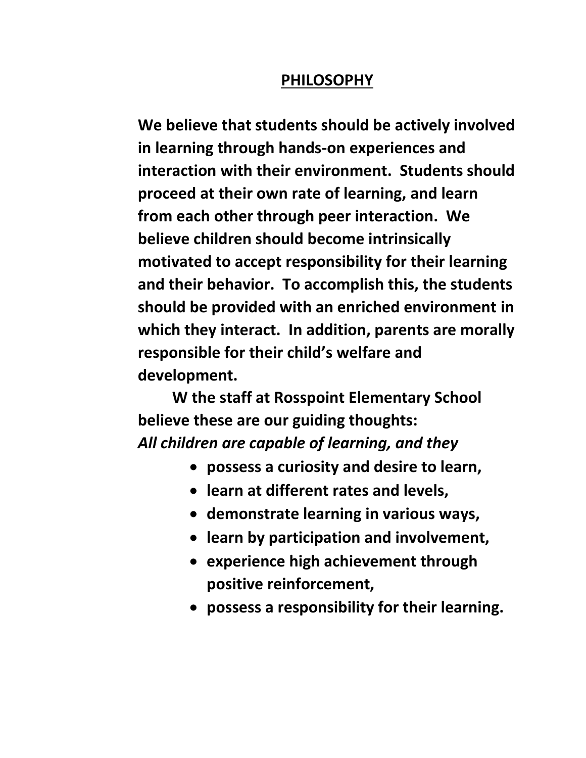# PHILOSOPHY

**We believe that students should be actively involved in learning through hands-on experiences and interaction with their environment. Students should proceed at their own rate of learning, and learn from each other through peer interaction. We believe children should become intrinsically motivated to accept responsibility for their learning and their behavior. To accomplish this, the students should be provided with an enriched environment in which they interact. In addition, parents are morally responsible for their child's welfare and development.**

**W the staff at Rosspoint Elementary School believe these are our guiding thoughts:**

***All children are capable of learning, and they***

- **possess a curiosity and desire to learn,**
- **learn at different rates and levels,**
- **demonstrate learning in various ways,**
- **learn by participation and involvement,**
- **experience high achievement through positive reinforcement,**
- **possess a responsibility for their learning.**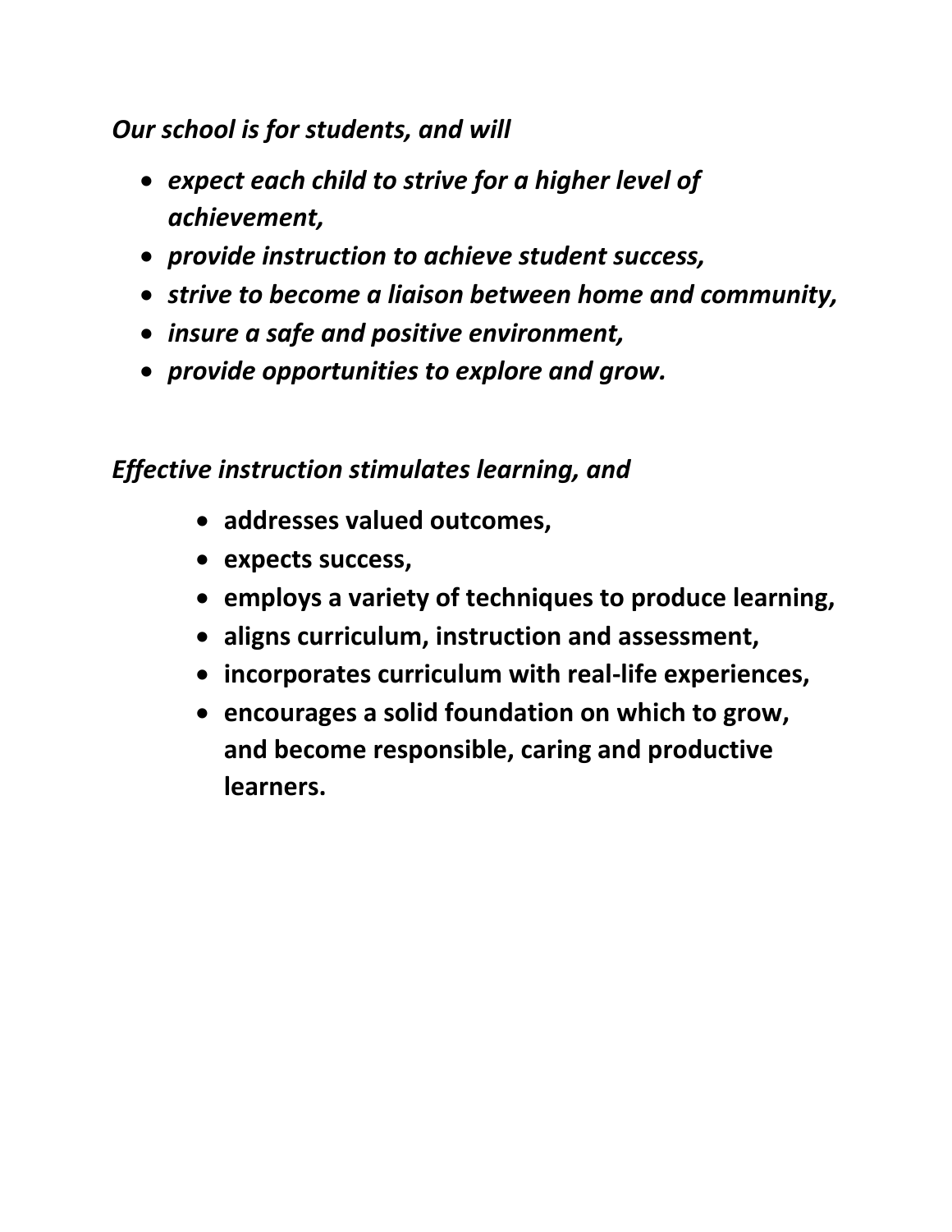*Our school is for students, and will*

- ***expect each child to strive for a higher level of achievement,***
- ***provide instruction to achieve student success,***
- ***strive to become a liaison between home and community,***
- ***insure a safe and positive environment,***
- ***provide opportunities to explore and grow.***

*Effective instruction stimulates learning, and*

- **addresses valued outcomes,**
- **expects success,**
- **employs a variety of techniques to produce learning,**
- **aligns curriculum, instruction and assessment,**
- **incorporates curriculum with real-life experiences,**
- **encourages a solid foundation on which to grow, and become responsible, caring and productive learners.**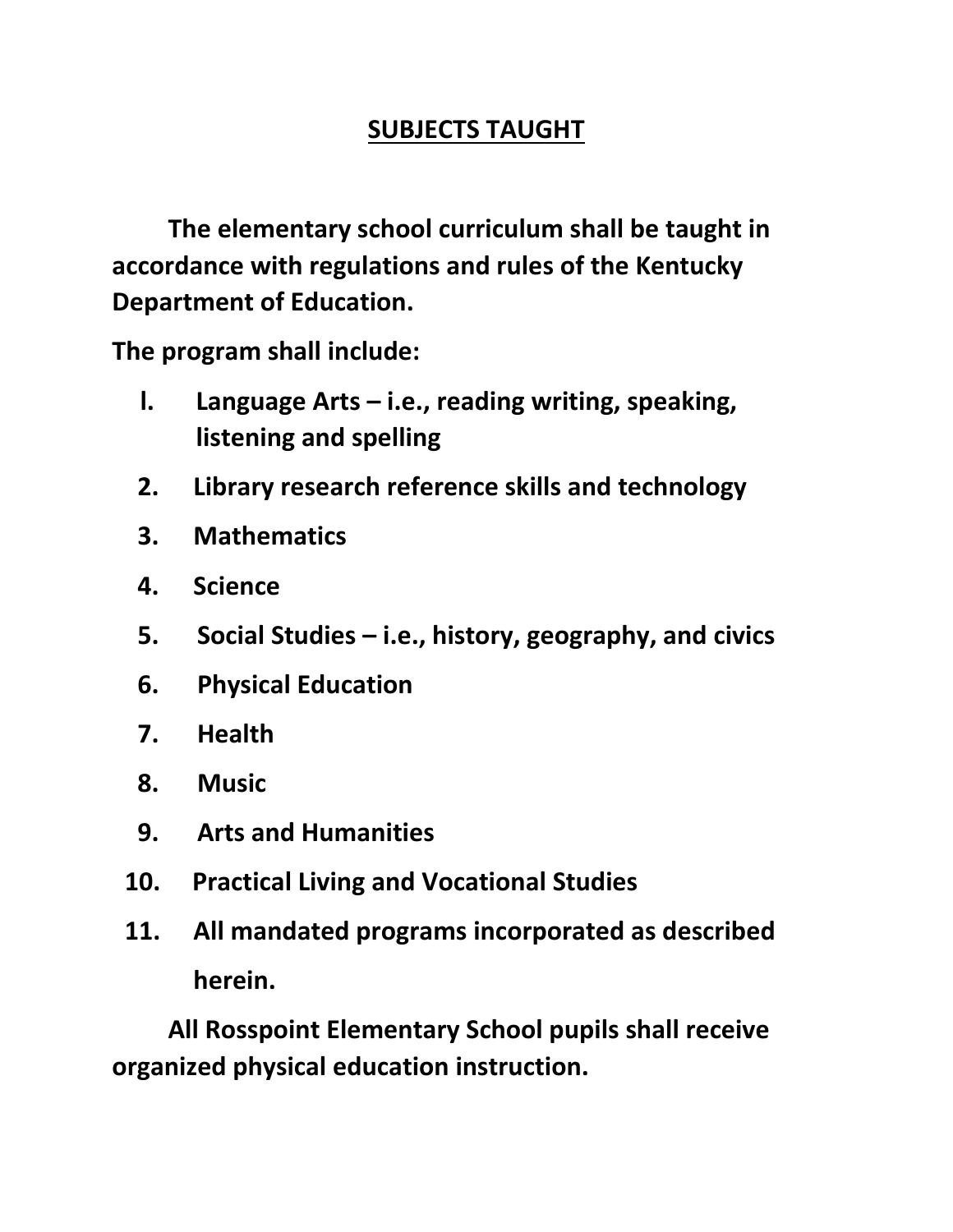## SUBJECTS TAUGHT

**The elementary school curriculum shall be taught in accordance with regulations and rules of the Kentucky Department of Education.**

**The program shall include:**

1. **Language Arts – i.e., reading writing, speaking, listening and spelling**
2. **Library research reference skills and technology**
3. **Mathematics**
4. **Science**
5. **Social Studies – i.e., history, geography, and civics**
6. **Physical Education**
7. **Health**
8. **Music**
9. **Arts and Humanities**
10. **Practical Living and Vocational Studies**
11. **All mandated programs incorporated as described herein.**

**All Rosspoint Elementary School pupils shall receive organized physical education instruction.**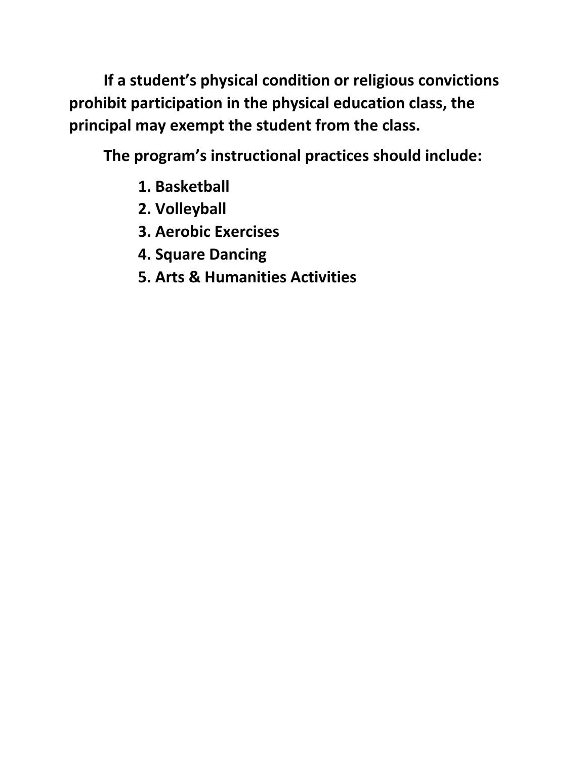**If a student's physical condition or religious convictions prohibit participation in the physical education class, the principal may exempt the student from the class.**

**The program's instructional practices should include:**

1. **Basketball**
2. **Volleyball**
3. **Aerobic Exercises**
4. **Square Dancing**
5. **Arts & Humanities Activities**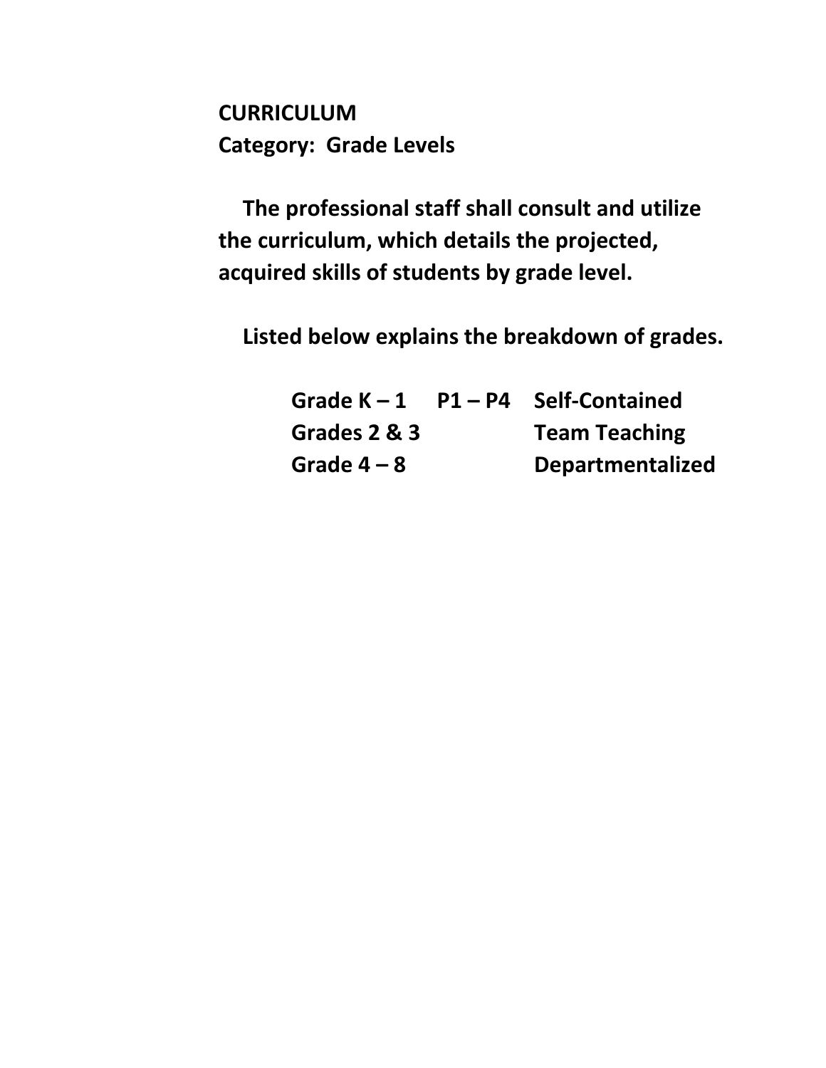**CURRICULUM**
**Category: Grade Levels**

**The professional staff shall consult and utilize the curriculum, which details the projected, acquired skills of students by grade level.**

**Listed below explains the breakdown of grades.**

| | | |
|---|---|---|
| **Grade K – 1** | **P1 – P4** | **Self-Contained** |
| **Grades 2 & 3** | | **Team Teaching** |
| **Grade 4 – 8** | | **Departmentalized** |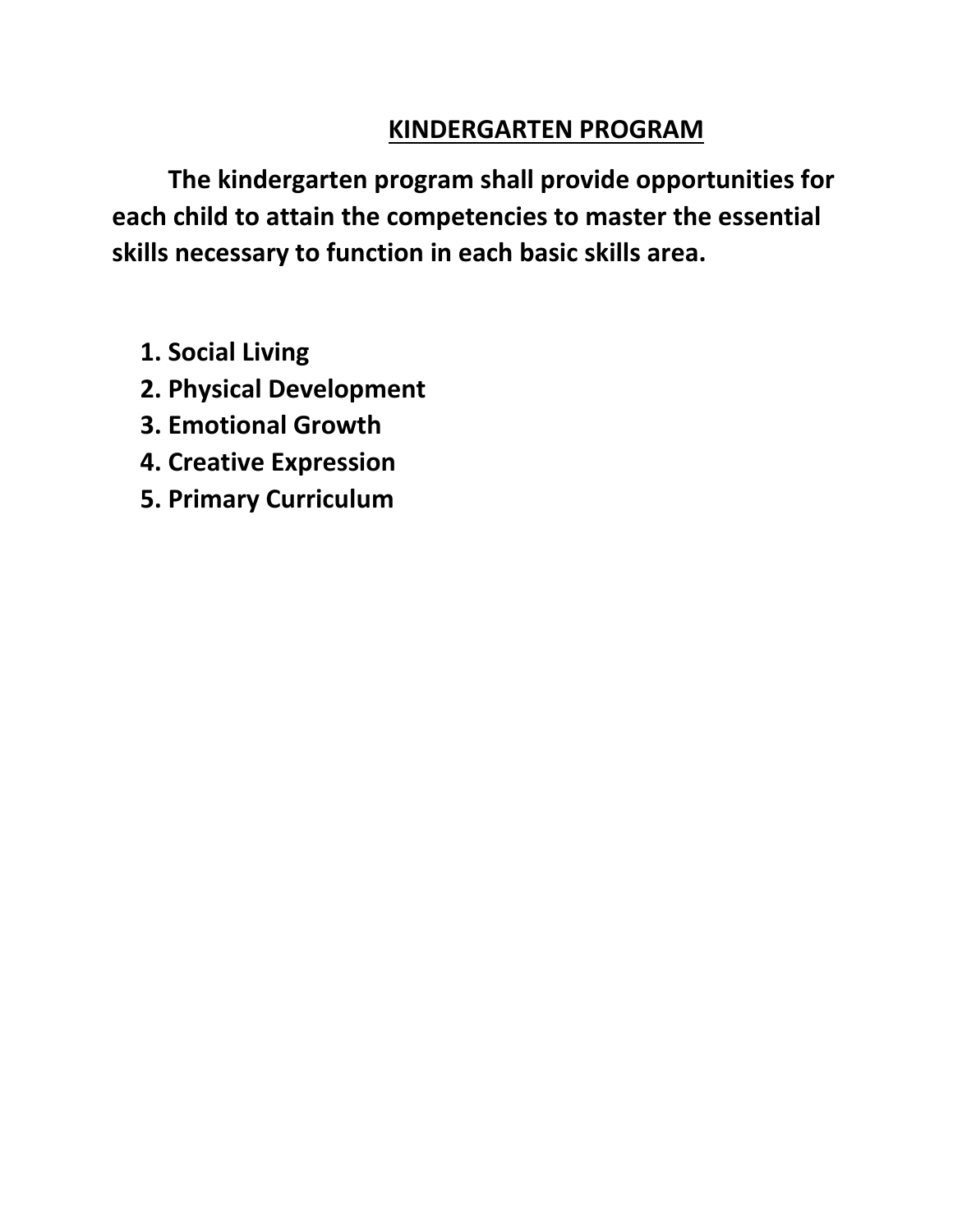## KINDERGARTEN PROGRAM

**The kindergarten program shall provide opportunities for each child to attain the competencies to master the essential skills necessary to function in each basic skills area.**

1. **Social Living**
2. **Physical Development**
3. **Emotional Growth**
4. **Creative Expression**
5. **Primary Curriculum**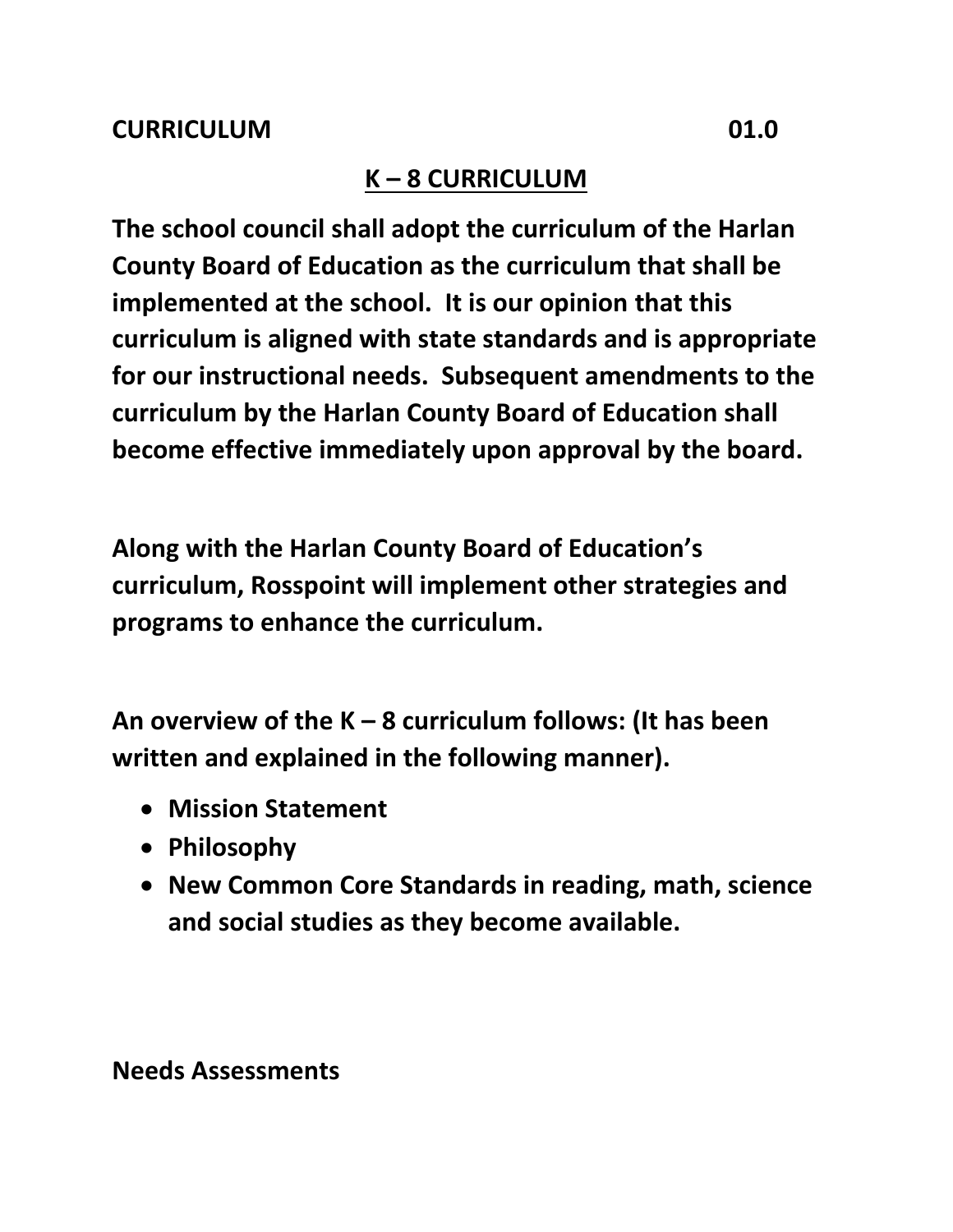**CURRICULUM 01.0**

## K – 8 CURRICULUM

**The school council shall adopt the curriculum of the Harlan County Board of Education as the curriculum that shall be implemented at the school. It is our opinion that this curriculum is aligned with state standards and is appropriate for our instructional needs. Subsequent amendments to the curriculum by the Harlan County Board of Education shall become effective immediately upon approval by the board.**

**Along with the Harlan County Board of Education's curriculum, Rosspoint will implement other strategies and programs to enhance the curriculum.**

**An overview of the K – 8 curriculum follows: (It has been written and explained in the following manner).**

- **Mission Statement**
- **Philosophy**
- **New Common Core Standards in reading, math, science and social studies as they become available.**

**Needs Assessments**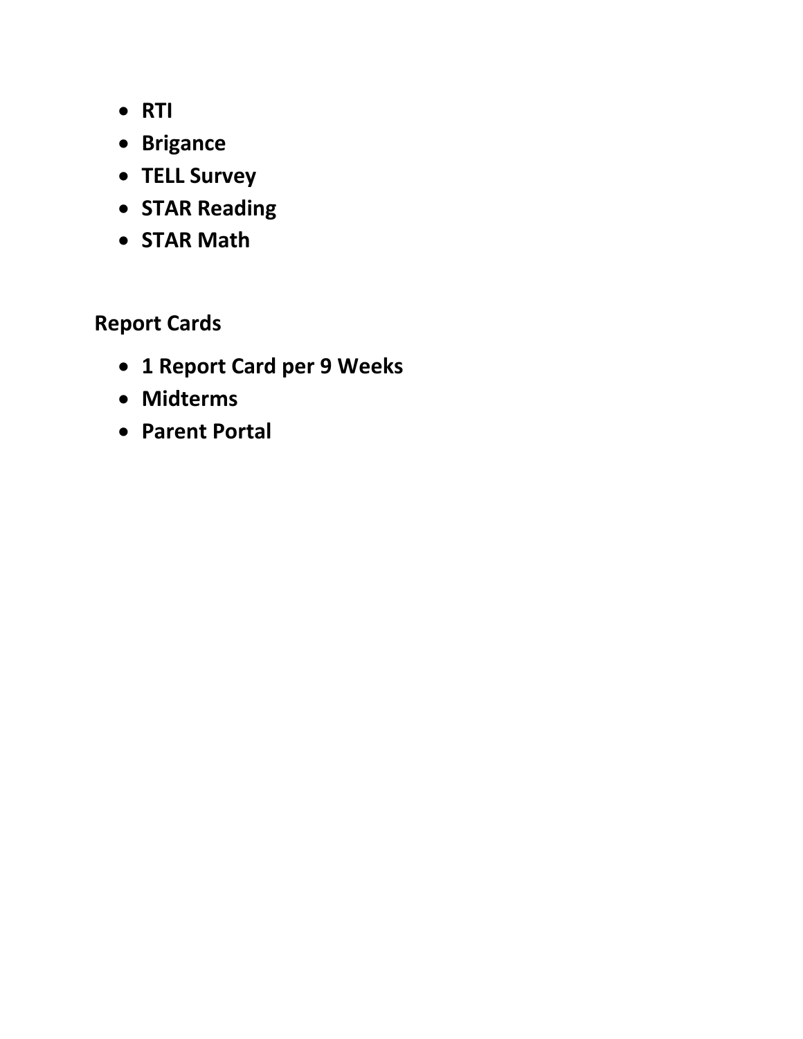- **RTI**
- **Brigance**
- **TELL Survey**
- **STAR Reading**
- **STAR Math**

## Report Cards

- **1 Report Card per 9 Weeks**
- **Midterms**
- **Parent Portal**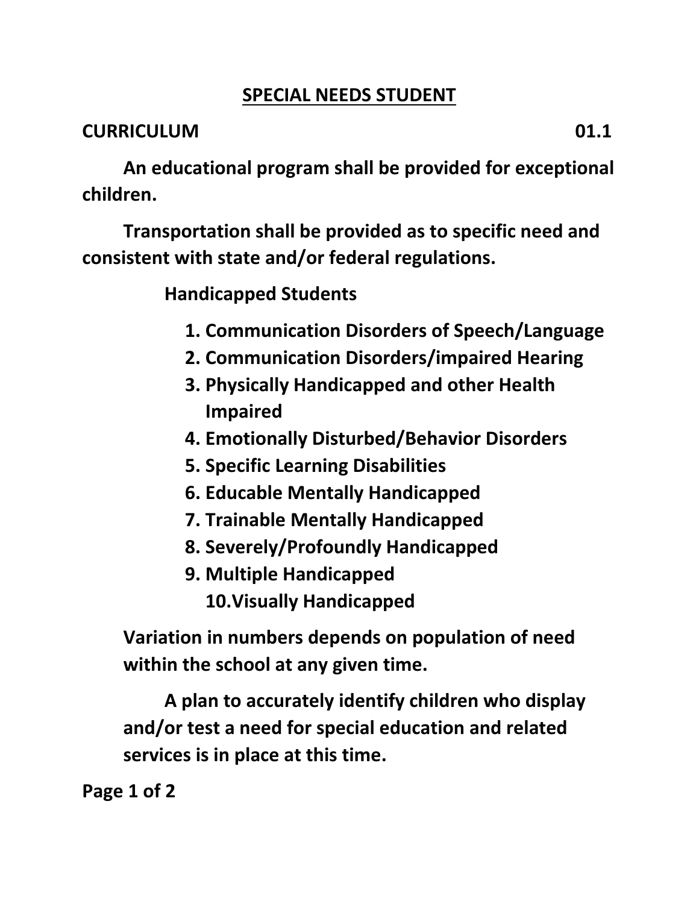# SPECIAL NEEDS STUDENT

**CURRICULUM** **01.1**

**An educational program shall be provided for exceptional children.**

**Transportation shall be provided as to specific need and consistent with state and/or federal regulations.**

**Handicapped Students**

1. **Communication Disorders of Speech/Language**
2. **Communication Disorders/impaired Hearing**
3. **Physically Handicapped and other Health Impaired**
4. **Emotionally Disturbed/Behavior Disorders**
5. **Specific Learning Disabilities**
6. **Educable Mentally Handicapped**
7. **Trainable Mentally Handicapped**
8. **Severely/Profoundly Handicapped**
9. **Multiple Handicapped**
10. **Visually Handicapped**

**Variation in numbers depends on population of need within the school at any given time.**

**A plan to accurately identify children who display and/or test a need for special education and related services is in place at this time.**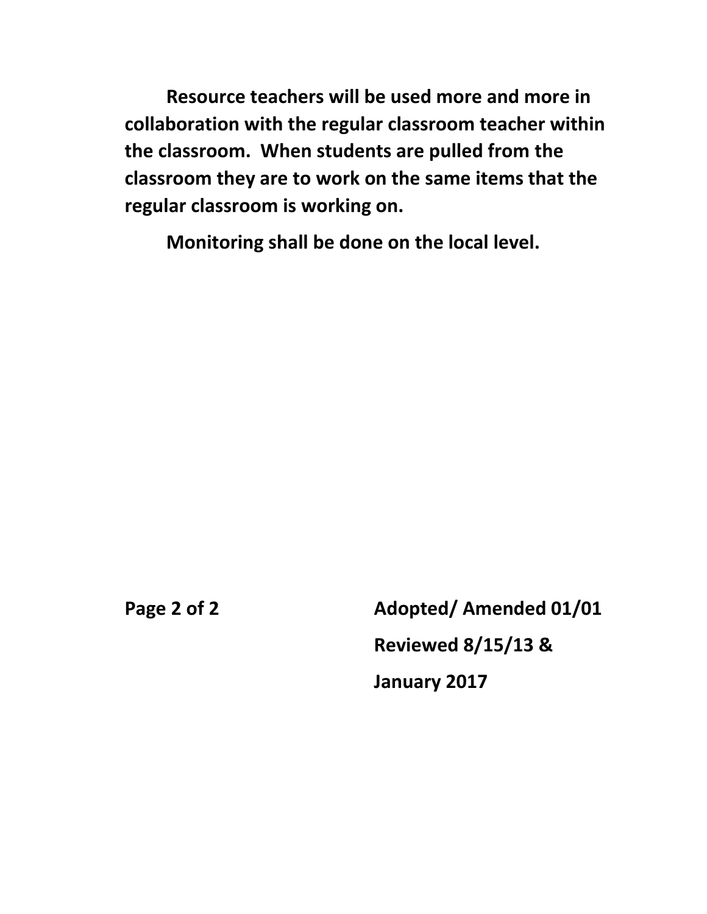**Resource teachers will be used more and more in collaboration with the regular classroom teacher within the classroom. When students are pulled from the classroom they are to work on the same items that the regular classroom is working on.**

**Monitoring shall be done on the local level.**

**Adopted/ Amended 01/01**

**Reviewed 8/15/13 &**

**January 2017**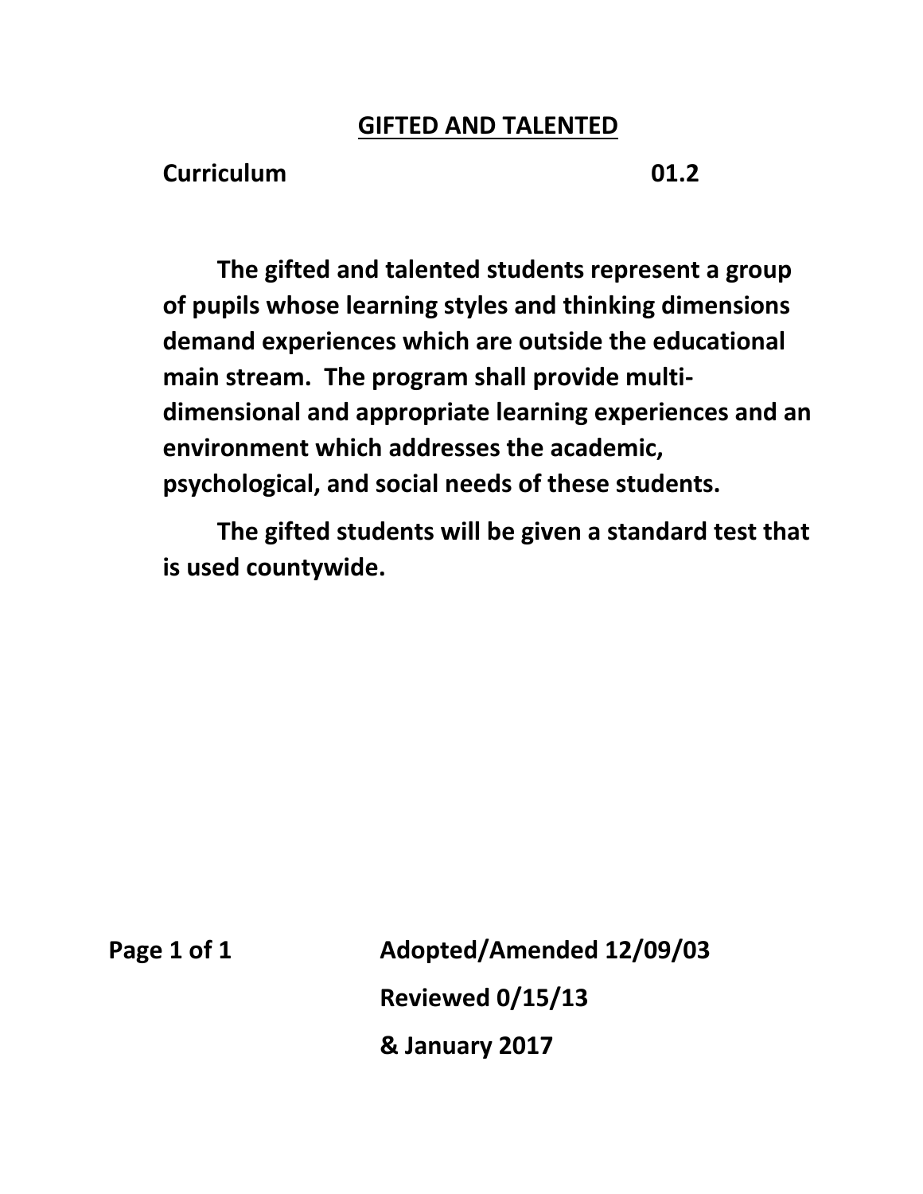# GIFTED AND TALENTED

**Curriculum 01.2**

**The gifted and talented students represent a group of pupils whose learning styles and thinking dimensions demand experiences which are outside the educational main stream. The program shall provide multi-dimensional and appropriate learning experiences and an environment which addresses the academic, psychological, and social needs of these students.**

**The gifted students will be given a standard test that is used countywide.**

**Adopted/Amended 12/09/03**

**Reviewed 0/15/13**

**& January 2017**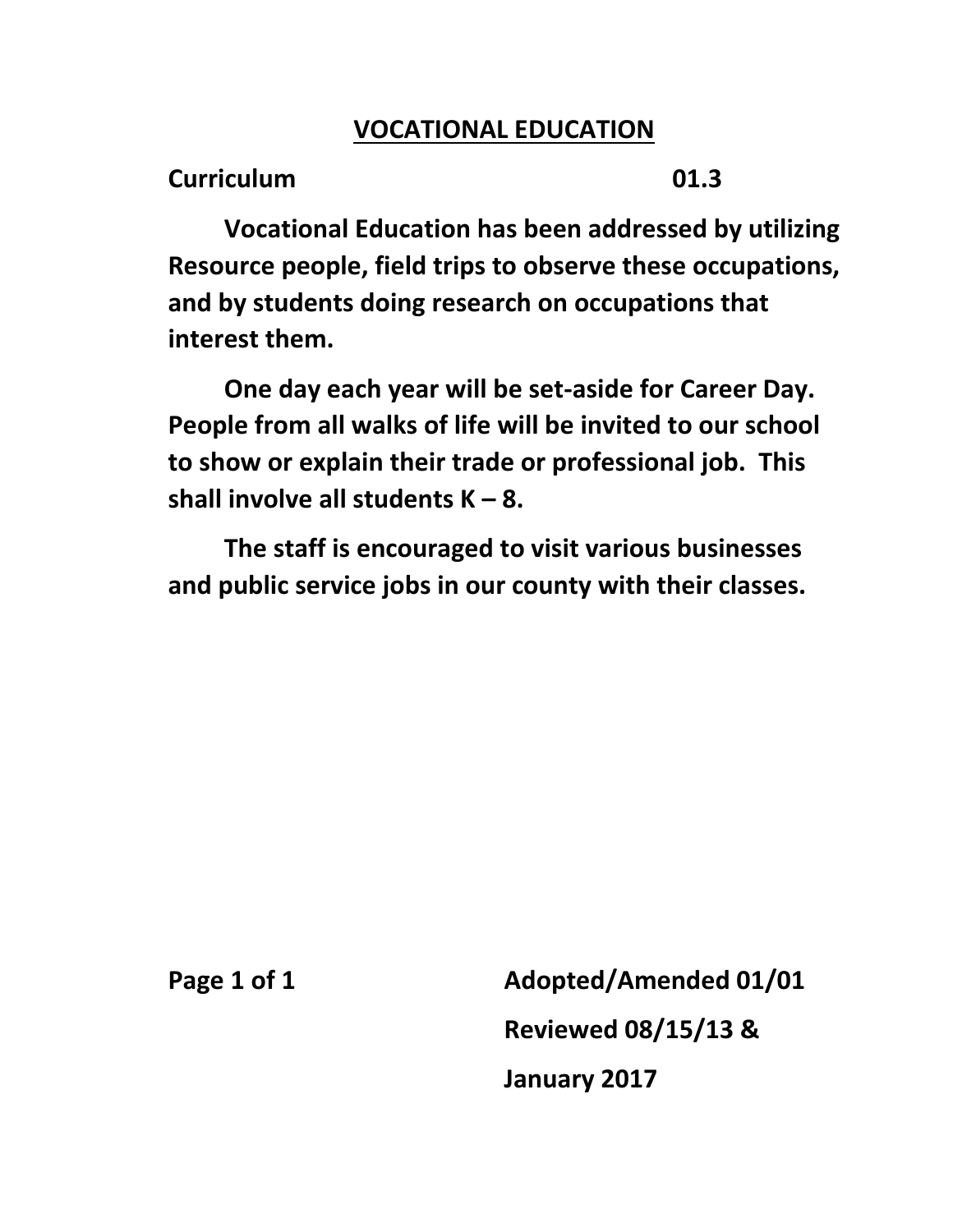# VOCATIONAL EDUCATION

**Curriculum 01.3**

**Vocational Education has been addressed by utilizing Resource people, field trips to observe these occupations, and by students doing research on occupations that interest them.**

**One day each year will be set-aside for Career Day. People from all walks of life will be invited to our school to show or explain their trade or professional job. This shall involve all students K – 8.**

**The staff is encouraged to visit various businesses and public service jobs in our county with their classes.**

**Adopted/Amended 01/01**
**Reviewed 08/15/13 &**
**January 2017**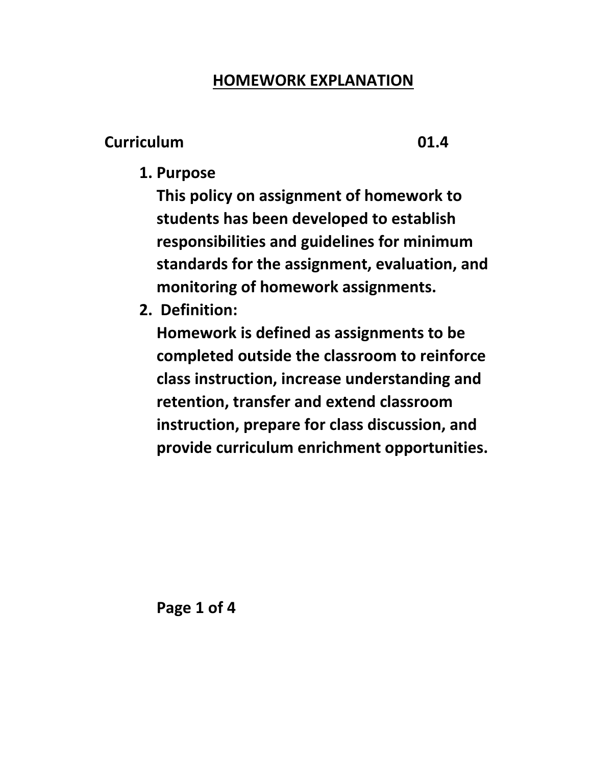## HOMEWORK EXPLANATION

**Curriculum 01.4**

1. **Purpose**
   **This policy on assignment of homework to students has been developed to establish responsibilities and guidelines for minimum standards for the assignment, evaluation, and monitoring of homework assignments.**
2. **Definition:**
   **Homework is defined as assignments to be completed outside the classroom to reinforce class instruction, increase understanding and retention, transfer and extend classroom instruction, prepare for class discussion, and provide curriculum enrichment opportunities.**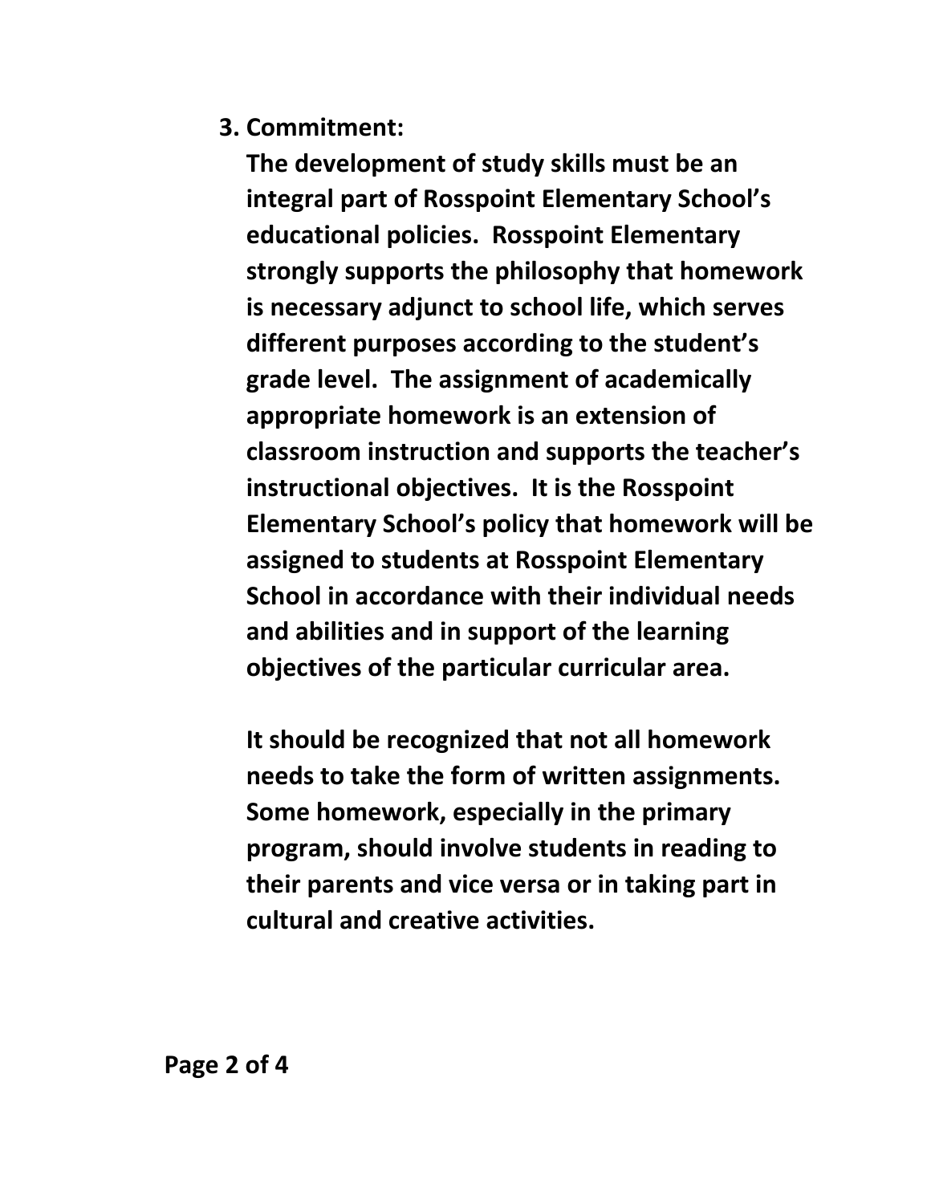3. **Commitment:**

   **The development of study skills must be an integral part of Rosspoint Elementary School's educational policies. Rosspoint Elementary strongly supports the philosophy that homework is necessary adjunct to school life, which serves different purposes according to the student's grade level. The assignment of academically appropriate homework is an extension of classroom instruction and supports the teacher's instructional objectives. It is the Rosspoint Elementary School's policy that homework will be assigned to students at Rosspoint Elementary School in accordance with their individual needs and abilities and in support of the learning objectives of the particular curricular area.**

   **It should be recognized that not all homework needs to take the form of written assignments. Some homework, especially in the primary program, should involve students in reading to their parents and vice versa or in taking part in cultural and creative activities.**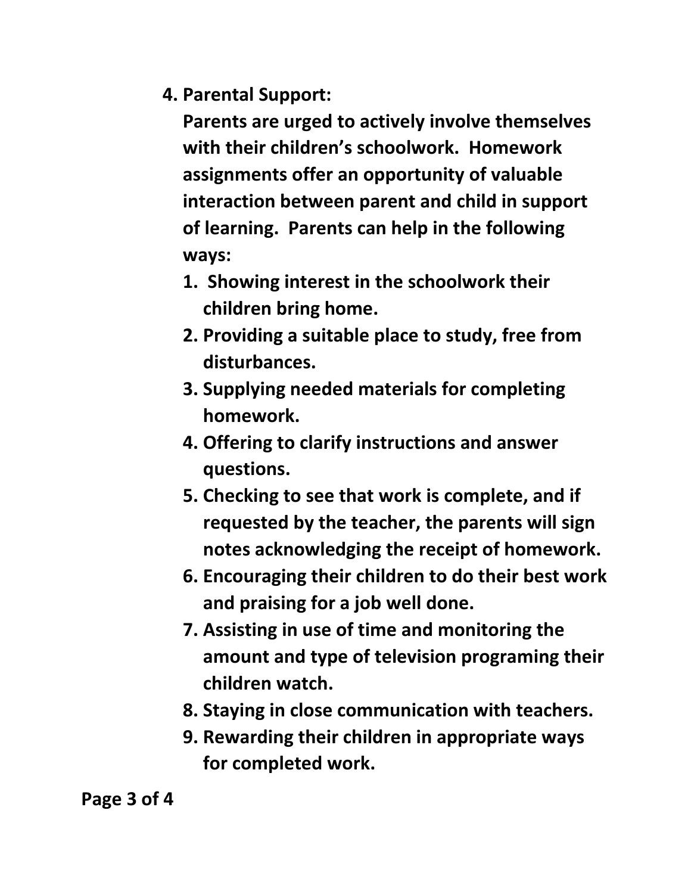4. **Parental Support:**

   **Parents are urged to actively involve themselves with their children's schoolwork. Homework assignments offer an opportunity of valuable interaction between parent and child in support of learning. Parents can help in the following ways:**

   1. **Showing interest in the schoolwork their children bring home.**
   2. **Providing a suitable place to study, free from disturbances.**
   3. **Supplying needed materials for completing homework.**
   4. **Offering to clarify instructions and answer questions.**
   5. **Checking to see that work is complete, and if requested by the teacher, the parents will sign notes acknowledging the receipt of homework.**
   6. **Encouraging their children to do their best work and praising for a job well done.**
   7. **Assisting in use of time and monitoring the amount and type of television programing their children watch.**
   8. **Staying in close communication with teachers.**
   9. **Rewarding their children in appropriate ways for completed work.**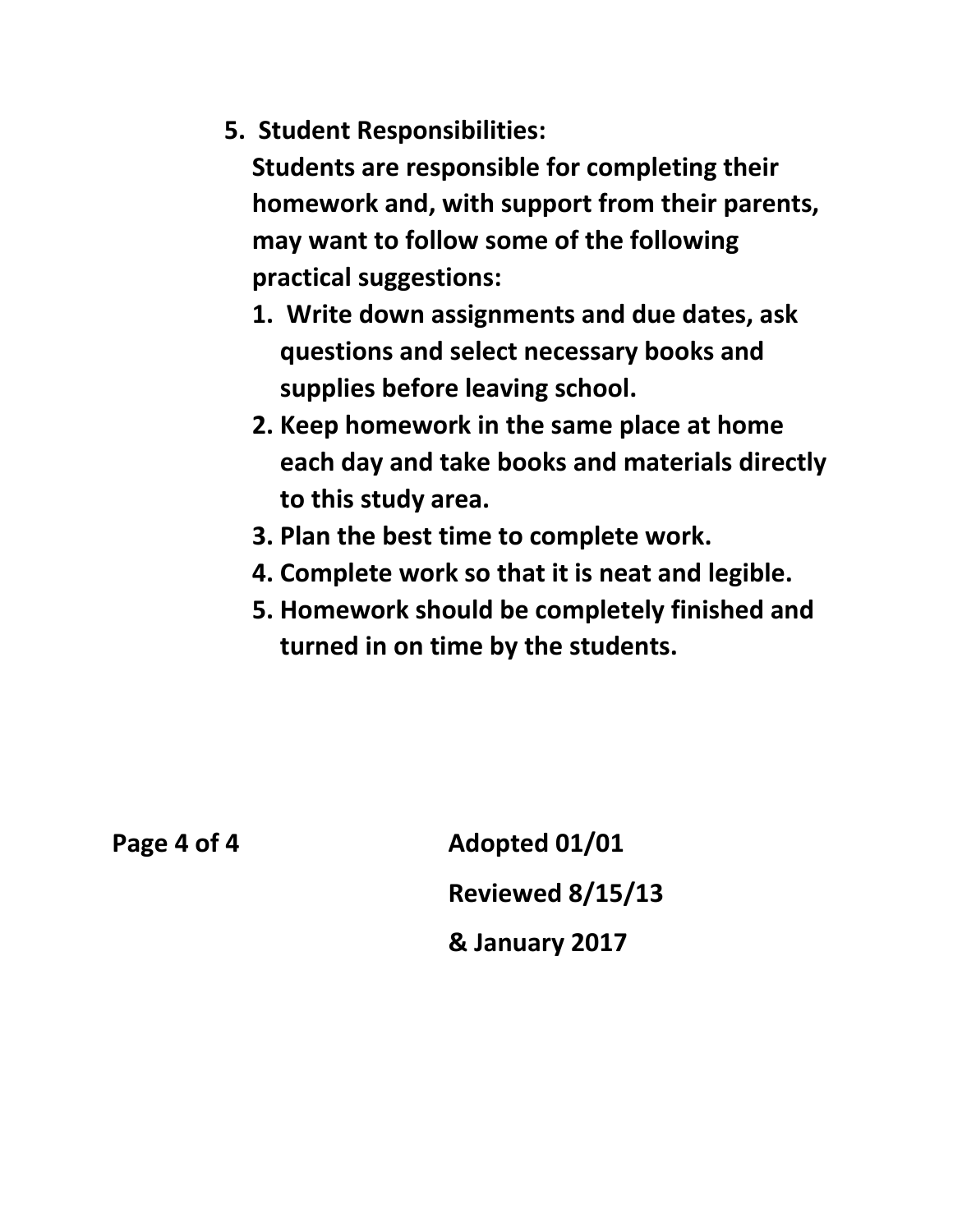5. **Student Responsibilities:**

   **Students are responsible for completing their homework and, with support from their parents, may want to follow some of the following practical suggestions:**

   1. **Write down assignments and due dates, ask questions and select necessary books and supplies before leaving school.**
   2. **Keep homework in the same place at home each day and take books and materials directly to this study area.**
   3. **Plan the best time to complete work.**
   4. **Complete work so that it is neat and legible.**
   5. **Homework should be completely finished and turned in on time by the students.**

**Adopted 01/01**

**Reviewed 8/15/13**

**& January 2017**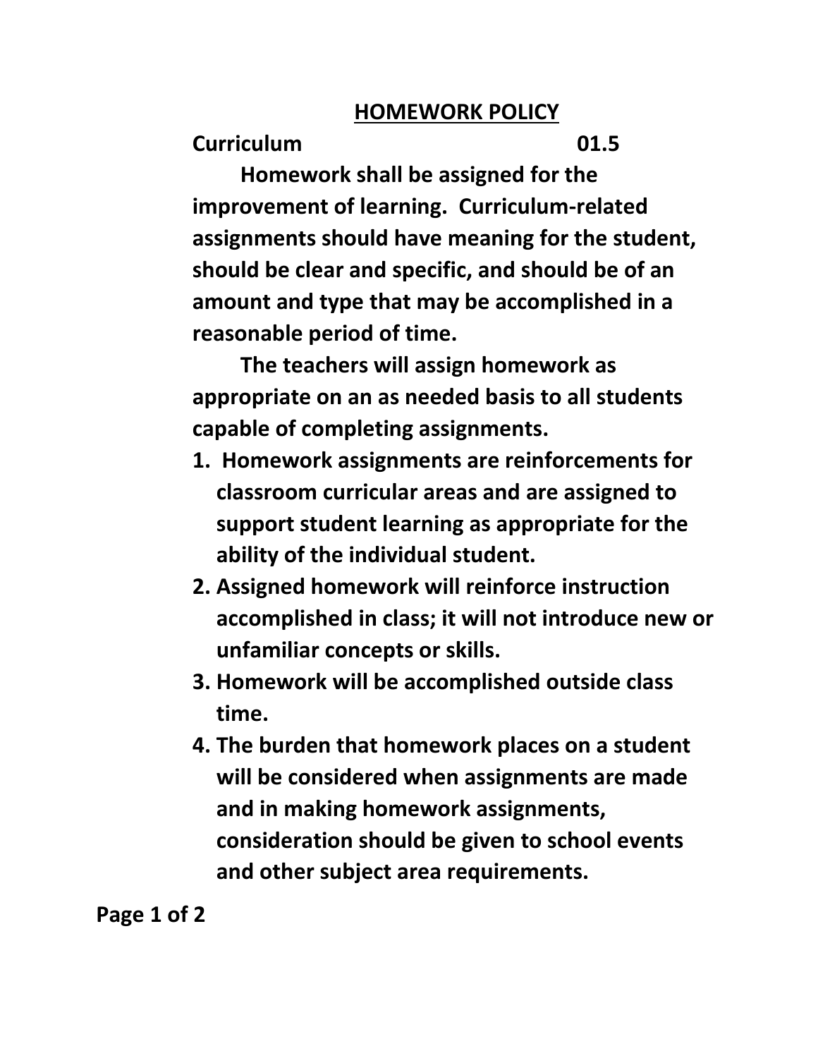# HOMEWORK POLICY

**Curriculum 01.5**

**Homework shall be assigned for the improvement of learning. Curriculum-related assignments should have meaning for the student, should be clear and specific, and should be of an amount and type that may be accomplished in a reasonable period of time.**

**The teachers will assign homework as appropriate on an as needed basis to all students capable of completing assignments.**

1. **Homework assignments are reinforcements for classroom curricular areas and are assigned to support student learning as appropriate for the ability of the individual student.**
2. **Assigned homework will reinforce instruction accomplished in class; it will not introduce new or unfamiliar concepts or skills.**
3. **Homework will be accomplished outside class time.**
4. **The burden that homework places on a student will be considered when assignments are made and in making homework assignments, consideration should be given to school events and other subject area requirements.**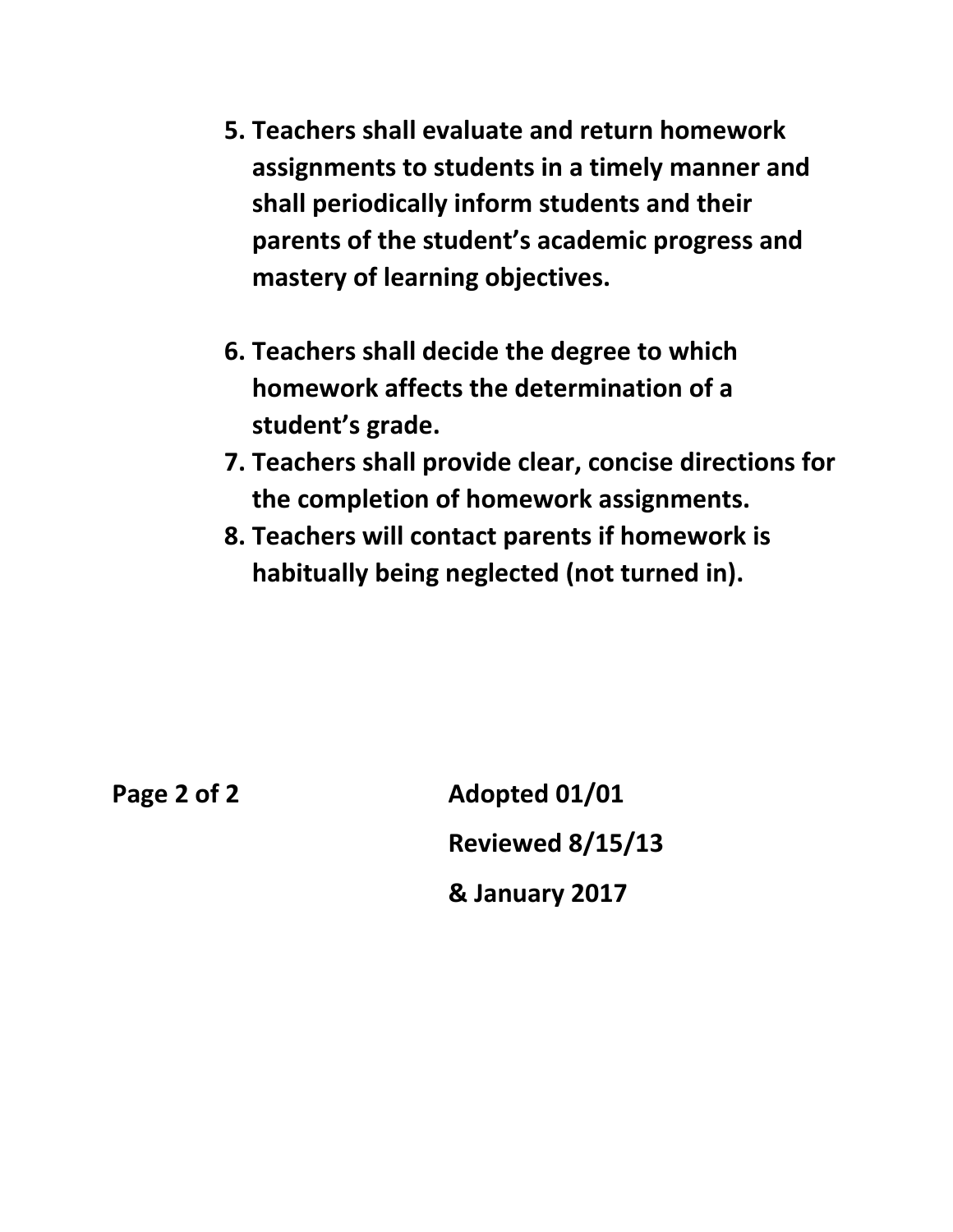5. **Teachers shall evaluate and return homework assignments to students in a timely manner and shall periodically inform students and their parents of the student's academic progress and mastery of learning objectives.**

6. **Teachers shall decide the degree to which homework affects the determination of a student's grade.**
7. **Teachers shall provide clear, concise directions for the completion of homework assignments.**
8. **Teachers will contact parents if homework is habitually being neglected (not turned in).**

**Adopted 01/01**

**Reviewed 8/15/13**

**& January 2017**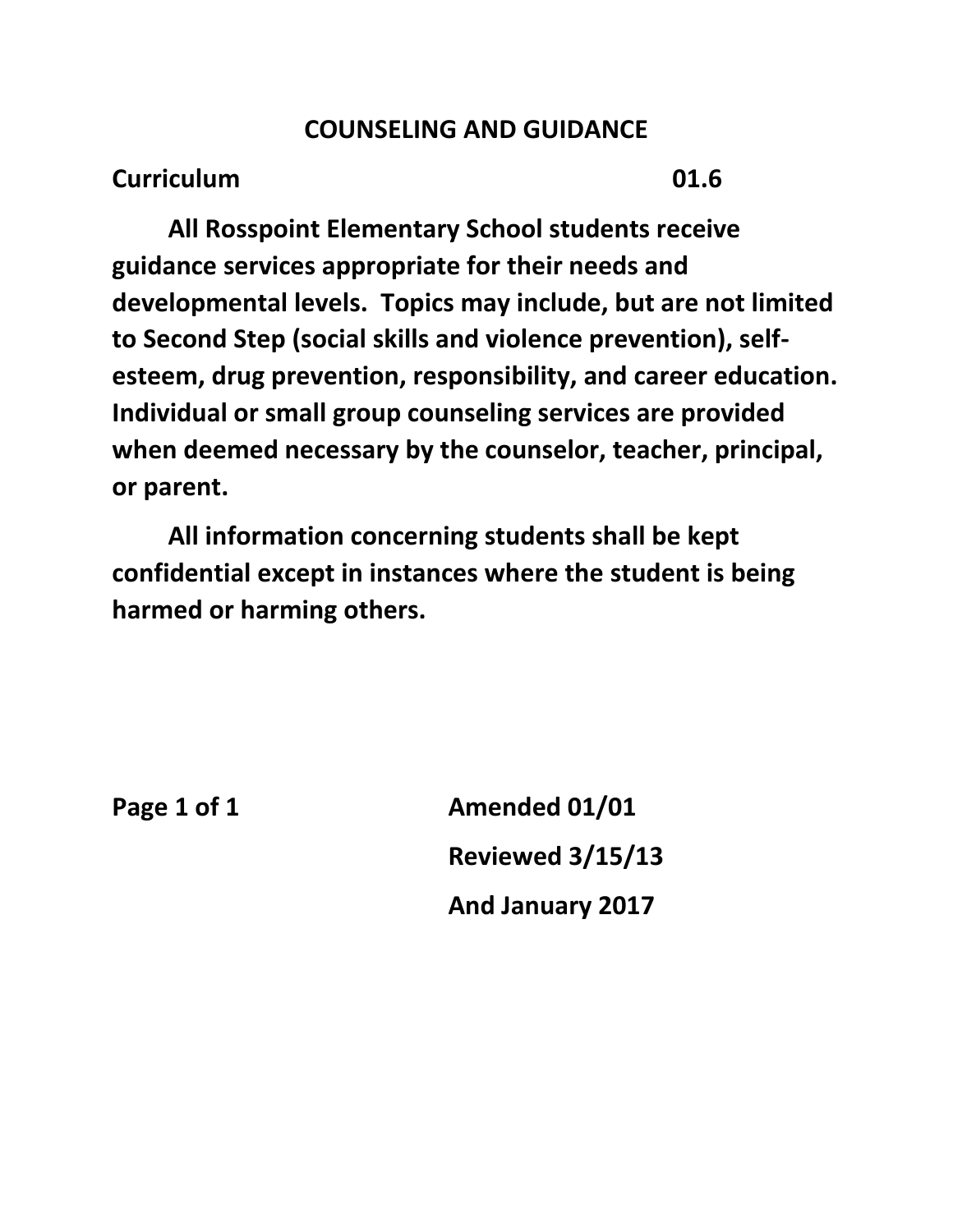# COUNSELING AND GUIDANCE

**Curriculum** **01.6**

**All Rosspoint Elementary School students receive guidance services appropriate for their needs and developmental levels. Topics may include, but are not limited to Second Step (social skills and violence prevention), self-esteem, drug prevention, responsibility, and career education. Individual or small group counseling services are provided when deemed necessary by the counselor, teacher, principal, or parent.**

**All information concerning students shall be kept confidential except in instances where the student is being harmed or harming others.**

**Amended 01/01**

**Reviewed 3/15/13**

**And January 2017**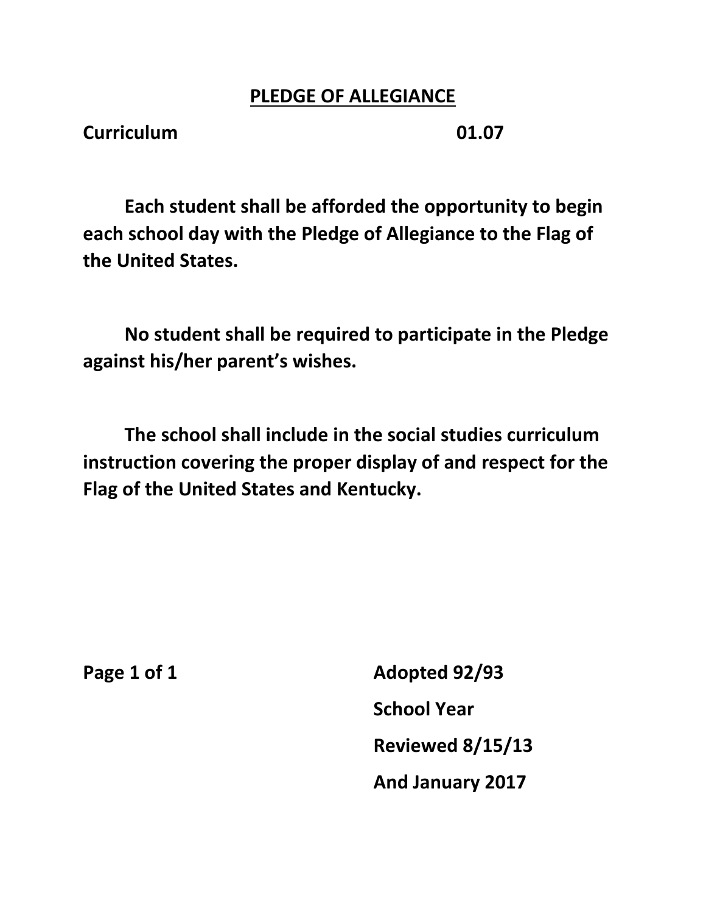## PLEDGE OF ALLEGIANCE

**Curriculum 01.07**

**Each student shall be afforded the opportunity to begin each school day with the Pledge of Allegiance to the Flag of the United States.**

**No student shall be required to participate in the Pledge against his/her parent's wishes.**

**The school shall include in the social studies curriculum instruction covering the proper display of and respect for the Flag of the United States and Kentucky.**

**Adopted 92/93**
**School Year**
**Reviewed 8/15/13**
**And January 2017**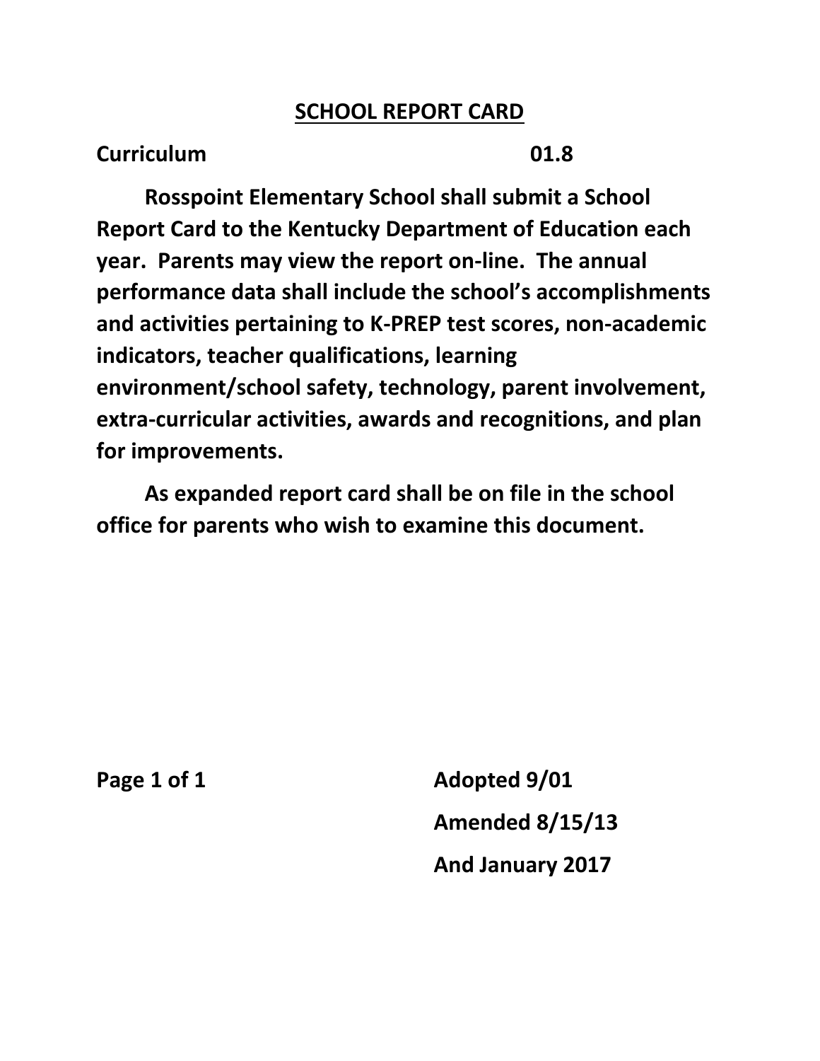## SCHOOL REPORT CARD

**Curriculum 01.8**

**Rosspoint Elementary School shall submit a School Report Card to the Kentucky Department of Education each year. Parents may view the report on-line. The annual performance data shall include the school's accomplishments and activities pertaining to K-PREP test scores, non-academic indicators, teacher qualifications, learning environment/school safety, technology, parent involvement, extra-curricular activities, awards and recognitions, and plan for improvements.**

**As expanded report card shall be on file in the school office for parents who wish to examine this document.**

**Adopted 9/01**

**Amended 8/15/13**

**And January 2017**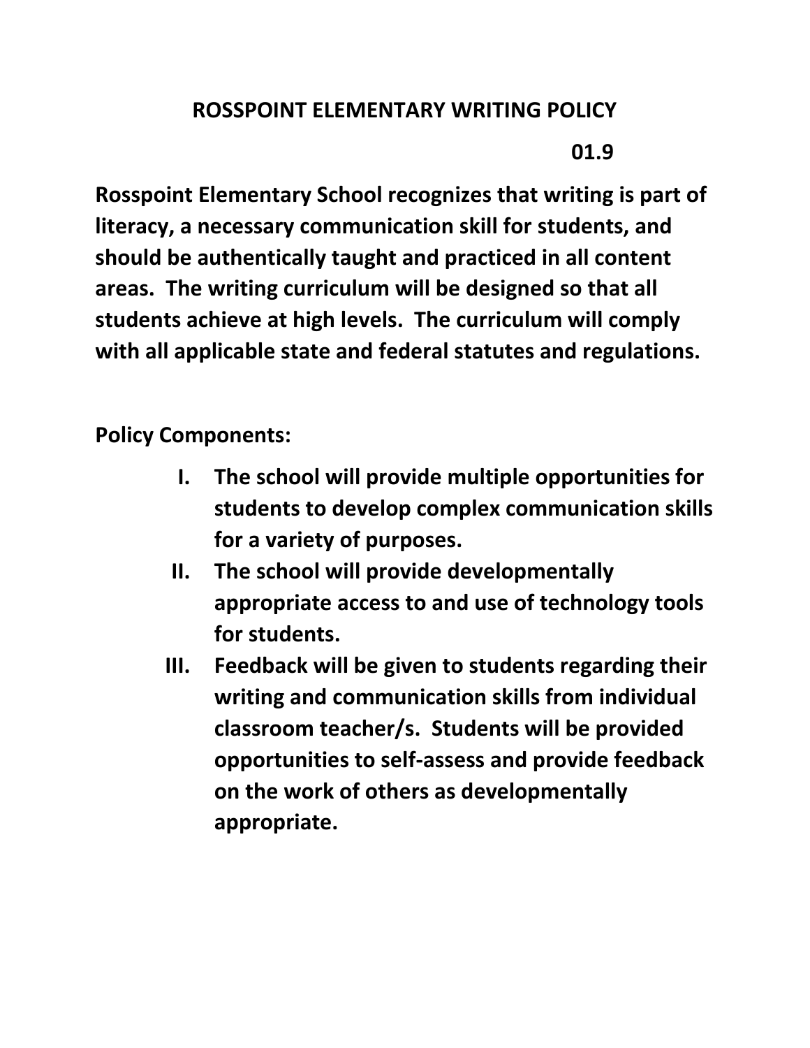# ROSSPOINT ELEMENTARY WRITING POLICY

**01.9**

**Rosspoint Elementary School recognizes that writing is part of literacy, a necessary communication skill for students, and should be authentically taught and practiced in all content areas. The writing curriculum will be designed so that all students achieve at high levels. The curriculum will comply with all applicable state and federal statutes and regulations.**

**Policy Components:**

I. **The school will provide multiple opportunities for students to develop complex communication skills for a variety of purposes.**

II. **The school will provide developmentally appropriate access to and use of technology tools for students.**

III. **Feedback will be given to students regarding their writing and communication skills from individual classroom teacher/s. Students will be provided opportunities to self-assess and provide feedback on the work of others as developmentally appropriate.**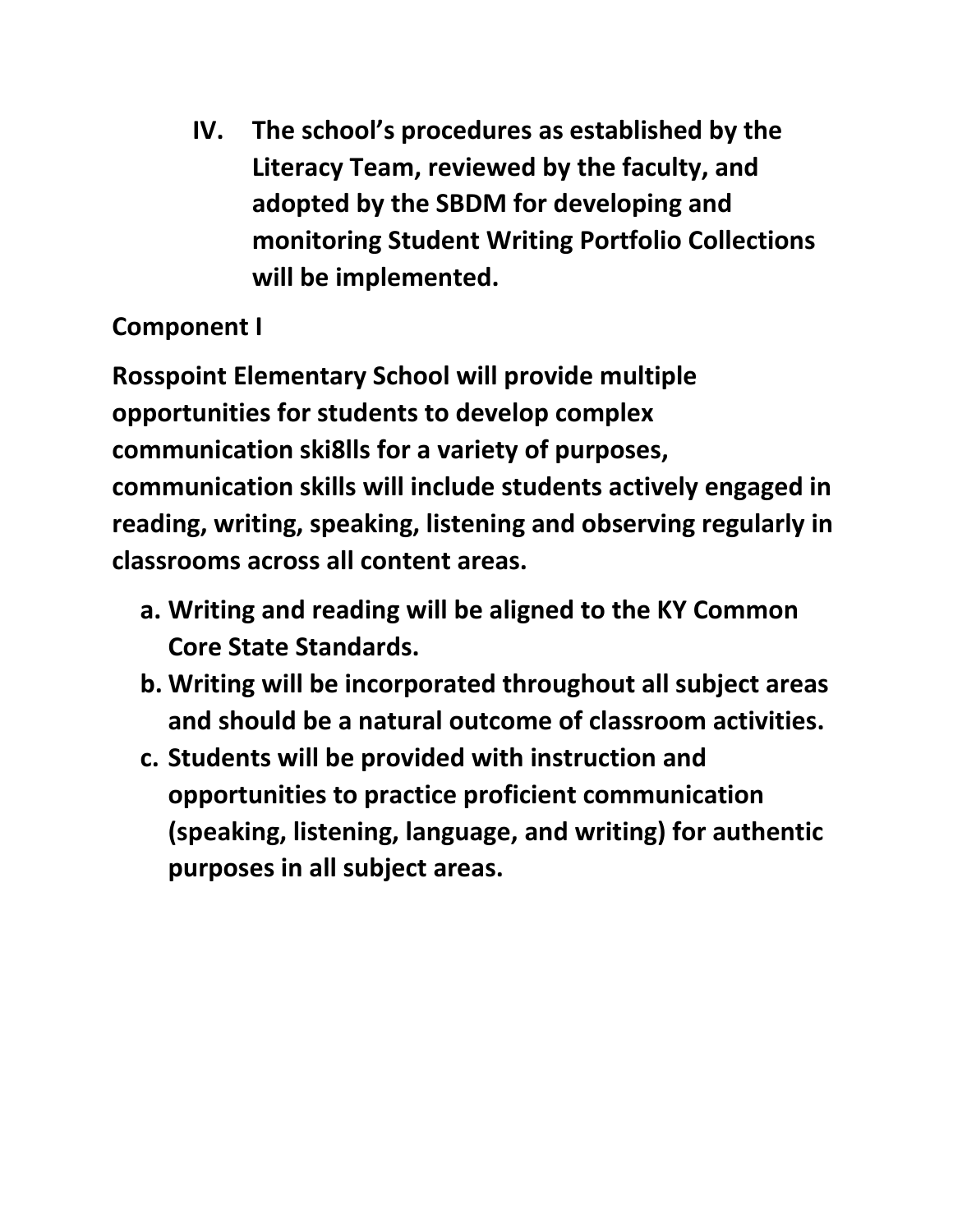IV. **The school's procedures as established by the Literacy Team, reviewed by the faculty, and adopted by the SBDM for developing and monitoring Student Writing Portfolio Collections will be implemented.**

**Component I**

**Rosspoint Elementary School will provide multiple opportunities for students to develop complex communication ski8lls for a variety of purposes, communication skills will include students actively engaged in reading, writing, speaking, listening and observing regularly in classrooms across all content areas.**

a. **Writing and reading will be aligned to the KY Common Core State Standards.**
b. **Writing will be incorporated throughout all subject areas and should be a natural outcome of classroom activities.**
c. **Students will be provided with instruction and opportunities to practice proficient communication (speaking, listening, language, and writing) for authentic purposes in all subject areas.**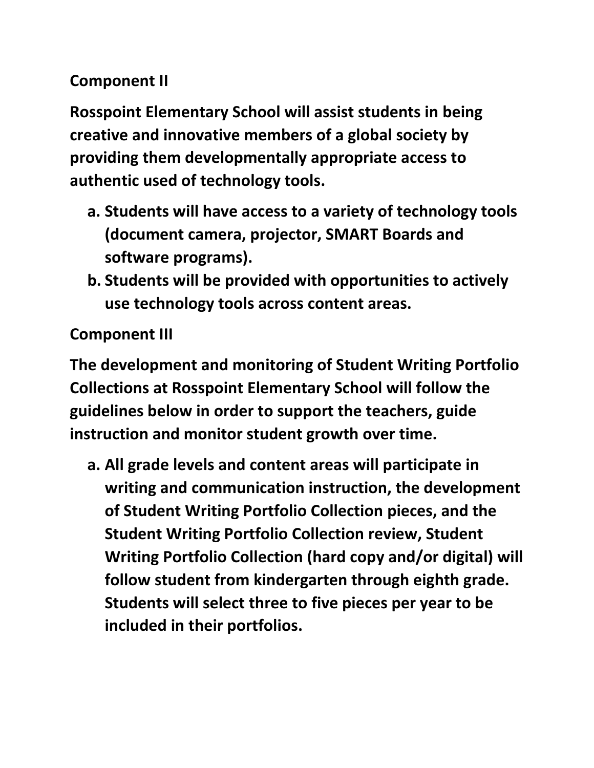**Component II**

**Rosspoint Elementary School will assist students in being creative and innovative members of a global society by providing them developmentally appropriate access to authentic used of technology tools.**

a. **Students will have access to a variety of technology tools (document camera, projector, SMART Boards and software programs).**
b. **Students will be provided with opportunities to actively use technology tools across content areas.**

**Component III**

**The development and monitoring of Student Writing Portfolio Collections at Rosspoint Elementary School will follow the guidelines below in order to support the teachers, guide instruction and monitor student growth over time.**

a. **All grade levels and content areas will participate in writing and communication instruction, the development of Student Writing Portfolio Collection pieces, and the Student Writing Portfolio Collection review, Student Writing Portfolio Collection (hard copy and/or digital) will follow student from kindergarten through eighth grade. Students will select three to five pieces per year to be included in their portfolios.**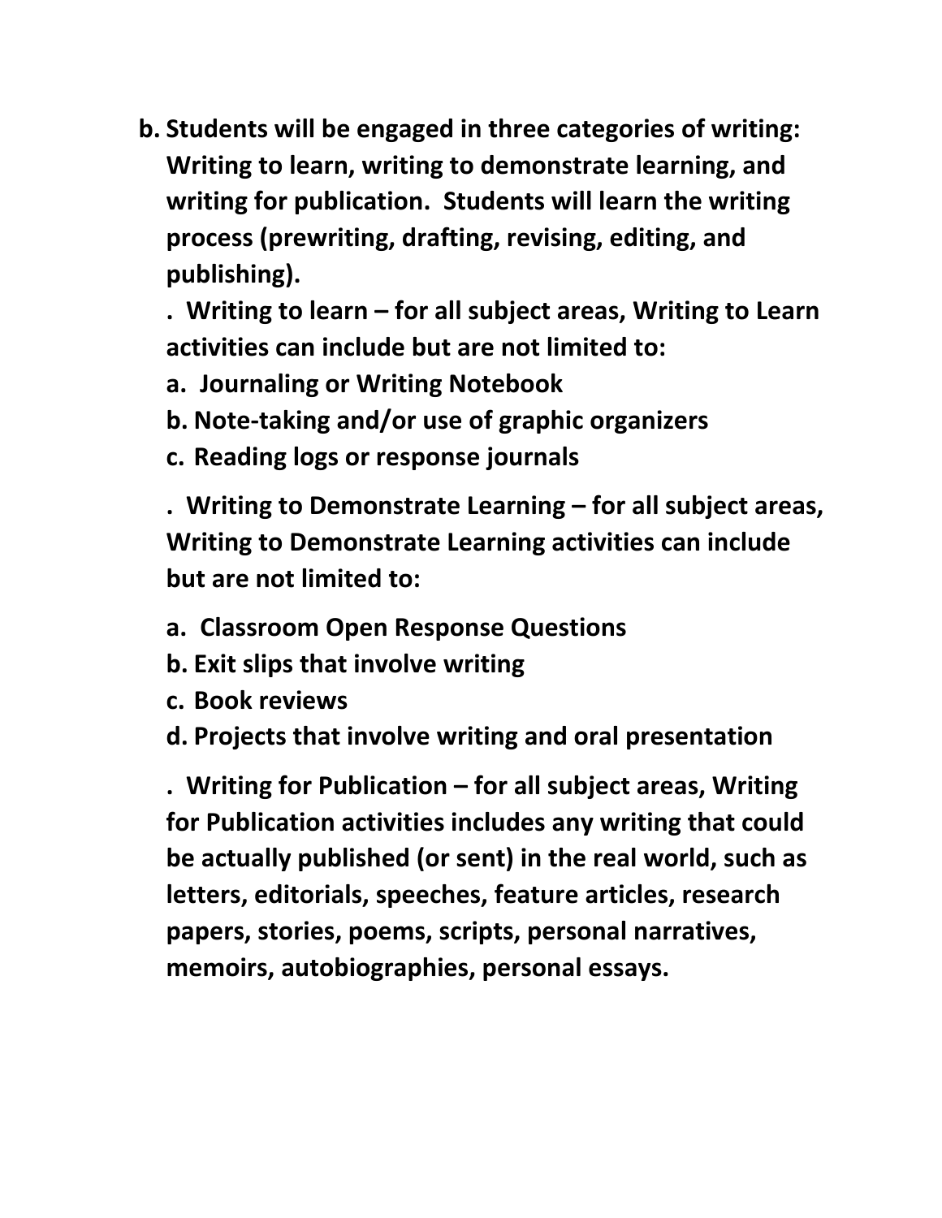**b. Students will be engaged in three categories of writing: Writing to learn, writing to demonstrate learning, and writing for publication. Students will learn the writing process (prewriting, drafting, revising, editing, and publishing).**

**. Writing to learn – for all subject areas, Writing to Learn activities can include but are not limited to:**

**a. Journaling or Writing Notebook**

**b. Note-taking and/or use of graphic organizers**

**c. Reading logs or response journals**

**. Writing to Demonstrate Learning – for all subject areas, Writing to Demonstrate Learning activities can include but are not limited to:**

**a. Classroom Open Response Questions**

**b. Exit slips that involve writing**

**c. Book reviews**

**d. Projects that involve writing and oral presentation**

**. Writing for Publication – for all subject areas, Writing for Publication activities includes any writing that could be actually published (or sent) in the real world, such as letters, editorials, speeches, feature articles, research papers, stories, poems, scripts, personal narratives, memoirs, autobiographies, personal essays.**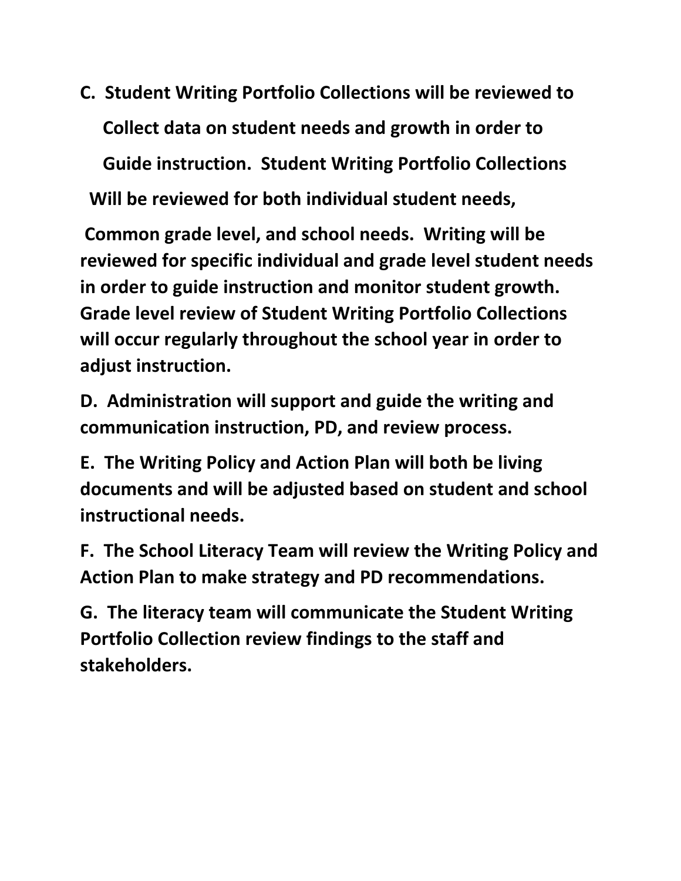**C. Student Writing Portfolio Collections will be reviewed to Collect data on student needs and growth in order to Guide instruction. Student Writing Portfolio Collections Will be reviewed for both individual student needs, Common grade level, and school needs. Writing will be reviewed for specific individual and grade level student needs in order to guide instruction and monitor student growth. Grade level review of Student Writing Portfolio Collections will occur regularly throughout the school year in order to adjust instruction.**

**D. Administration will support and guide the writing and communication instruction, PD, and review process.**

**E. The Writing Policy and Action Plan will both be living documents and will be adjusted based on student and school instructional needs.**

**F. The School Literacy Team will review the Writing Policy and Action Plan to make strategy and PD recommendations.**

**G. The literacy team will communicate the Student Writing Portfolio Collection review findings to the staff and stakeholders.**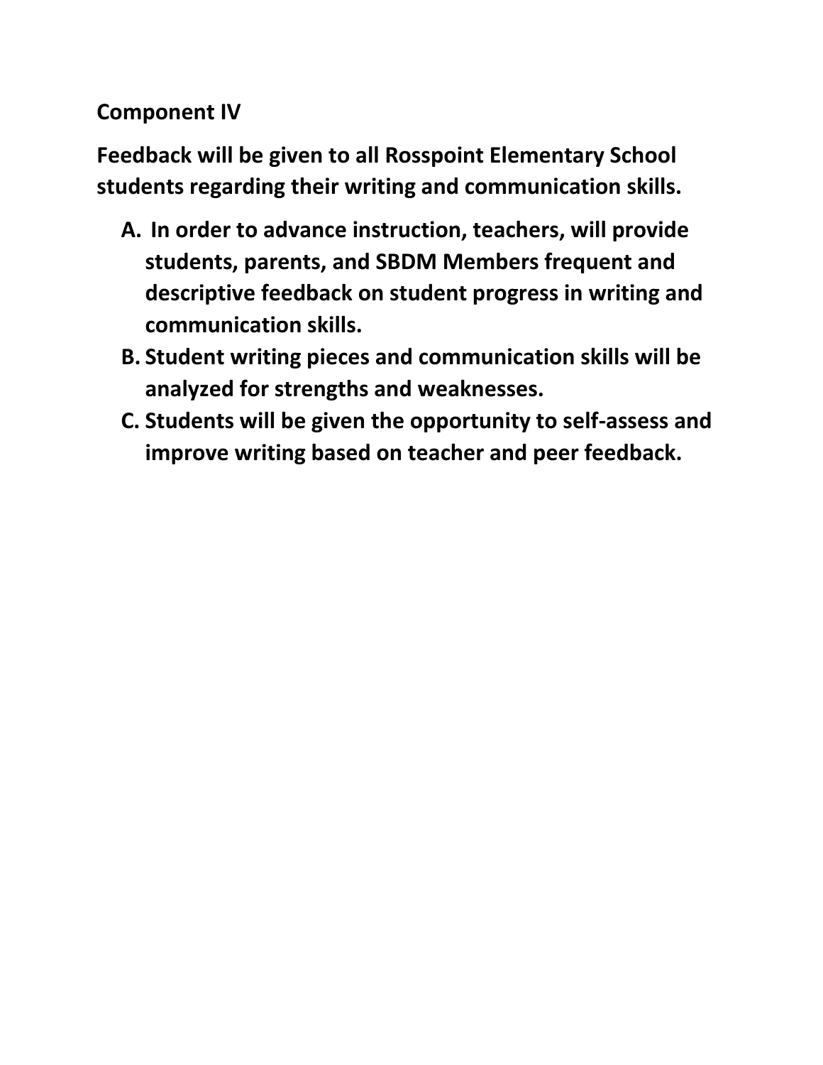## Component IV

**Feedback will be given to all Rosspoint Elementary School students regarding their writing and communication skills.**

A. **In order to advance instruction, teachers, will provide students, parents, and SBDM Members frequent and descriptive feedback on student progress in writing and communication skills.**
B. **Student writing pieces and communication skills will be analyzed for strengths and weaknesses.**
C. **Students will be given the opportunity to self-assess and improve writing based on teacher and peer feedback.**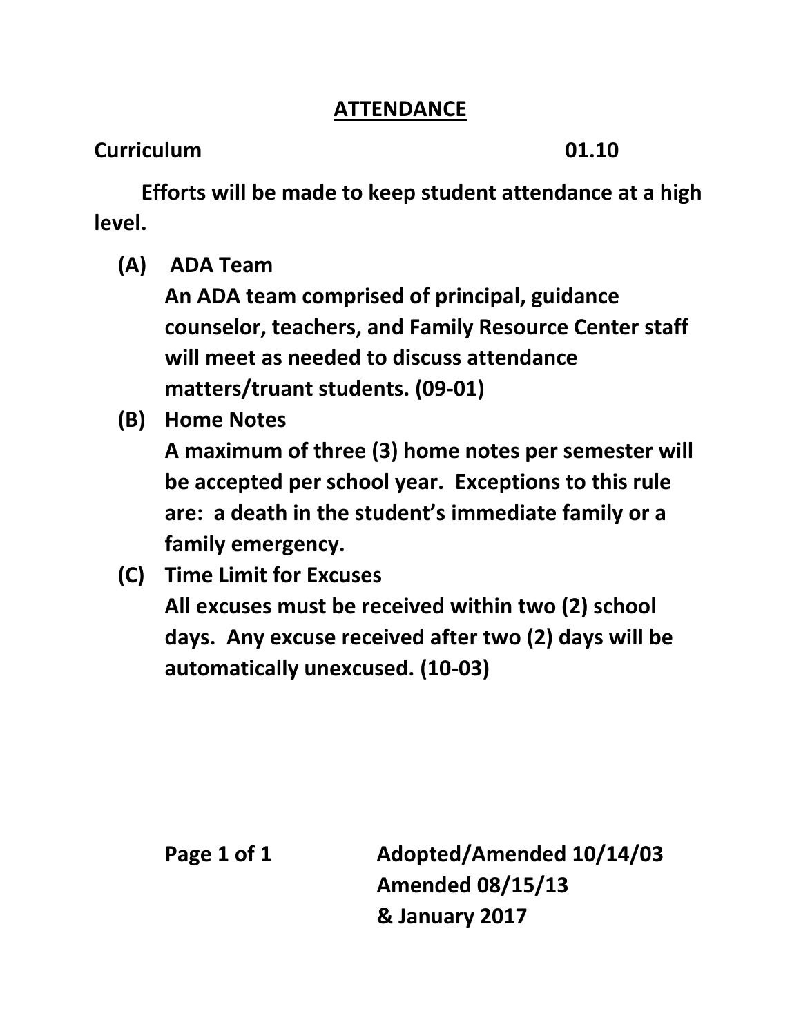# ATTENDANCE

**Curriculum 01.10**

**Efforts will be made to keep student attendance at a high level.**

**(A) ADA Team**
**An ADA team comprised of principal, guidance counselor, teachers, and Family Resource Center staff will meet as needed to discuss attendance matters/truant students. (09-01)**

**(B) Home Notes**
**A maximum of three (3) home notes per semester will be accepted per school year. Exceptions to this rule are: a death in the student's immediate family or a family emergency.**

**(C) Time Limit for Excuses**
**All excuses must be received within two (2) school days. Any excuse received after two (2) days will be automatically unexcused. (10-03)**

**Adopted/Amended 10/14/03**
**Amended 08/15/13**
**& January 2017**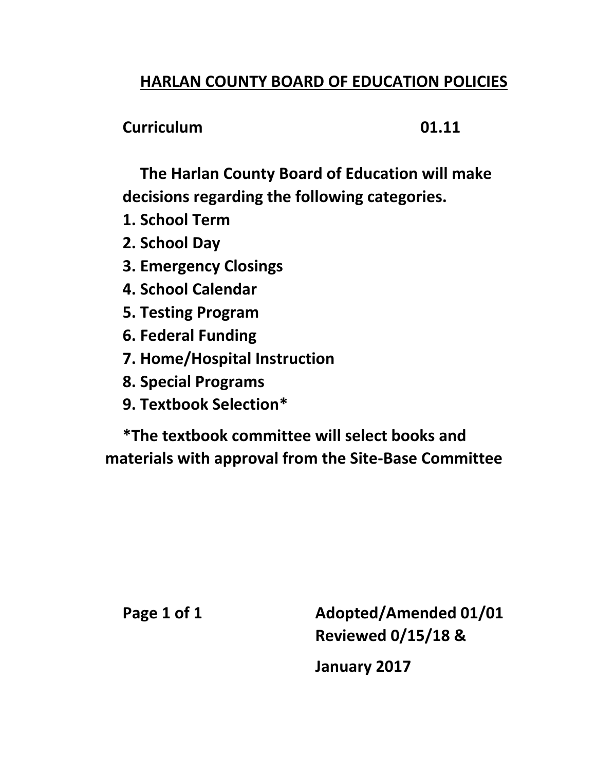# HARLAN COUNTY BOARD OF EDUCATION POLICIES

**Curriculum** **01.11**

**The Harlan County Board of Education will make decisions regarding the following categories.**

**1. School Term**
**2. School Day**
**3. Emergency Closings**
**4. School Calendar**
**5. Testing Program**
**6. Federal Funding**
**7. Home/Hospital Instruction**
**8. Special Programs**
**9. Textbook Selection***

***The textbook committee will select books and materials with approval from the Site-Base Committee**

**Adopted/Amended 01/01**
**Reviewed 0/15/18 &**
**January 2017**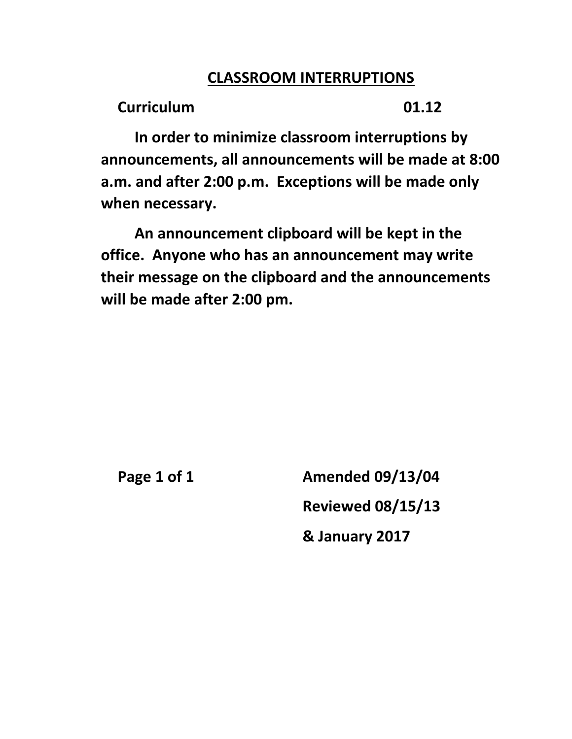# CLASSROOM INTERRUPTIONS

**Curriculum 01.12**

**In order to minimize classroom interruptions by announcements, all announcements will be made at 8:00 a.m. and after 2:00 p.m. Exceptions will be made only when necessary.**

**An announcement clipboard will be kept in the office. Anyone who has an announcement may write their message on the clipboard and the announcements will be made after 2:00 pm.**

**Amended 09/13/04**
**Reviewed 08/15/13**
**& January 2017**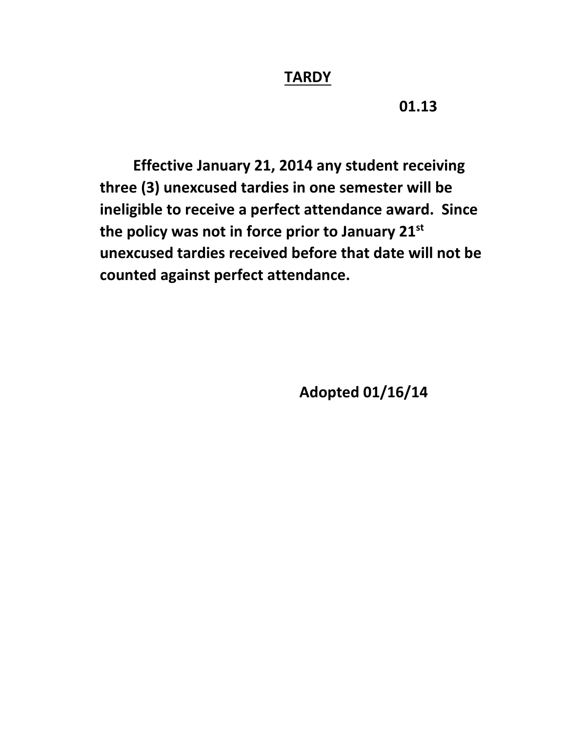# TARDY

**01.13**

**Effective January 21, 2014 any student receiving three (3) unexcused tardies in one semester will be ineligible to receive a perfect attendance award. Since the policy was not in force prior to January 21st unexcused tardies received before that date will not be counted against perfect attendance.**

**Adopted 01/16/14**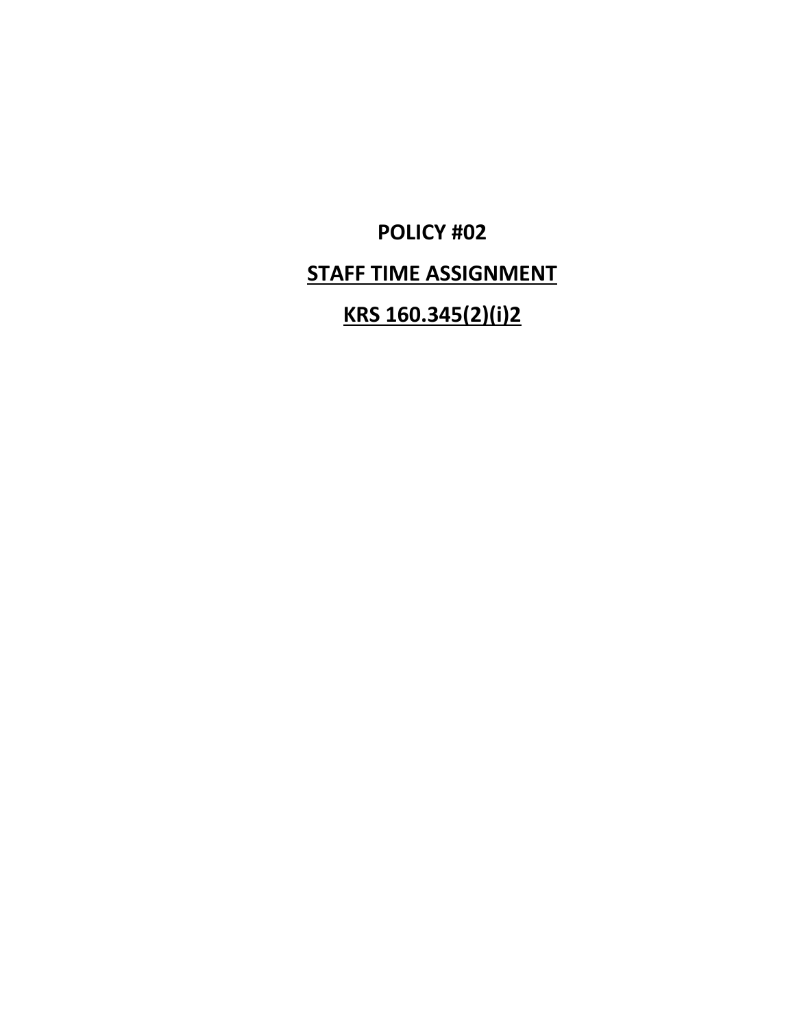# POLICY #02

## STAFF TIME ASSIGNMENT

## KRS 160.345(2)(i)2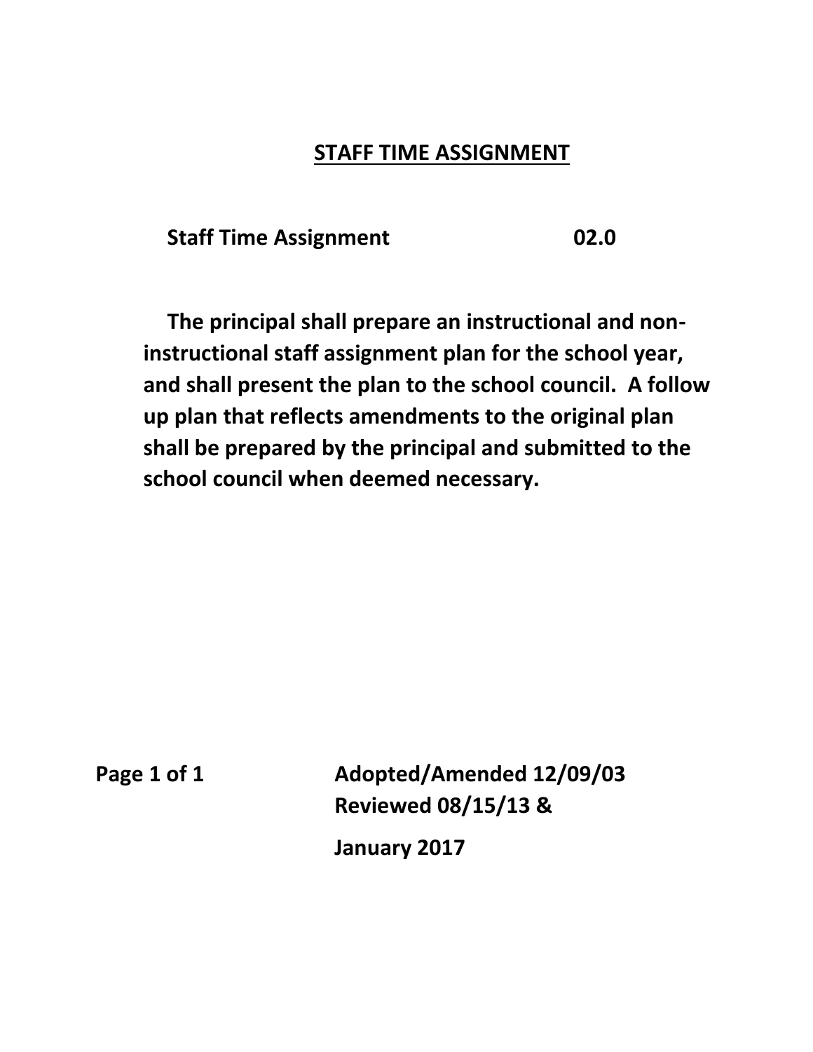# STAFF TIME ASSIGNMENT

**Staff Time Assignment 02.0**

**The principal shall prepare an instructional and non-instructional staff assignment plan for the school year, and shall present the plan to the school council. A follow up plan that reflects amendments to the original plan shall be prepared by the principal and submitted to the school council when deemed necessary.**

**Adopted/Amended 12/09/03**
**Reviewed 08/15/13 &**

**January 2017**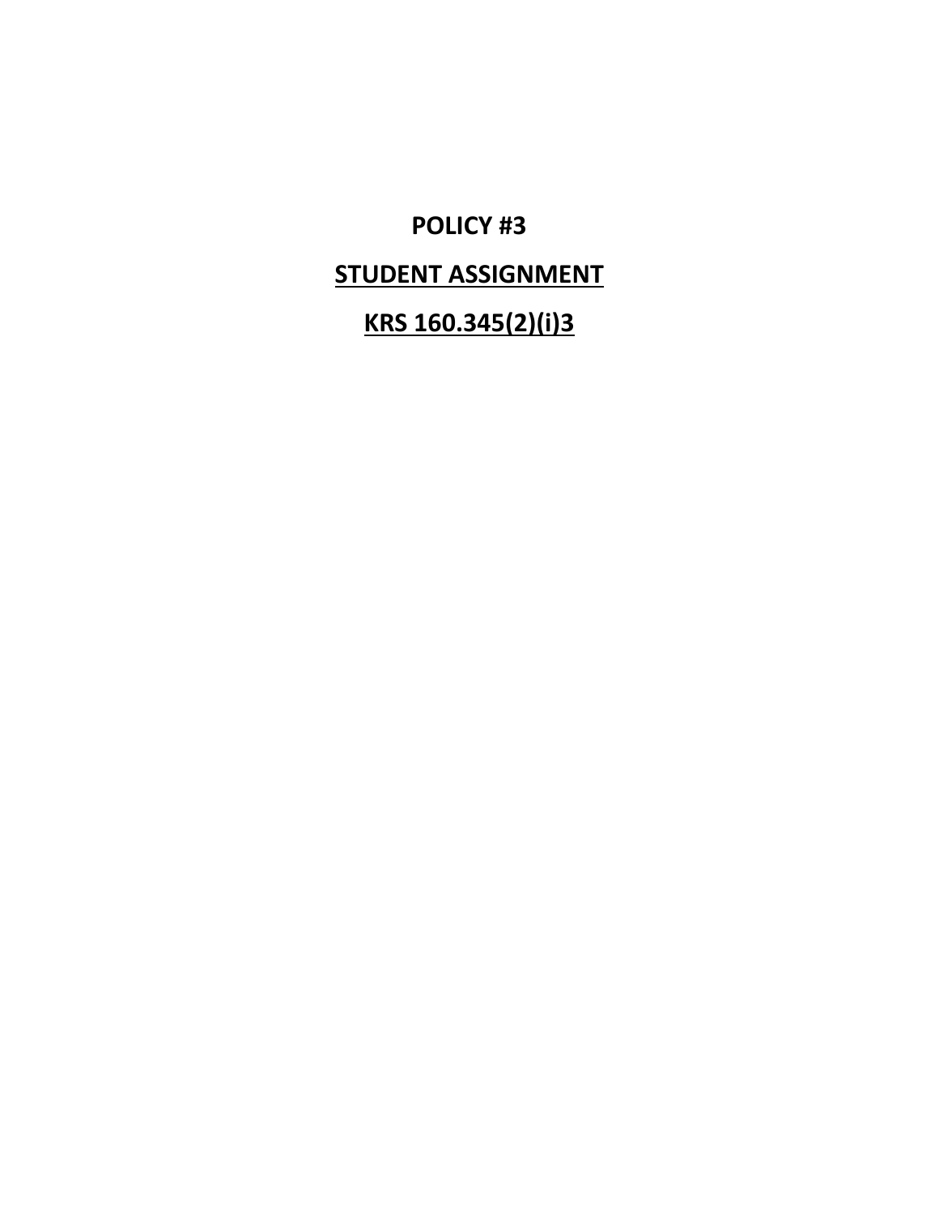# POLICY #3

## STUDENT ASSIGNMENT

## KRS 160.345(2)(i)3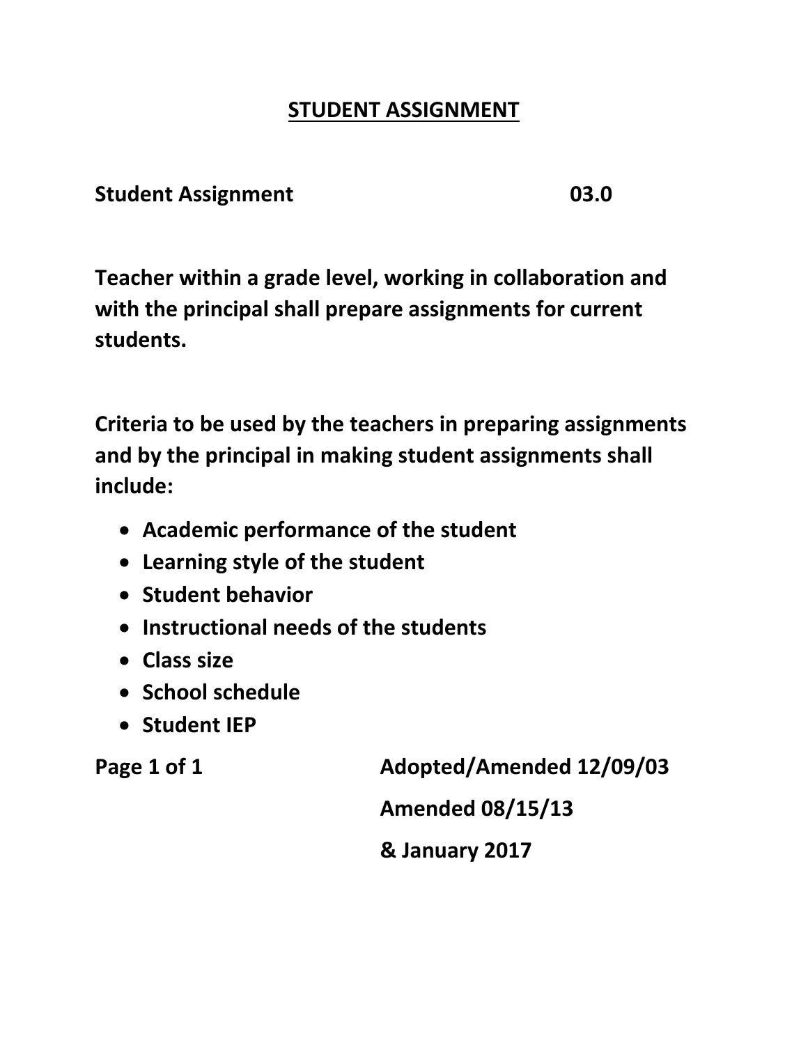# STUDENT ASSIGNMENT

**Student Assignment 03.0**

**Teacher within a grade level, working in collaboration and with the principal shall prepare assignments for current students.**

**Criteria to be used by the teachers in preparing assignments and by the principal in making student assignments shall include:**

- **Academic performance of the student**
- **Learning style of the student**
- **Student behavior**
- **Instructional needs of the students**
- **Class size**
- **School schedule**
- **Student IEP**

**Adopted/Amended 12/09/03**

**Amended 08/15/13**

**& January 2017**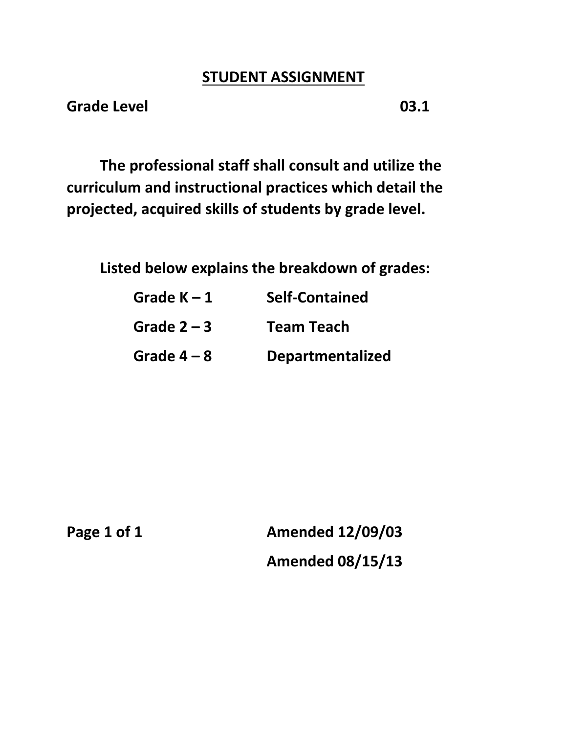## STUDENT ASSIGNMENT

**Grade Level 03.1**

**The professional staff shall consult and utilize the curriculum and instructional practices which detail the projected, acquired skills of students by grade level.**

**Listed below explains the breakdown of grades:**

| | |
|---|---|
| **Grade K – 1** | **Self-Contained** |
| **Grade 2 – 3** | **Team Teach** |
| **Grade 4 – 8** | **Departmentalized** |

**Amended 12/09/03**

**Amended 08/15/13**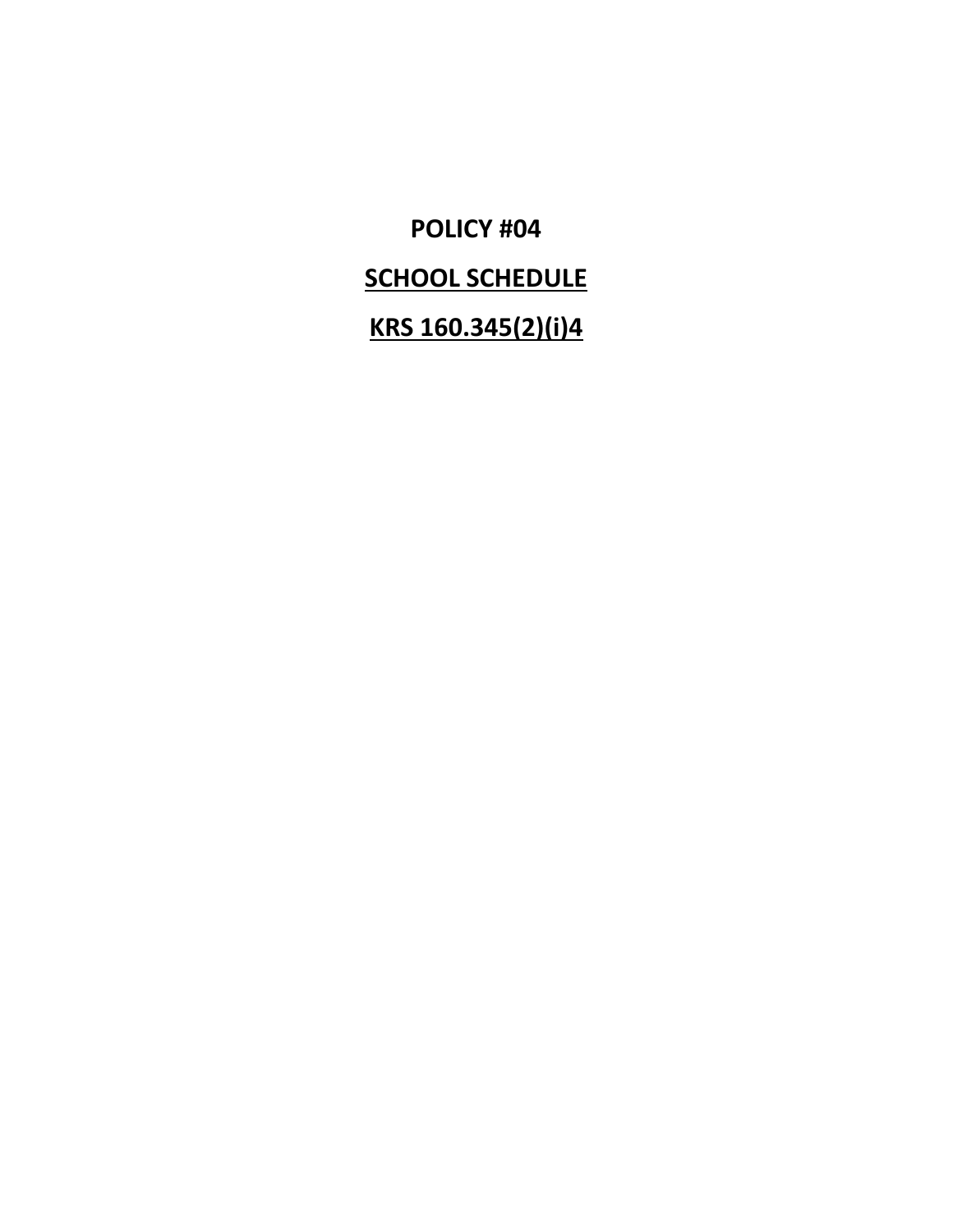# POLICY #04

## SCHOOL SCHEDULE

## KRS 160.345(2)(i)4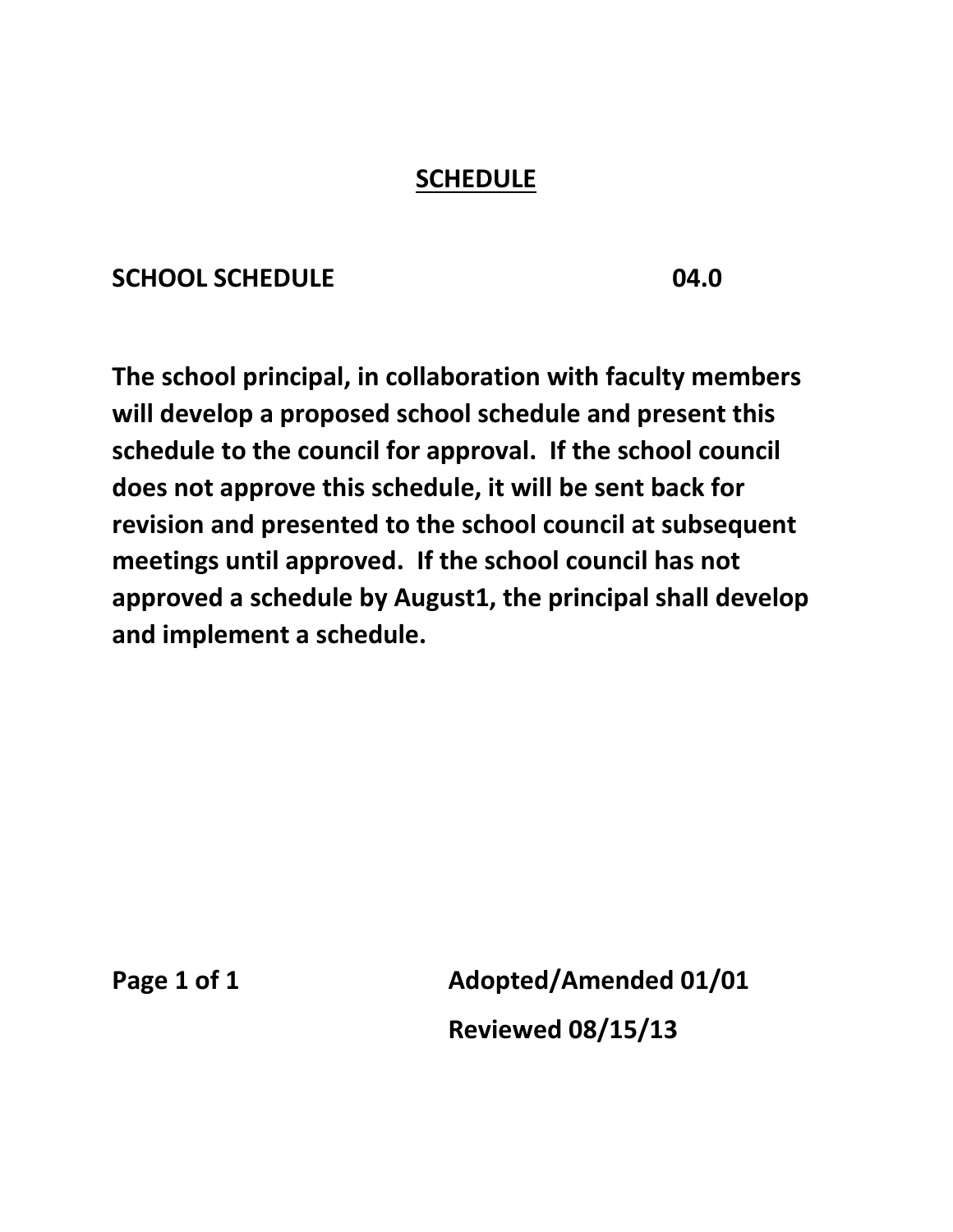# SCHEDULE

## SCHOOL SCHEDULE 04.0

**The school principal, in collaboration with faculty members will develop a proposed school schedule and present this schedule to the council for approval. If the school council does not approve this schedule, it will be sent back for revision and presented to the school council at subsequent meetings until approved. If the school council has not approved a schedule by August1, the principal shall develop and implement a schedule.**

**Adopted/Amended 01/01**

**Reviewed 08/15/13**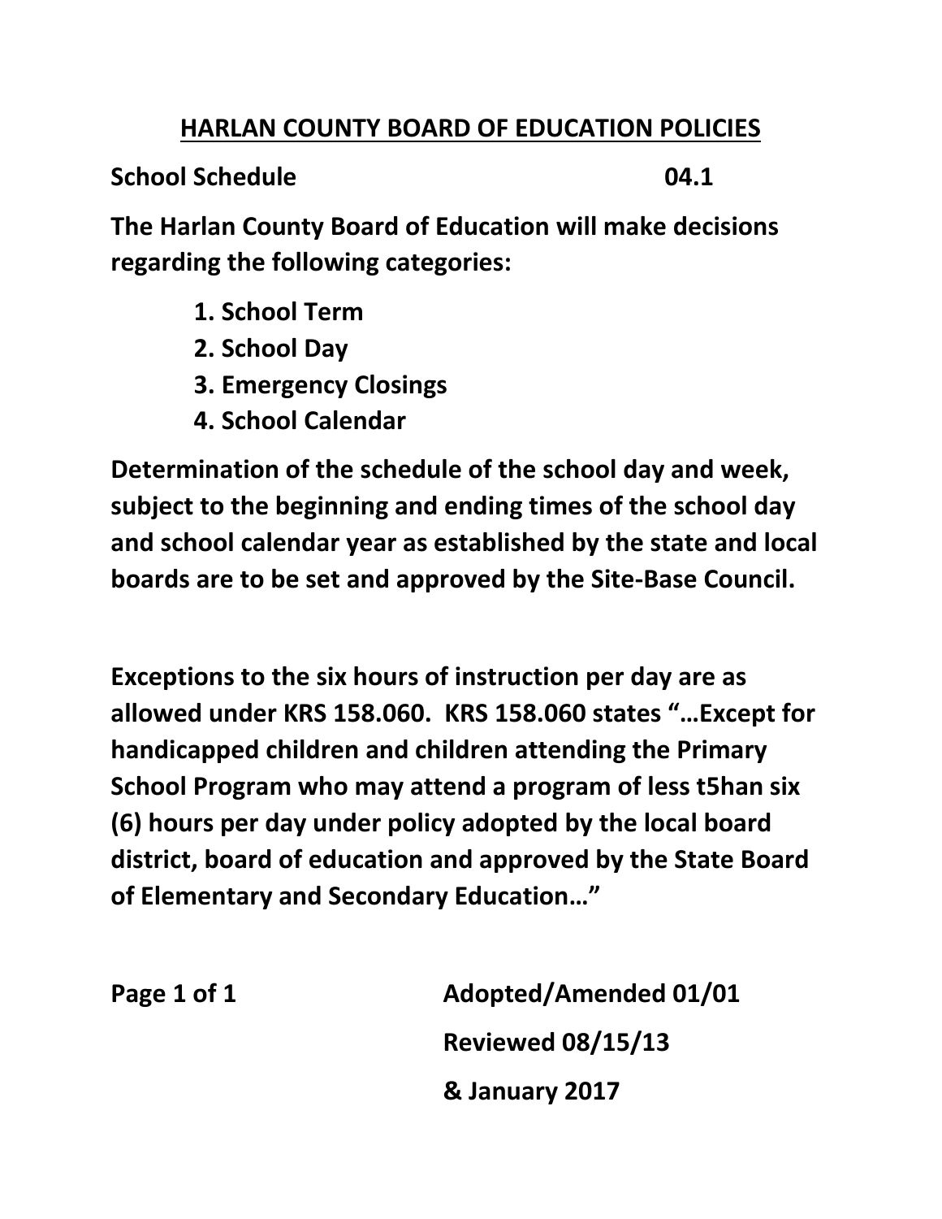# HARLAN COUNTY BOARD OF EDUCATION POLICIES

**School Schedule 04.1**

**The Harlan County Board of Education will make decisions regarding the following categories:**

1. **School Term**
2. **School Day**
3. **Emergency Closings**
4. **School Calendar**

**Determination of the schedule of the school day and week, subject to the beginning and ending times of the school day and school calendar year as established by the state and local boards are to be set and approved by the Site-Base Council.**

**Exceptions to the six hours of instruction per day are as allowed under KRS 158.060. KRS 158.060 states "…Except for handicapped children and children attending the Primary School Program who may attend a program of less t5han six (6) hours per day under policy adopted by the local board district, board of education and approved by the State Board of Elementary and Secondary Education…"**

**Adopted/Amended 01/01**

**Reviewed 08/15/13**

**& January 2017**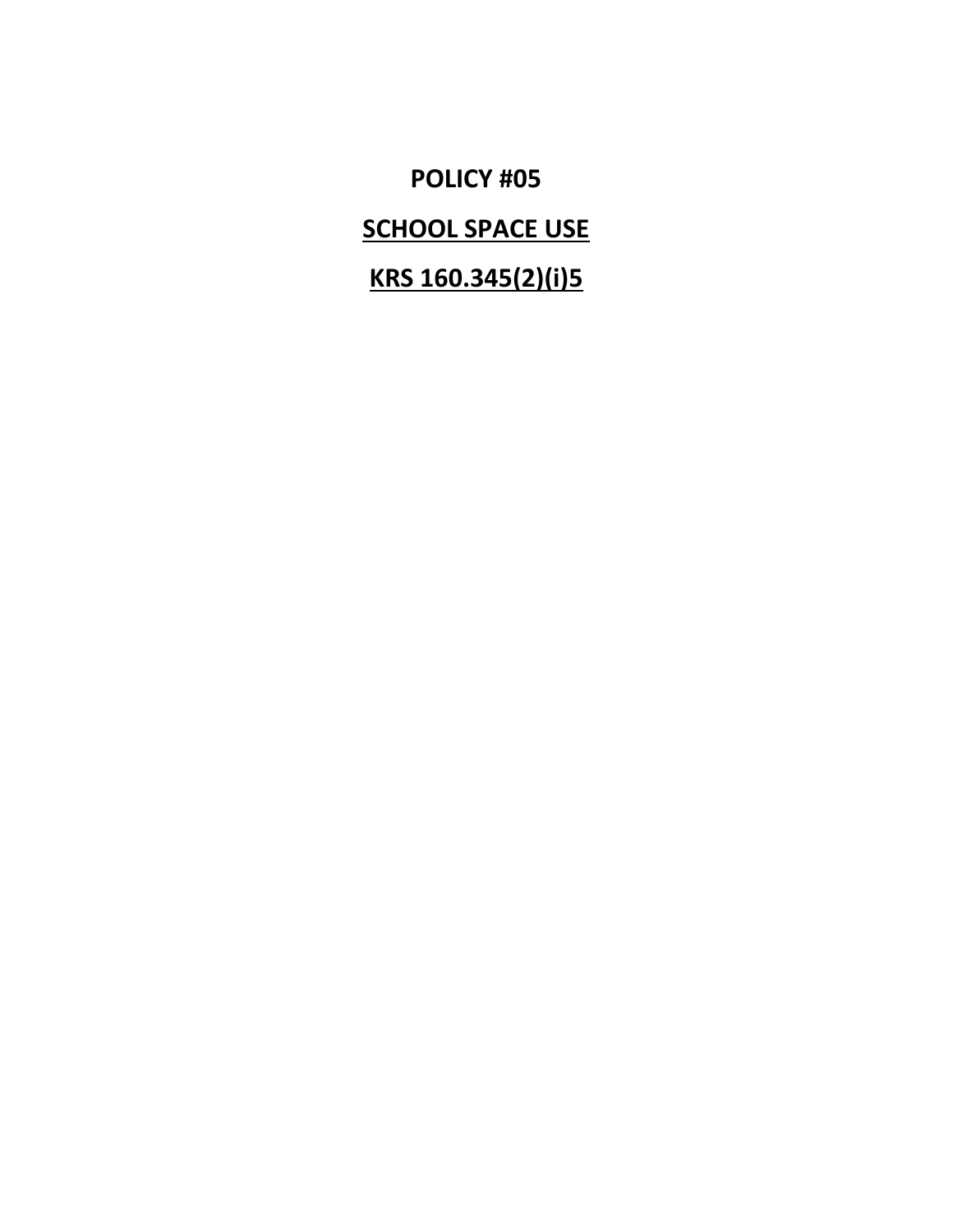# POLICY #05

## <u>SCHOOL SPACE USE</u>

## <u>KRS 160.345(2)(i)5</u>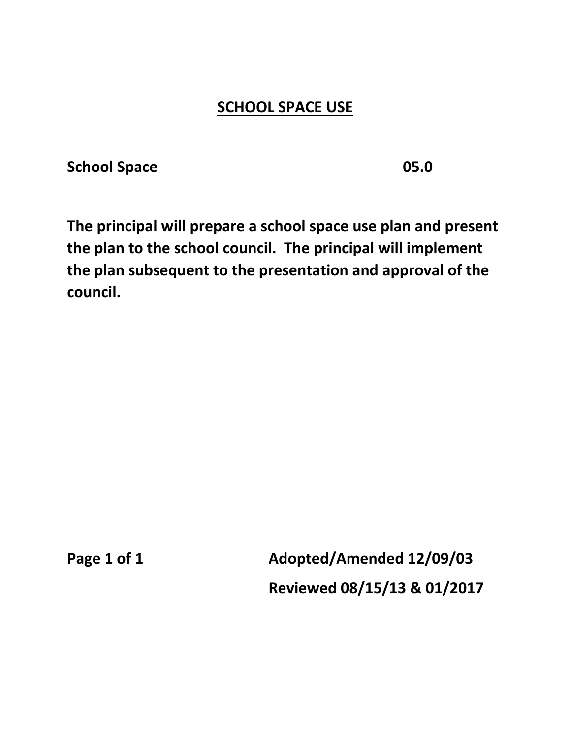# SCHOOL SPACE USE

**School Space 05.0**

**The principal will prepare a school space use plan and present the plan to the school council. The principal will implement the plan subsequent to the presentation and approval of the council.**

**Adopted/Amended 12/09/03**

**Reviewed 08/15/13 & 01/2017**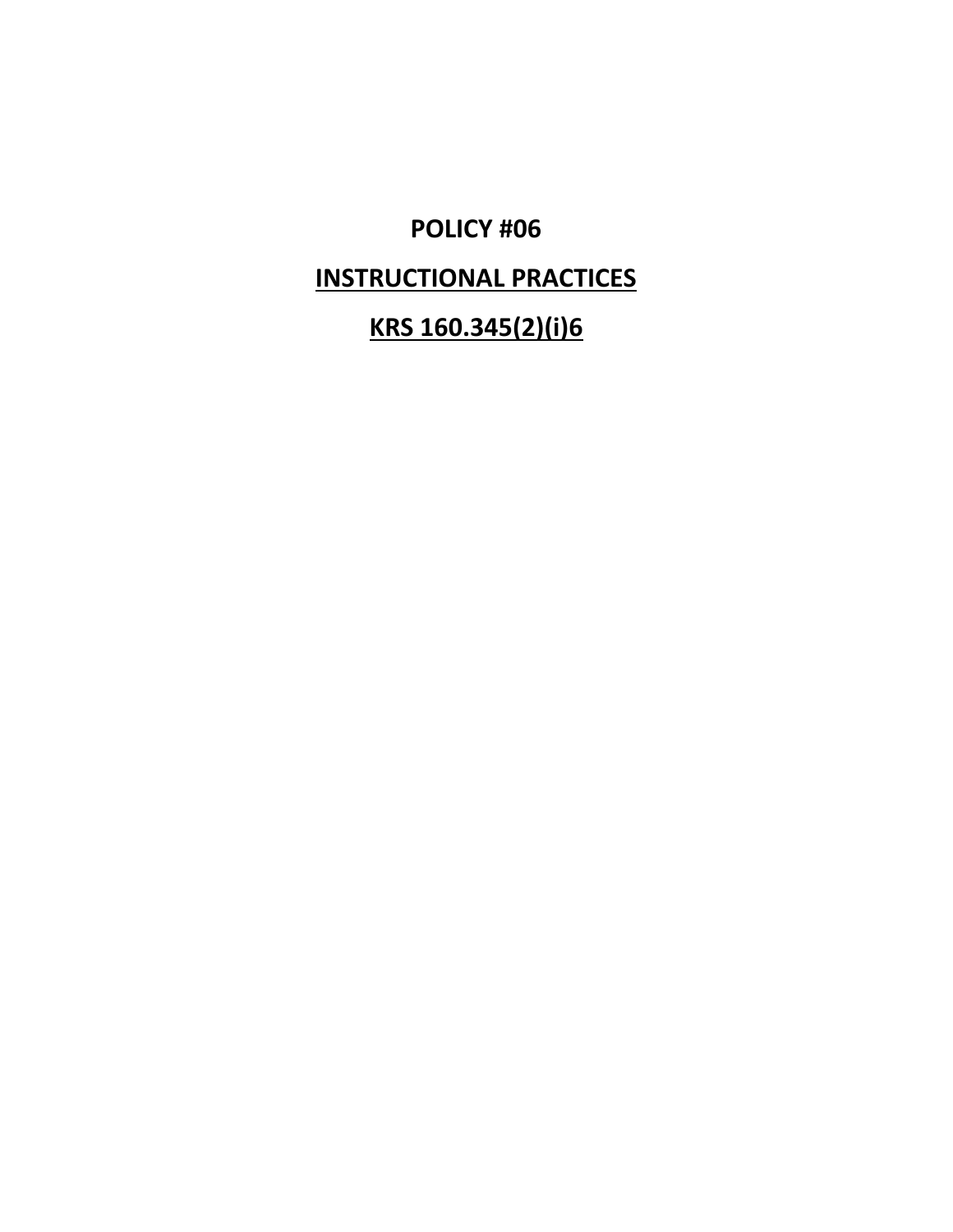# POLICY #06

# INSTRUCTIONAL PRACTICES

# KRS 160.345(2)(i)6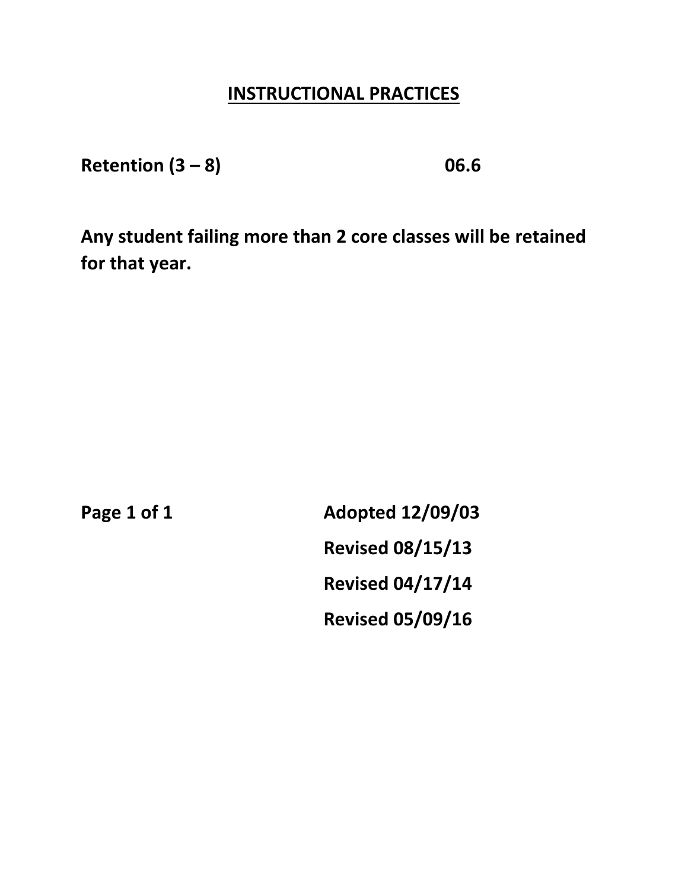# INSTRUCTIONAL PRACTICES

**Retention (3 – 8)** **06.6**

**Any student failing more than 2 core classes will be retained for that year.**

**Adopted 12/09/03**

**Revised 08/15/13**

**Revised 04/17/14**

**Revised 05/09/16**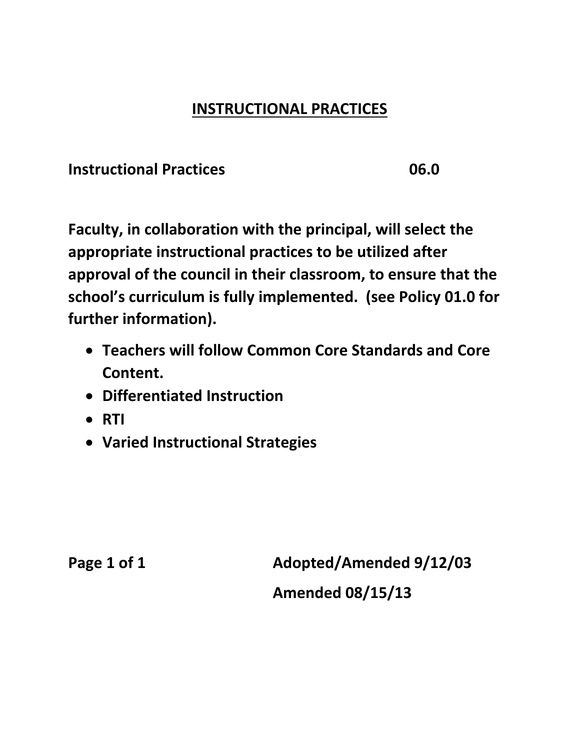# INSTRUCTIONAL PRACTICES

**Instructional Practices 06.0**

**Faculty, in collaboration with the principal, will select the appropriate instructional practices to be utilized after approval of the council in their classroom, to ensure that the school's curriculum is fully implemented. (see Policy 01.0 for further information).**

- **Teachers will follow Common Core Standards and Core Content.**
- **Differentiated Instruction**
- **RTI**
- **Varied Instructional Strategies**

**Adopted/Amended 9/12/03**

**Amended 08/15/13**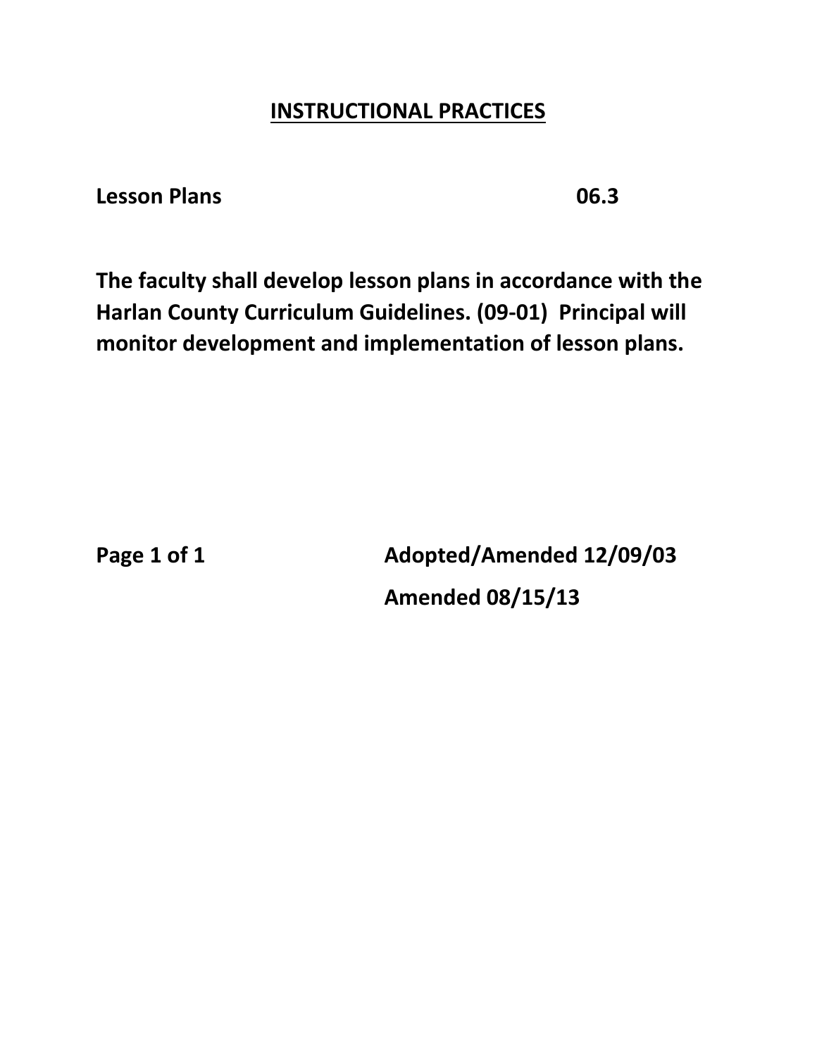# INSTRUCTIONAL PRACTICES

**Lesson Plans 06.3**

**The faculty shall develop lesson plans in accordance with the Harlan County Curriculum Guidelines. (09-01) Principal will monitor development and implementation of lesson plans.**

**Adopted/Amended 12/09/03**

**Amended 08/15/13**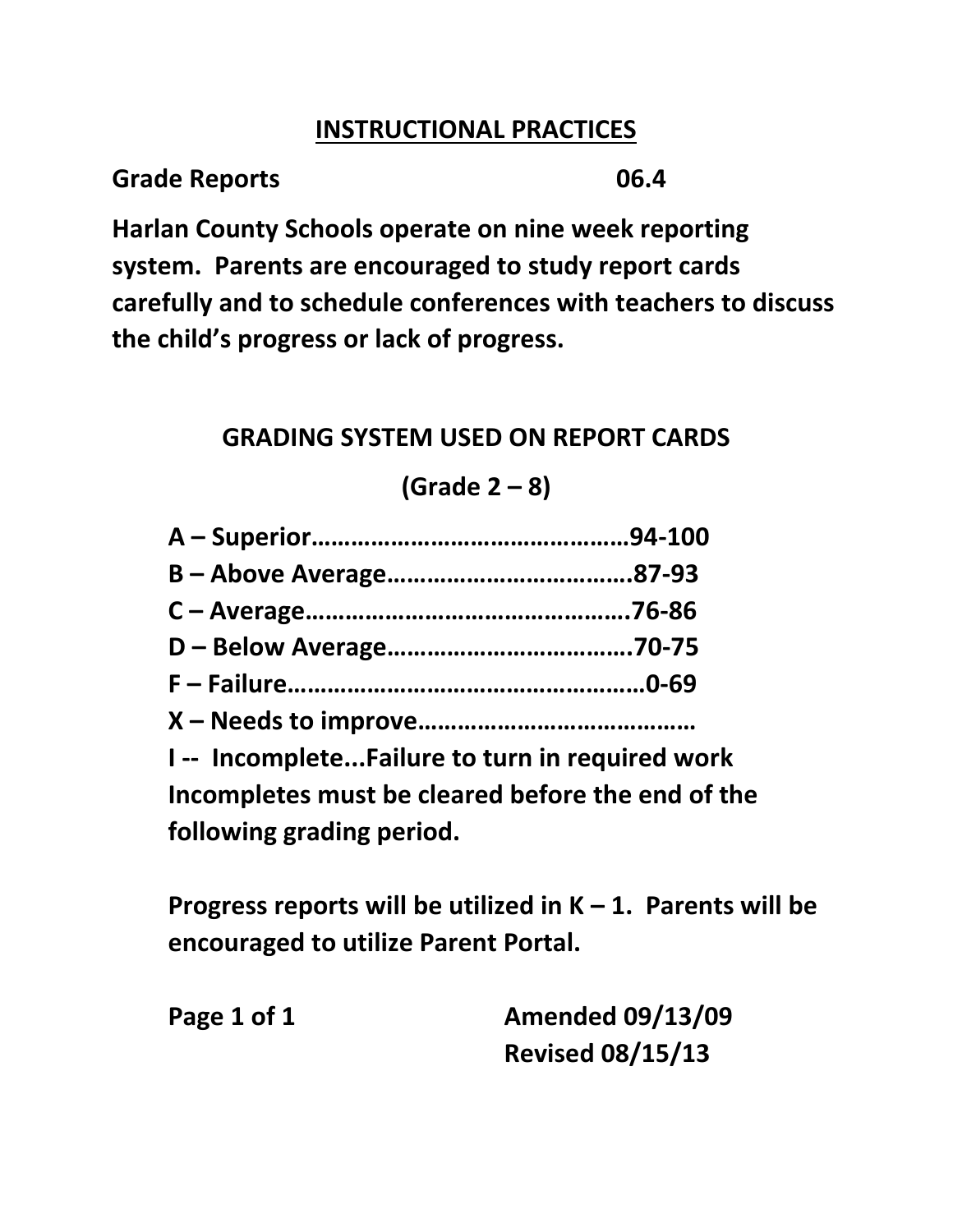# INSTRUCTIONAL PRACTICES

**Grade Reports** **06.4**

**Harlan County Schools operate on nine week reporting system. Parents are encouraged to study report cards carefully and to schedule conferences with teachers to discuss the child's progress or lack of progress.**

## GRADING SYSTEM USED ON REPORT CARDS

**(Grade 2 – 8)**

**A – Superior……………………………………….94-100**
**B – Above Average…………………………….87-93**
**C – Average……………………………………….76-86**
**D – Below Average…………………………….70-75**
**F – Failure……………………………………………0-69**
**X – Needs to improve…………………………………**
**I -- Incomplete...Failure to turn in required work**
**Incompletes must be cleared before the end of the following grading period.**

**Progress reports will be utilized in K – 1. Parents will be encouraged to utilize Parent Portal.**

**Amended 09/13/09**
**Revised 08/15/13**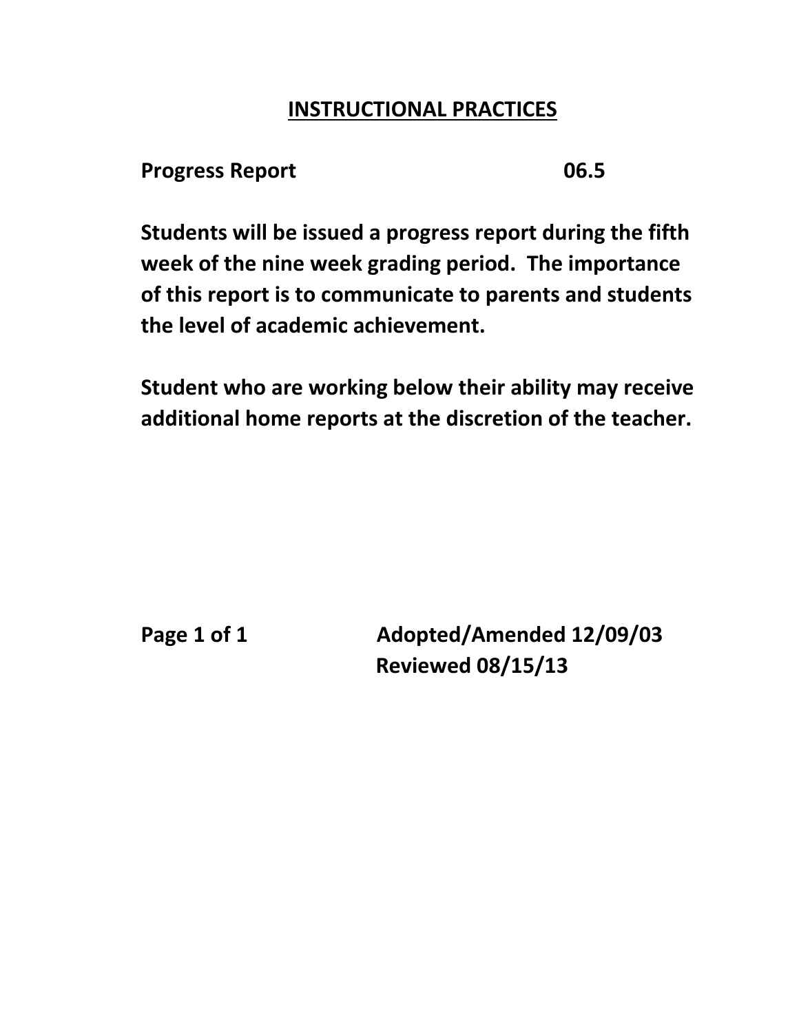## INSTRUCTIONAL PRACTICES

**Progress Report 06.5**

**Students will be issued a progress report during the fifth week of the nine week grading period. The importance of this report is to communicate to parents and students the level of academic achievement.**

**Student who are working below their ability may receive additional home reports at the discretion of the teacher.**

**Adopted/Amended 12/09/03**
**Reviewed 08/15/13**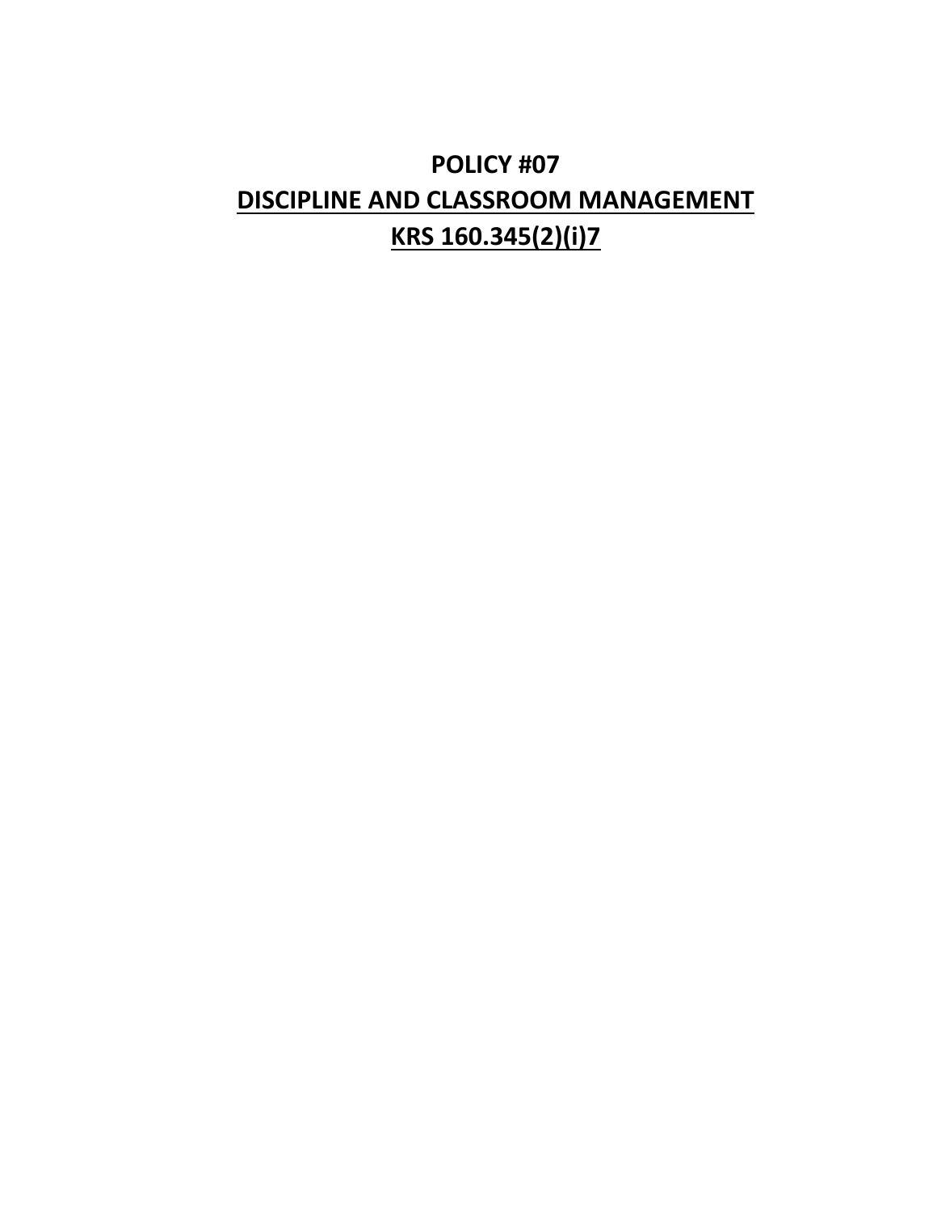# POLICY #07

## DISCIPLINE AND CLASSROOM MANAGEMENT

## KRS 160.345(2)(i)7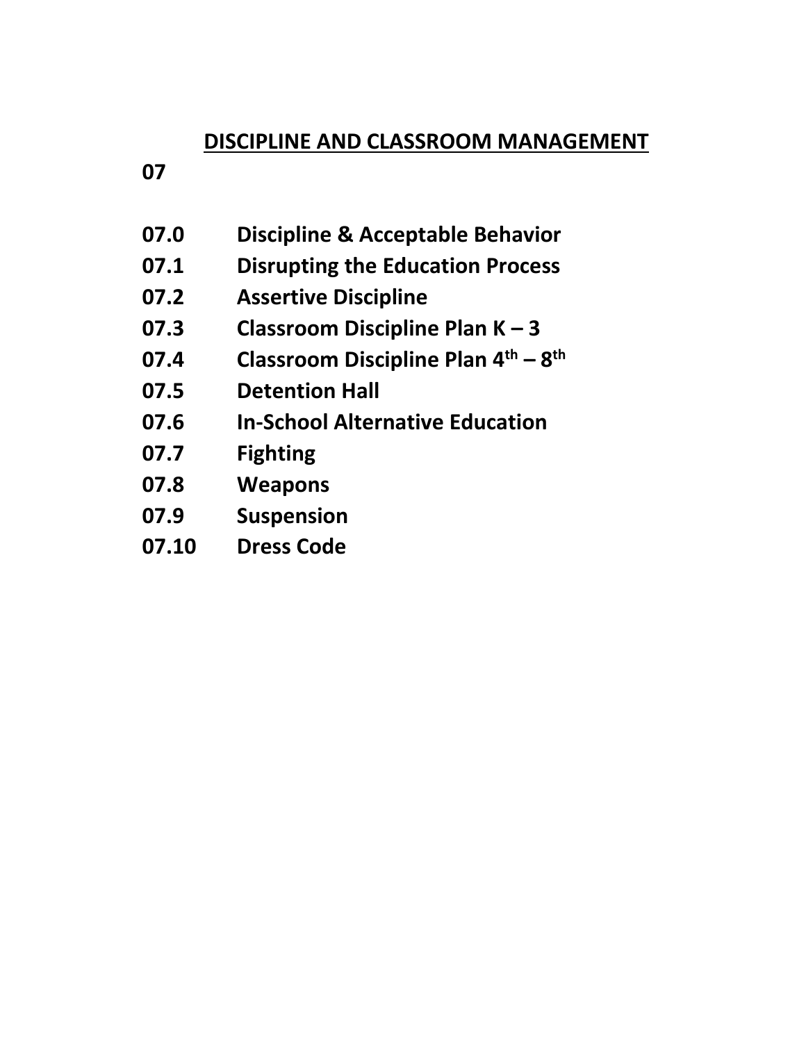# DISCIPLINE AND CLASSROOM MANAGEMENT

**07**

**07.0 Discipline & Acceptable Behavior**
**07.1 Disrupting the Education Process**
**07.2 Assertive Discipline**
**07.3 Classroom Discipline Plan K – 3**
**07.4 Classroom Discipline Plan 4th – 8th**
**07.5 Detention Hall**
**07.6 In-School Alternative Education**
**07.7 Fighting**
**07.8 Weapons**
**07.9 Suspension**
**07.10 Dress Code**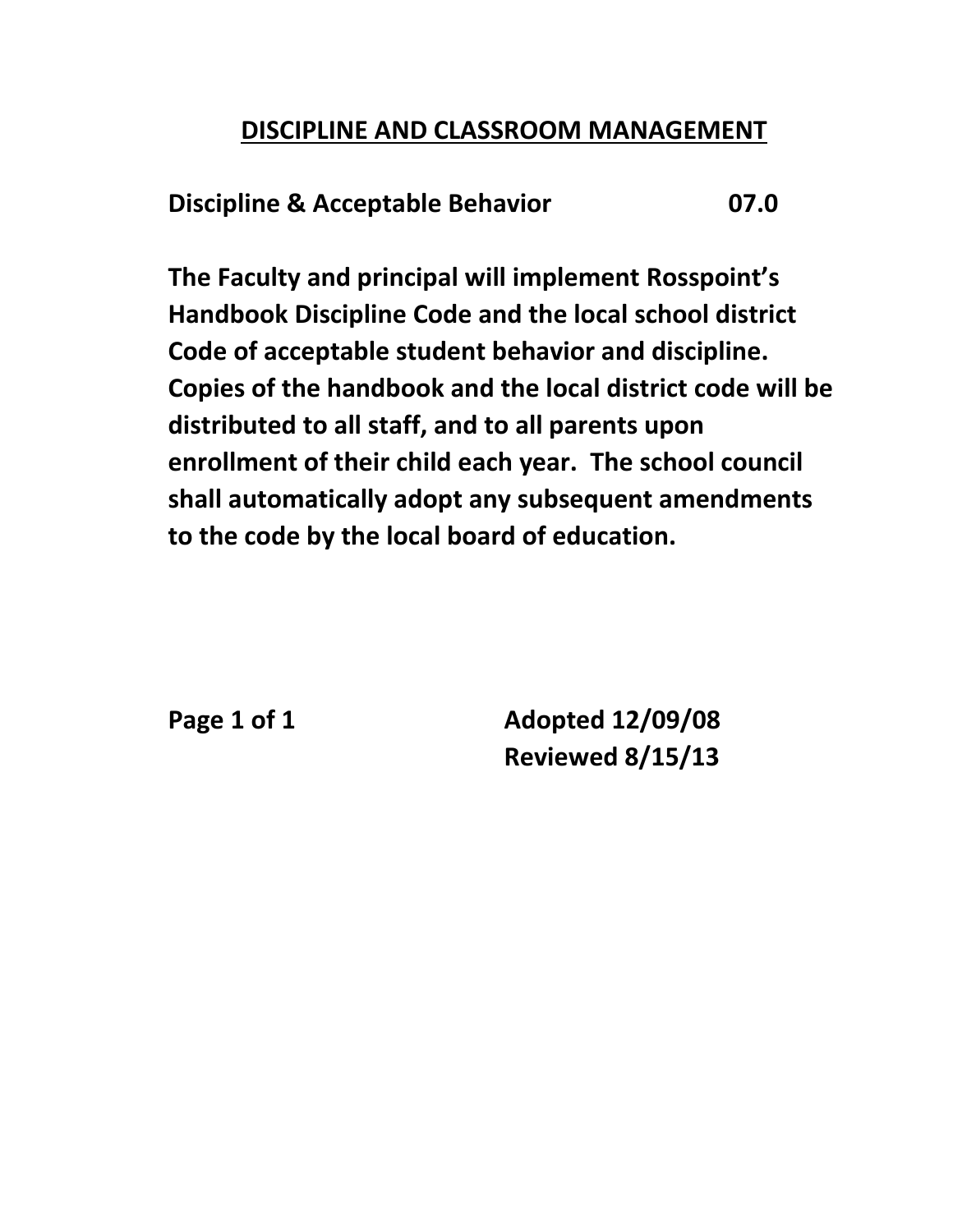# DISCIPLINE AND CLASSROOM MANAGEMENT

**Discipline & Acceptable Behavior 07.0**

**The Faculty and principal will implement Rosspoint's Handbook Discipline Code and the local school district Code of acceptable student behavior and discipline. Copies of the handbook and the local district code will be distributed to all staff, and to all parents upon enrollment of their child each year. The school council shall automatically adopt any subsequent amendments to the code by the local board of education.**

**Adopted 12/09/08**
**Reviewed 8/15/13**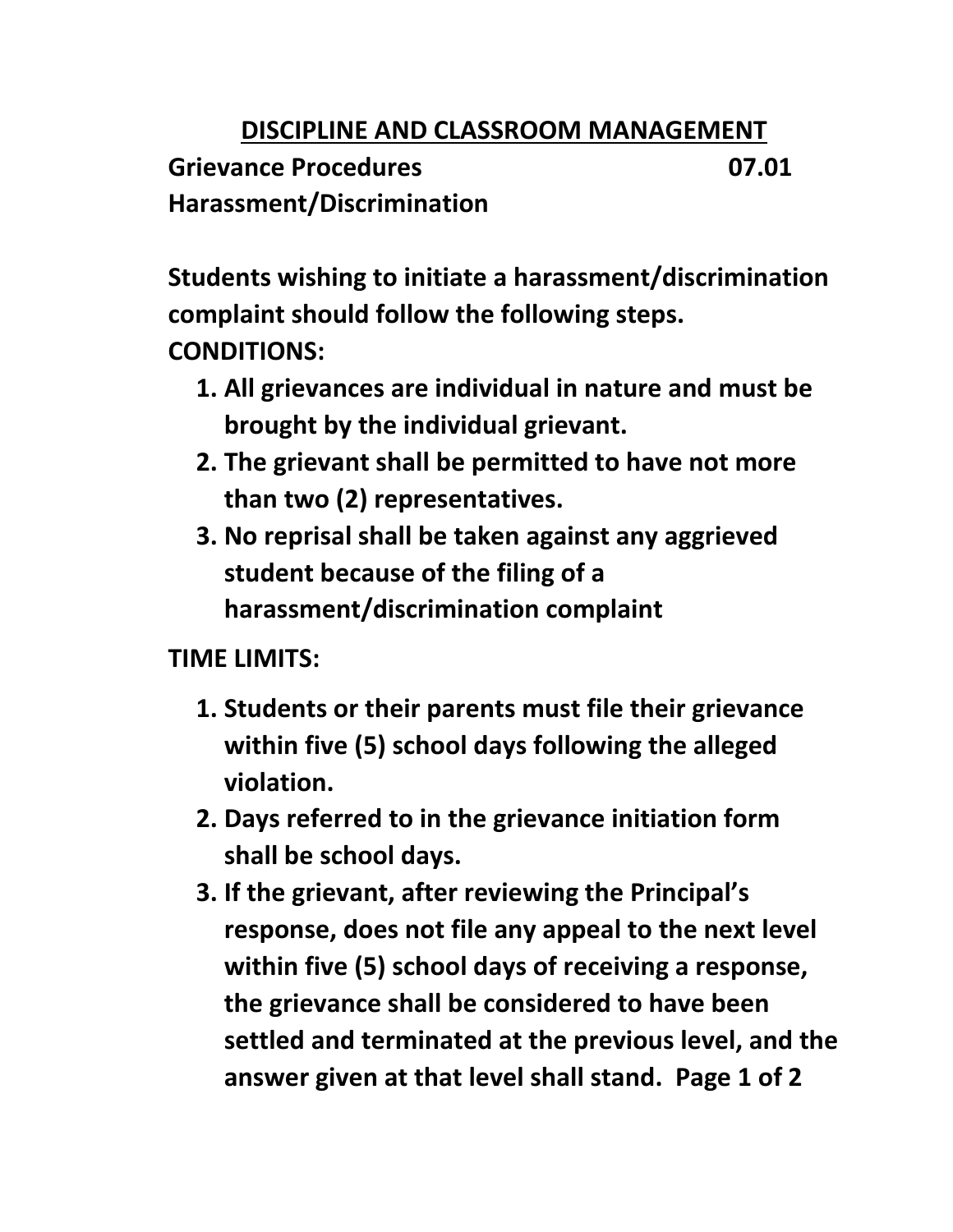## DISCIPLINE AND CLASSROOM MANAGEMENT

**Grievance Procedures 07.01**

**Harassment/Discrimination**

**Students wishing to initiate a harassment/discrimination complaint should follow the following steps.**

**CONDITIONS:**

1. **All grievances are individual in nature and must be brought by the individual grievant.**
2. **The grievant shall be permitted to have not more than two (2) representatives.**
3. **No reprisal shall be taken against any aggrieved student because of the filing of a harassment/discrimination complaint**

**TIME LIMITS:**

1. **Students or their parents must file their grievance within five (5) school days following the alleged violation.**
2. **Days referred to in the grievance initiation form shall be school days.**
3. **If the grievant, after reviewing the Principal's response, does not file any appeal to the next level within five (5) school days of receiving a response, the grievance shall be considered to have been settled and terminated at the previous level, and the answer given at that level shall stand.**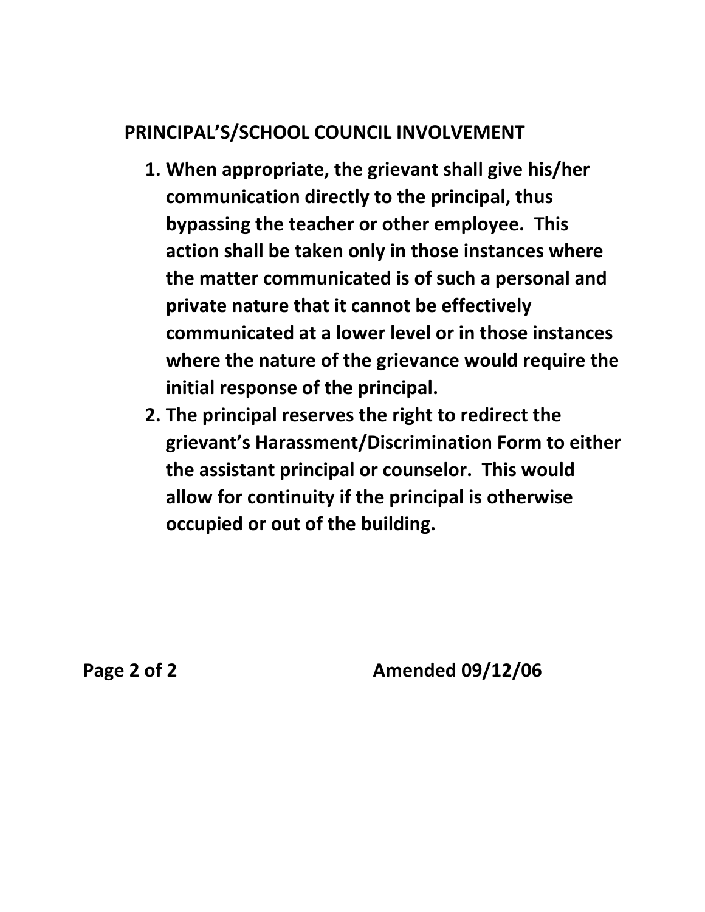## PRINCIPAL'S/SCHOOL COUNCIL INVOLVEMENT

1. **When appropriate, the grievant shall give his/her communication directly to the principal, thus bypassing the teacher or other employee. This action shall be taken only in those instances where the matter communicated is of such a personal and private nature that it cannot be effectively communicated at a lower level or in those instances where the nature of the grievance would require the initial response of the principal.**
2. **The principal reserves the right to redirect the grievant's Harassment/Discrimination Form to either the assistant principal or counselor. This would allow for continuity if the principal is otherwise occupied or out of the building.**

**Amended 09/12/06**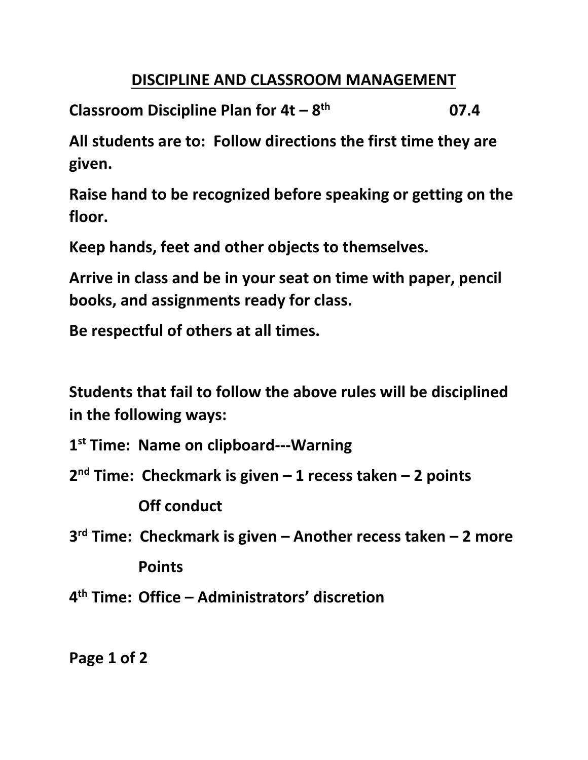# DISCIPLINE AND CLASSROOM MANAGEMENT

**Classroom Discipline Plan for 4t – 8th 07.4**

**All students are to: Follow directions the first time they are given.**

**Raise hand to be recognized before speaking or getting on the floor.**

**Keep hands, feet and other objects to themselves.**

**Arrive in class and be in your seat on time with paper, pencil books, and assignments ready for class.**

**Be respectful of others at all times.**

**Students that fail to follow the above rules will be disciplined in the following ways:**

**1st Time: Name on clipboard---Warning**

**2nd Time: Checkmark is given – 1 recess taken – 2 points Off conduct**

**3rd Time: Checkmark is given – Another recess taken – 2 more Points**

**4th Time: Office – Administrators' discretion**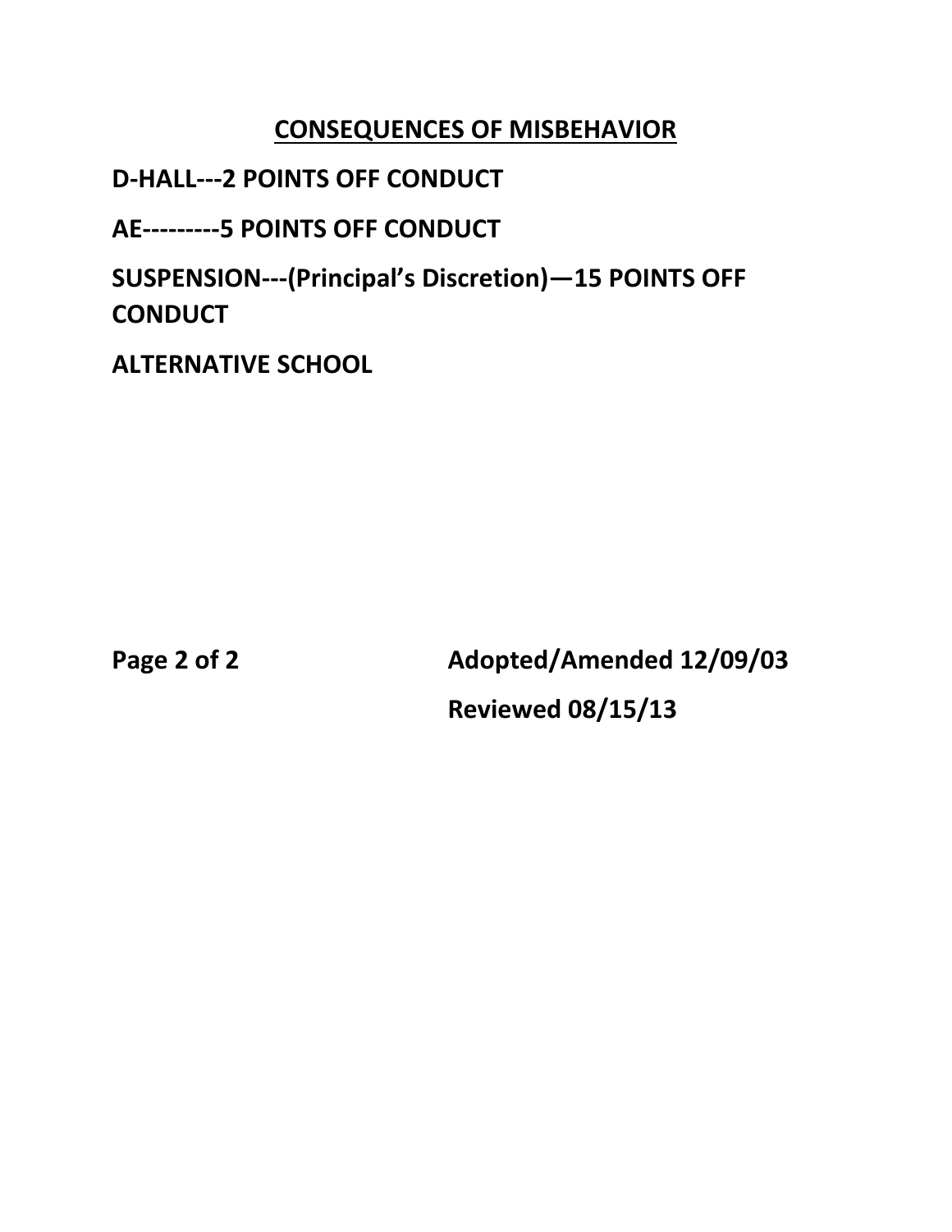## CONSEQUENCES OF MISBEHAVIOR

**D-HALL---2 POINTS OFF CONDUCT**

**AE---------5 POINTS OFF CONDUCT**

**SUSPENSION---(Principal's Discretion)—15 POINTS OFF CONDUCT**

**ALTERNATIVE SCHOOL**

**Adopted/Amended 12/09/03**

**Reviewed 08/15/13**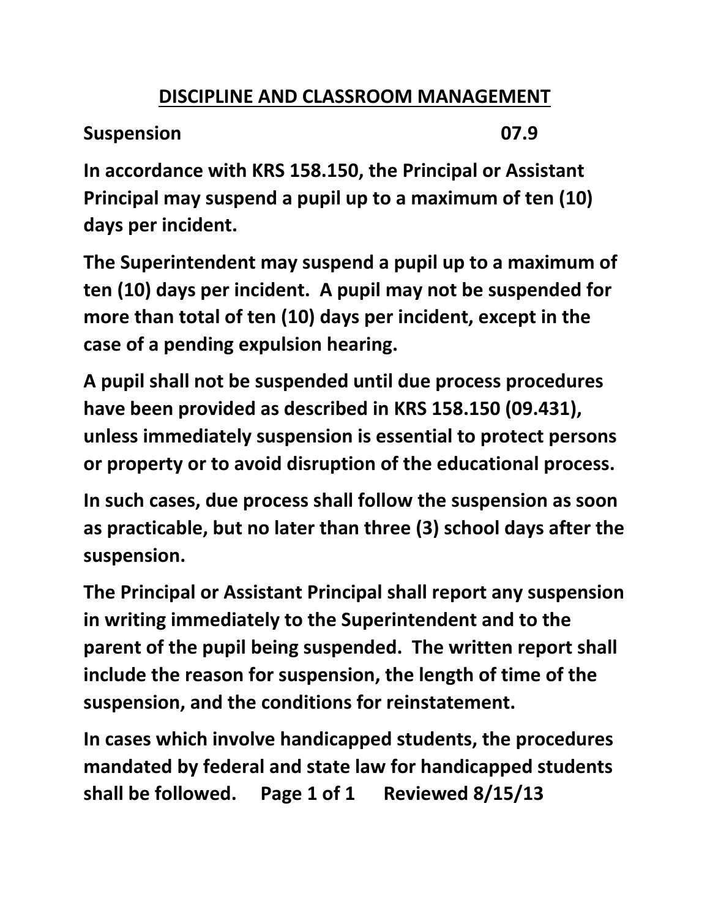# DISCIPLINE AND CLASSROOM MANAGEMENT

## Suspension 07.9

**In accordance with KRS 158.150, the Principal or Assistant Principal may suspend a pupil up to a maximum of ten (10) days per incident.**

**The Superintendent may suspend a pupil up to a maximum of ten (10) days per incident. A pupil may not be suspended for more than total of ten (10) days per incident, except in the case of a pending expulsion hearing.**

**A pupil shall not be suspended until due process procedures have been provided as described in KRS 158.150 (09.431), unless immediately suspension is essential to protect persons or property or to avoid disruption of the educational process.**

**In such cases, due process shall follow the suspension as soon as practicable, but no later than three (3) school days after the suspension.**

**The Principal or Assistant Principal shall report any suspension in writing immediately to the Superintendent and to the parent of the pupil being suspended. The written report shall include the reason for suspension, the length of time of the suspension, and the conditions for reinstatement.**

**In cases which involve handicapped students, the procedures mandated by federal and state law for handicapped students shall be followed.**

**Reviewed 8/15/13**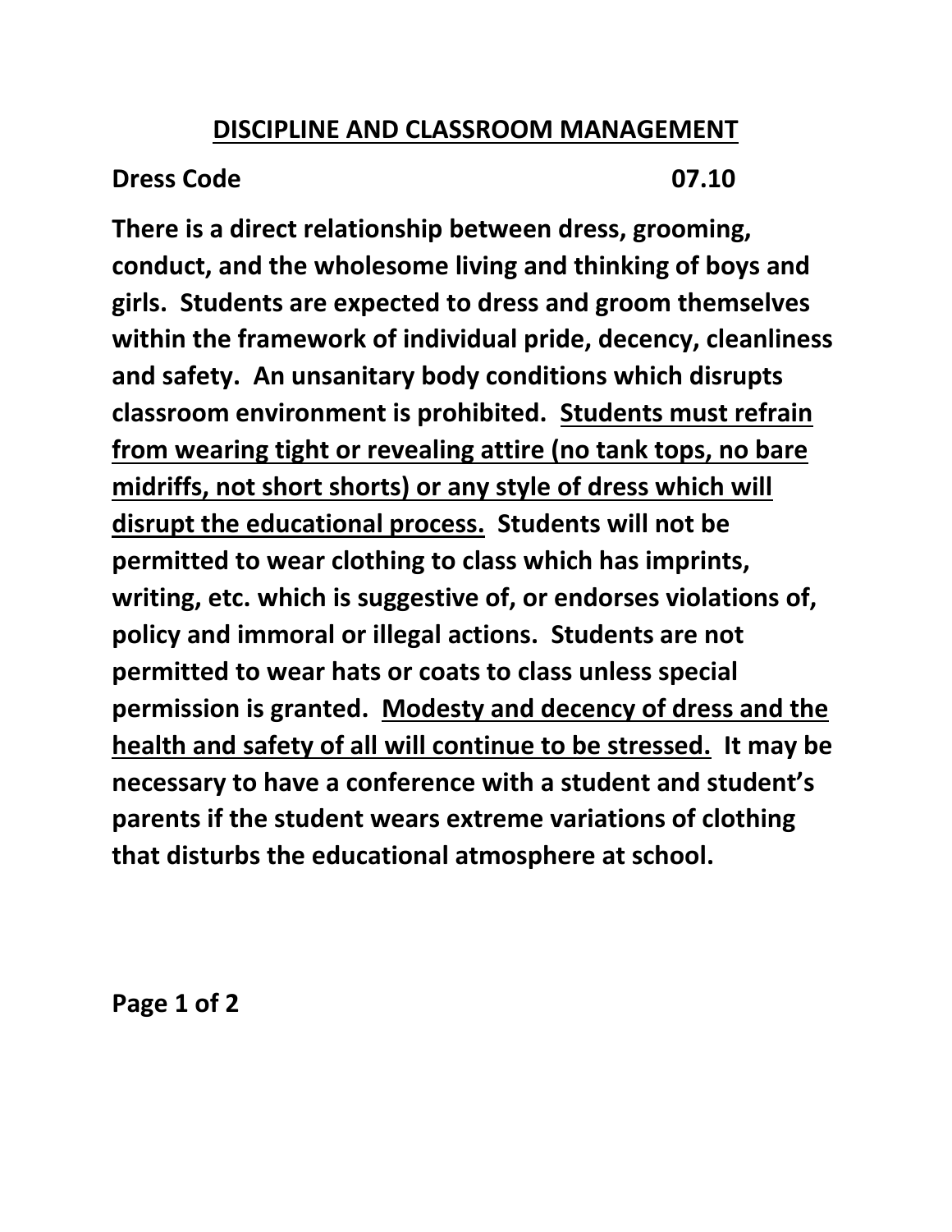# DISCIPLINE AND CLASSROOM MANAGEMENT

**Dress Code 07.10**

**There is a direct relationship between dress, grooming, conduct, and the wholesome living and thinking of boys and girls. Students are expected to dress and groom themselves within the framework of individual pride, decency, cleanliness and safety. An unsanitary body conditions which disrupts classroom environment is prohibited. <u>Students must refrain from wearing tight or revealing attire (no tank tops, no bare midriffs, not short shorts) or any style of dress which will disrupt the educational process.</u> Students will not be permitted to wear clothing to class which has imprints, writing, etc. which is suggestive of, or endorses violations of, policy and immoral or illegal actions. Students are not permitted to wear hats or coats to class unless special permission is granted. <u>Modesty and decency of dress and the health and safety of all will continue to be stressed.</u> It may be necessary to have a conference with a student and student's parents if the student wears extreme variations of clothing that disturbs the educational atmosphere at school.**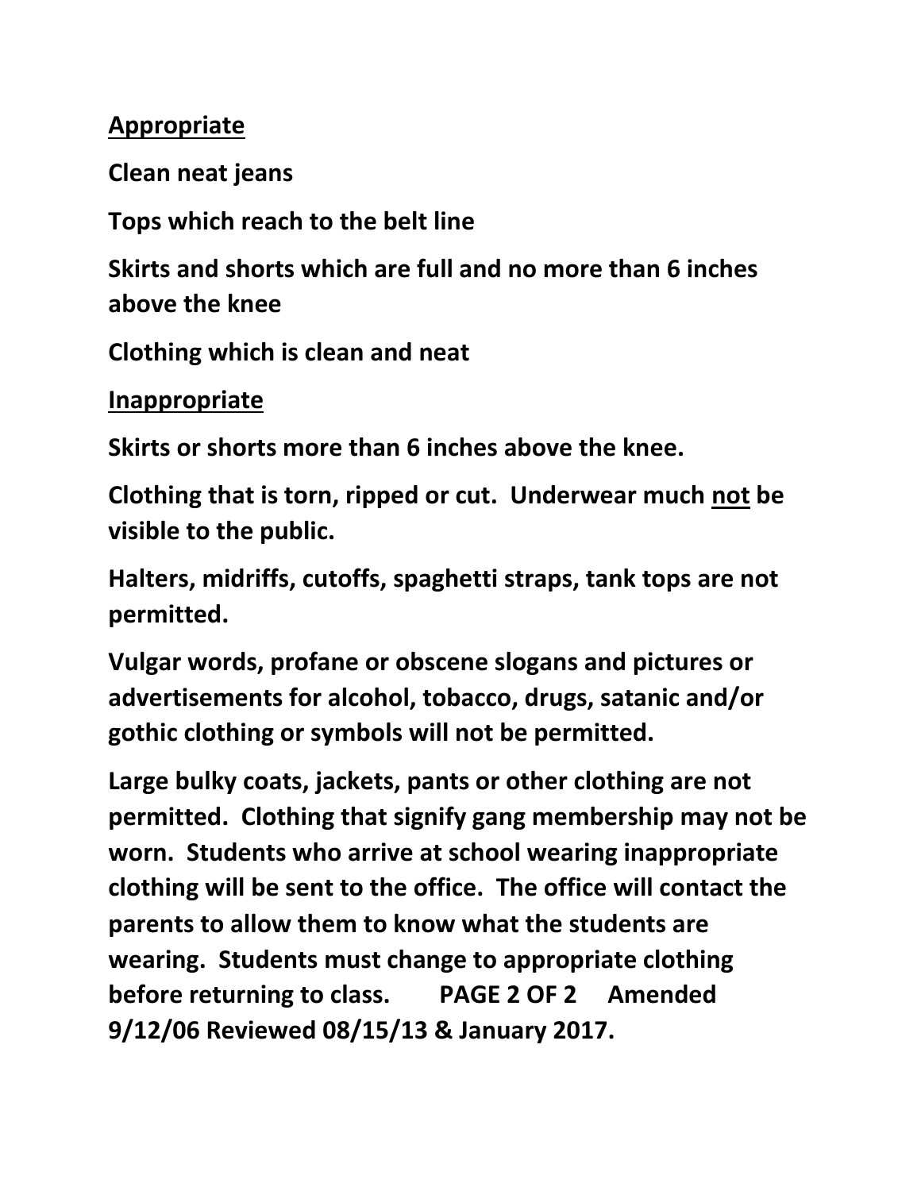**Appropriate**

**Clean neat jeans**

**Tops which reach to the belt line**

**Skirts and shorts which are full and no more than 6 inches above the knee**

**Clothing which is clean and neat**

**Inappropriate**

**Skirts or shorts more than 6 inches above the knee.**

**Clothing that is torn, ripped or cut. Underwear much not be visible to the public.**

**Halters, midriffs, cutoffs, spaghetti straps, tank tops are not permitted.**

**Vulgar words, profane or obscene slogans and pictures or advertisements for alcohol, tobacco, drugs, satanic and/or gothic clothing or symbols will not be permitted.**

**Large bulky coats, jackets, pants or other clothing are not permitted. Clothing that signify gang membership may not be worn. Students who arrive at school wearing inappropriate clothing will be sent to the office. The office will contact the parents to allow them to know what the students are wearing. Students must change to appropriate clothing before returning to class. Amended 9/12/06 Reviewed 08/15/13 & January 2017.**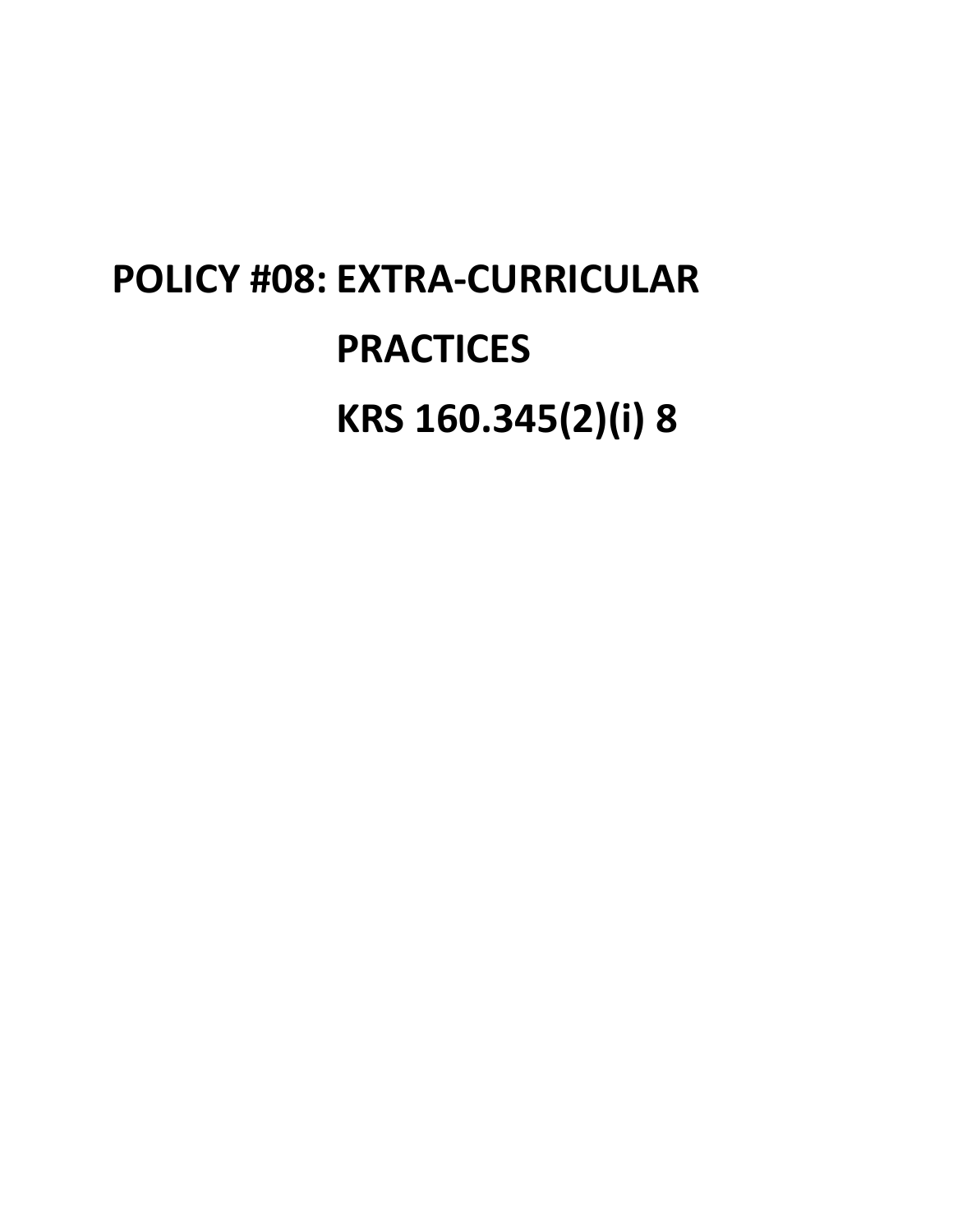# POLICY #08: EXTRA-CURRICULAR PRACTICES

# KRS 160.345(2)(i) 8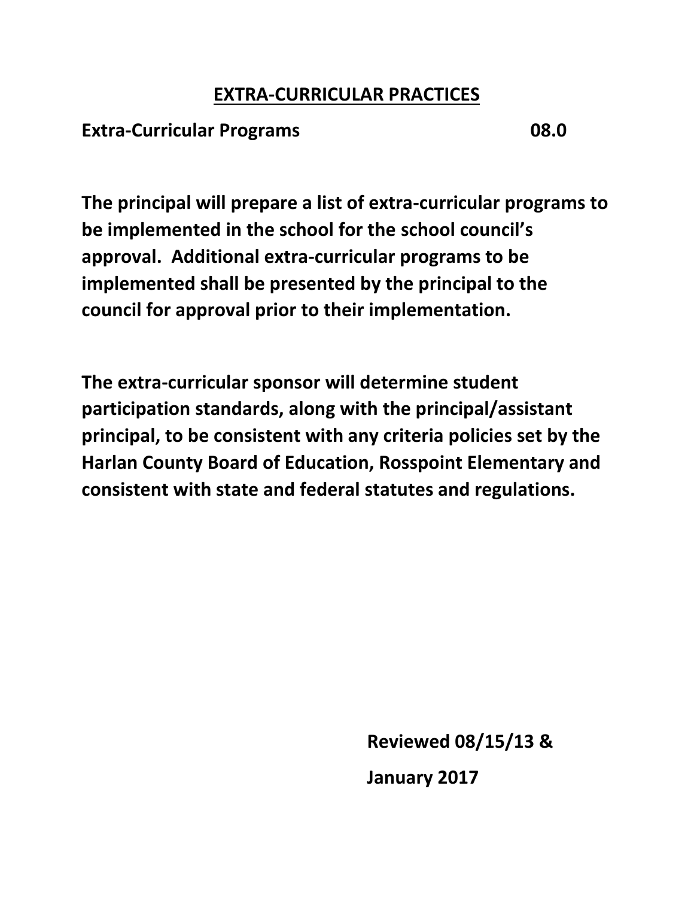# EXTRA-CURRICULAR PRACTICES

**Extra-Curricular Programs 08.0**

**The principal will prepare a list of extra-curricular programs to be implemented in the school for the school council's approval. Additional extra-curricular programs to be implemented shall be presented by the principal to the council for approval prior to their implementation.**

**The extra-curricular sponsor will determine student participation standards, along with the principal/assistant principal, to be consistent with any criteria policies set by the Harlan County Board of Education, Rosspoint Elementary and consistent with state and federal statutes and regulations.**

**Reviewed 08/15/13 &**

**January 2017**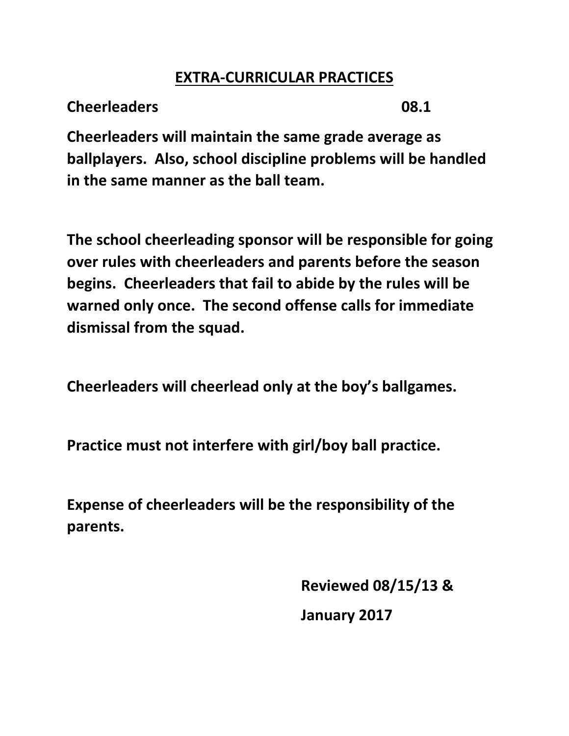## EXTRA-CURRICULAR PRACTICES

**Cheerleaders 08.1**

**Cheerleaders will maintain the same grade average as ballplayers. Also, school discipline problems will be handled in the same manner as the ball team.**

**The school cheerleading sponsor will be responsible for going over rules with cheerleaders and parents before the season begins. Cheerleaders that fail to abide by the rules will be warned only once. The second offense calls for immediate dismissal from the squad.**

**Cheerleaders will cheerlead only at the boy's ballgames.**

**Practice must not interfere with girl/boy ball practice.**

**Expense of cheerleaders will be the responsibility of the parents.**

**Reviewed 08/15/13 &**

**January 2017**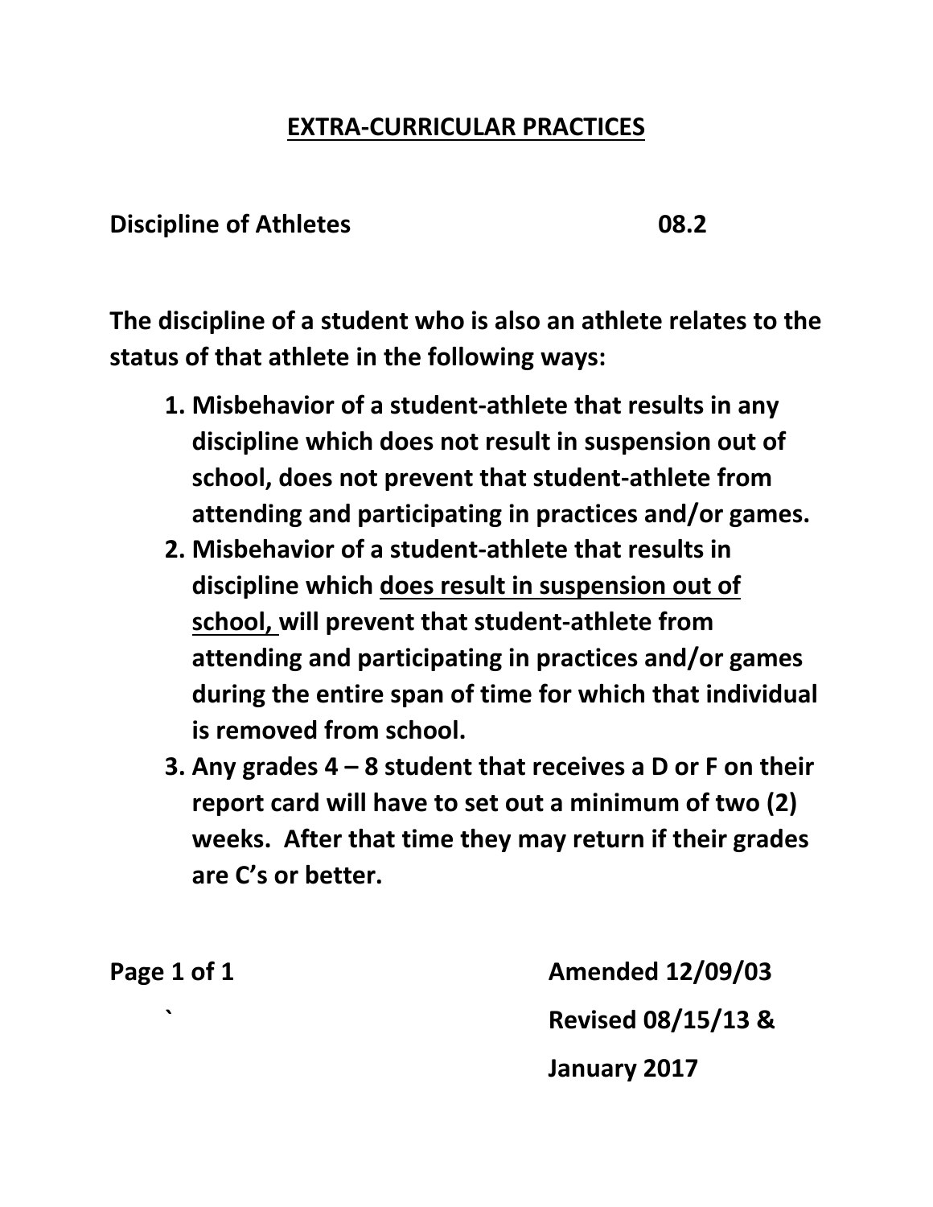## EXTRA-CURRICULAR PRACTICES

**Discipline of Athletes 08.2**

**The discipline of a student who is also an athlete relates to the status of that athlete in the following ways:**

1. **Misbehavior of a student-athlete that results in any discipline which does not result in suspension out of school, does not prevent that student-athlete from attending and participating in practices and/or games.**
2. **Misbehavior of a student-athlete that results in discipline which <u>does result in suspension out of school,</u> will prevent that student-athlete from attending and participating in practices and/or games during the entire span of time for which that individual is removed from school.**
3. **Any grades 4 – 8 student that receives a D or F on their report card will have to set out a minimum of two (2) weeks. After that time they may return if their grades are C's or better.**

**Amended 12/09/03**

**Revised 08/15/13 &**

**January 2017**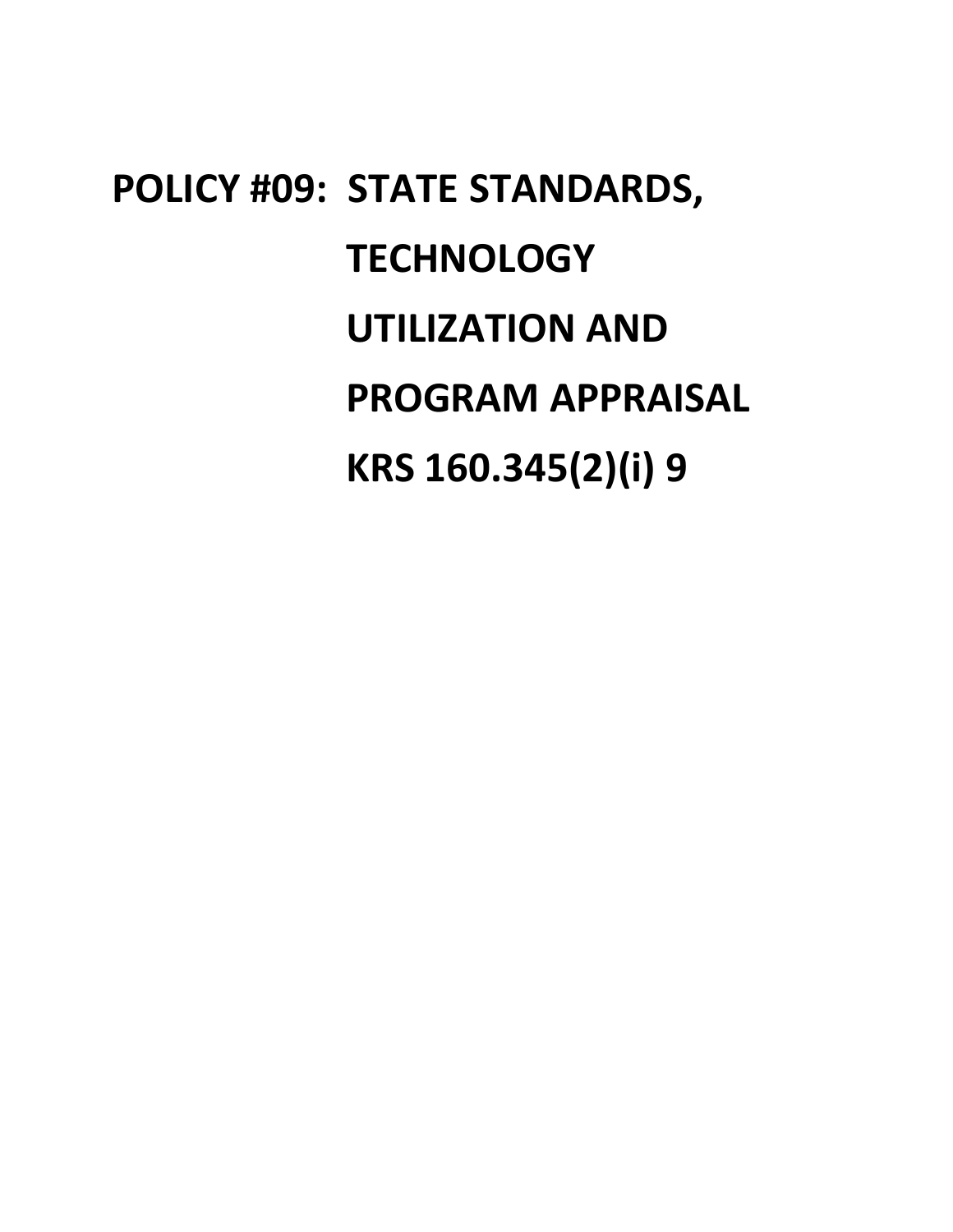# POLICY #09: STATE STANDARDS, TECHNOLOGY UTILIZATION AND PROGRAM APPRAISAL KRS 160.345(2)(i) 9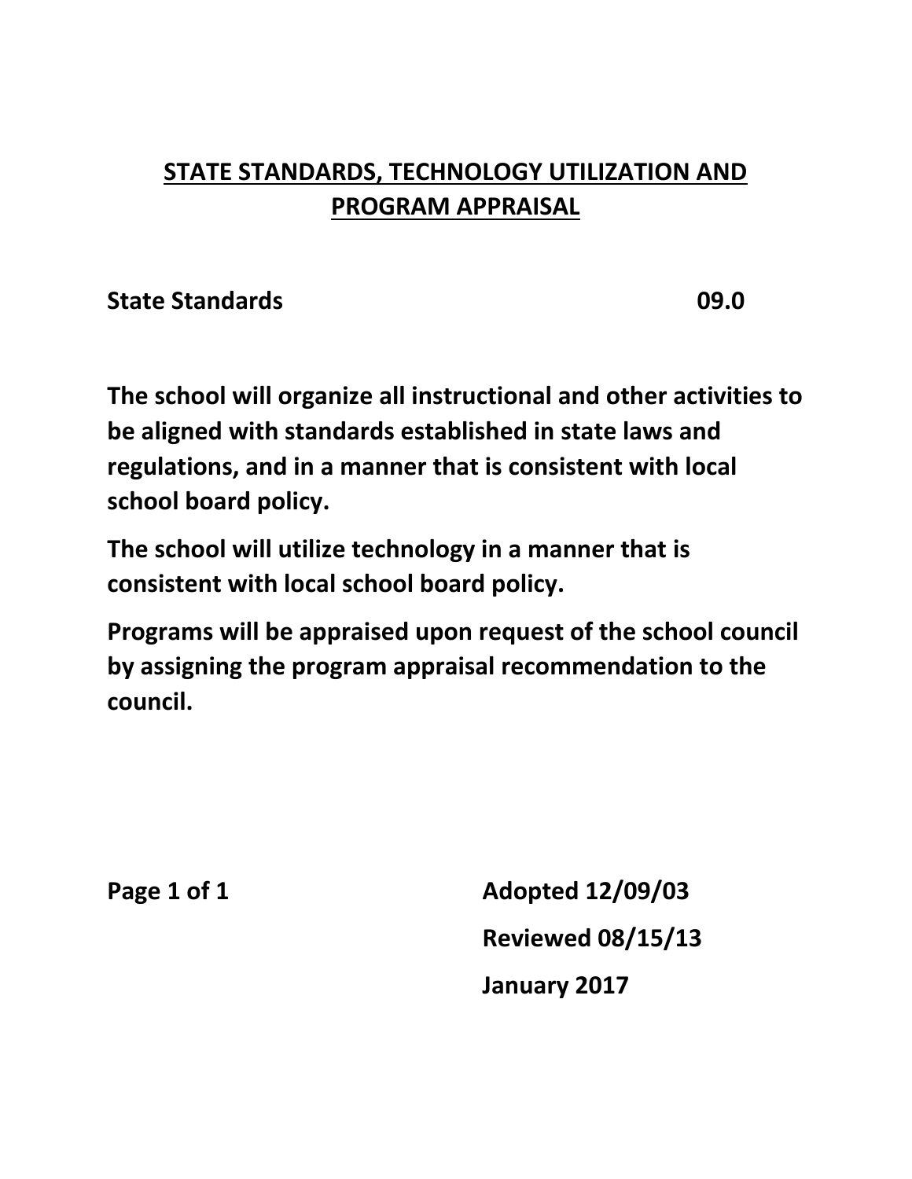# STATE STANDARDS, TECHNOLOGY UTILIZATION AND PROGRAM APPRAISAL

**State Standards** **09.0**

**The school will organize all instructional and other activities to be aligned with standards established in state laws and regulations, and in a manner that is consistent with local school board policy.**

**The school will utilize technology in a manner that is consistent with local school board policy.**

**Programs will be appraised upon request of the school council by assigning the program appraisal recommendation to the council.**

**Adopted 12/09/03**

**Reviewed 08/15/13**

**January 2017**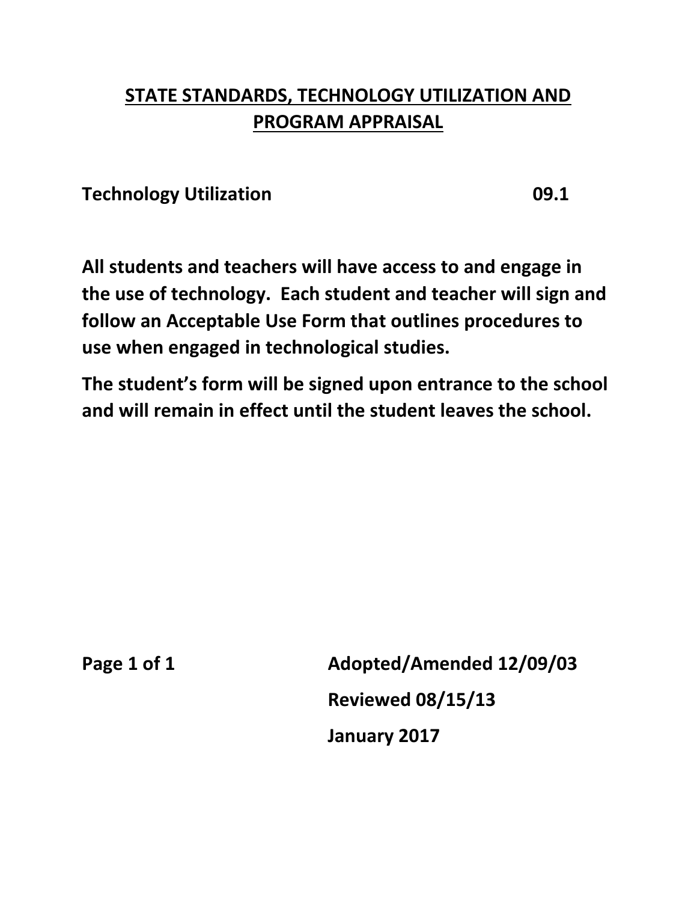# STATE STANDARDS, TECHNOLOGY UTILIZATION AND PROGRAM APPRAISAL

## Technology Utilization 09.1

**All students and teachers will have access to and engage in the use of technology. Each student and teacher will sign and follow an Acceptable Use Form that outlines procedures to use when engaged in technological studies.**

**The student's form will be signed upon entrance to the school and will remain in effect until the student leaves the school.**

**Adopted/Amended 12/09/03**

**Reviewed 08/15/13**

**January 2017**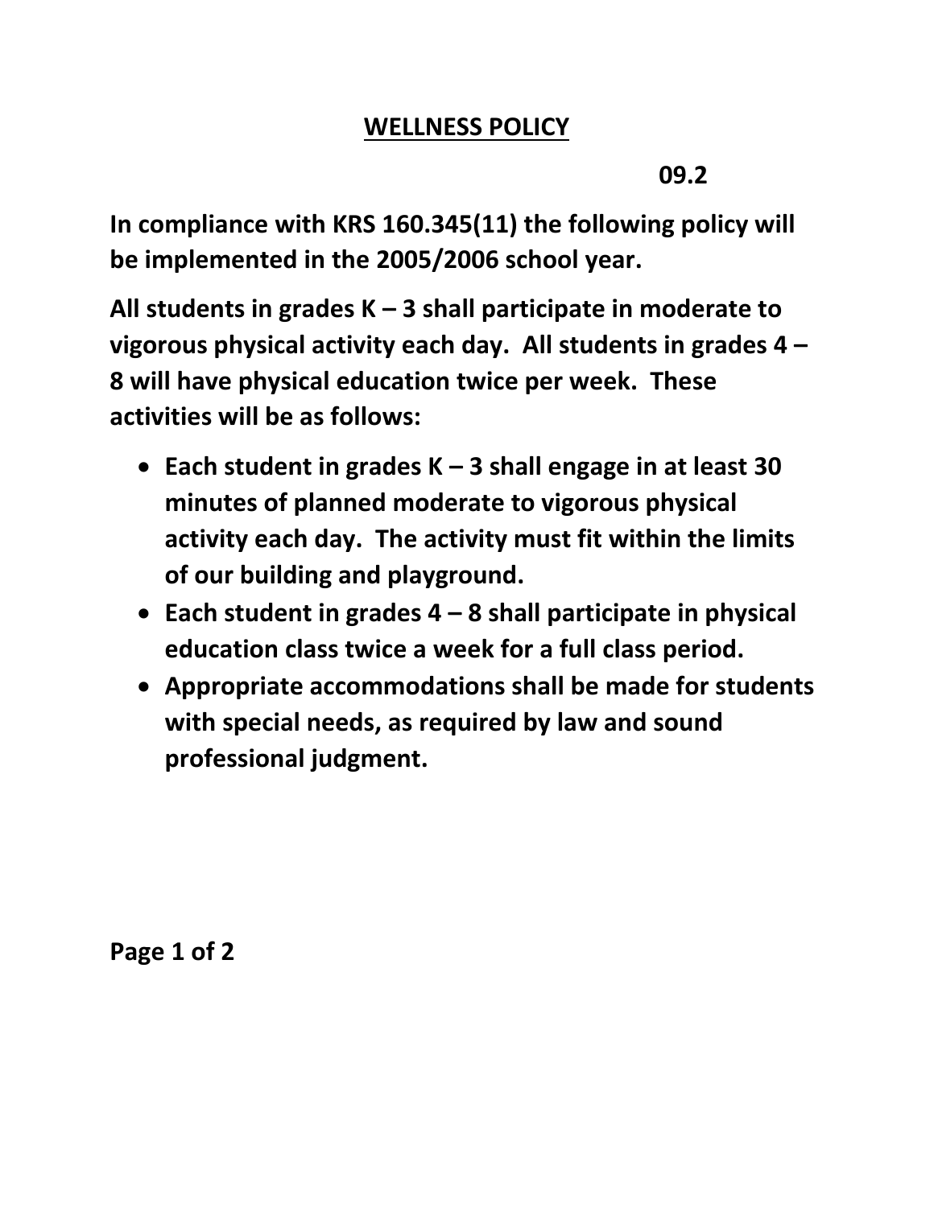# WELLNESS POLICY

**09.2**

**In compliance with KRS 160.345(11) the following policy will be implemented in the 2005/2006 school year.**

**All students in grades K – 3 shall participate in moderate to vigorous physical activity each day. All students in grades 4 – 8 will have physical education twice per week. These activities will be as follows:**

- **Each student in grades K – 3 shall engage in at least 30 minutes of planned moderate to vigorous physical activity each day. The activity must fit within the limits of our building and playground.**
- **Each student in grades 4 – 8 shall participate in physical education class twice a week for a full class period.**
- **Appropriate accommodations shall be made for students with special needs, as required by law and sound professional judgment.**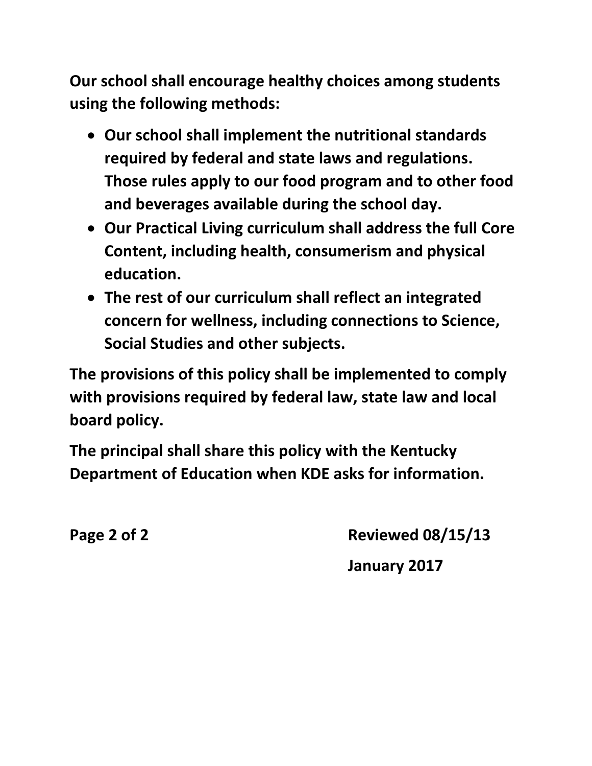**Our school shall encourage healthy choices among students using the following methods:**

- **Our school shall implement the nutritional standards required by federal and state laws and regulations. Those rules apply to our food program and to other food and beverages available during the school day.**
- **Our Practical Living curriculum shall address the full Core Content, including health, consumerism and physical education.**
- **The rest of our curriculum shall reflect an integrated concern for wellness, including connections to Science, Social Studies and other subjects.**

**The provisions of this policy shall be implemented to comply with provisions required by federal law, state law and local board policy.**

**The principal shall share this policy with the Kentucky Department of Education when KDE asks for information.**

**Reviewed 08/15/13**

**January 2017**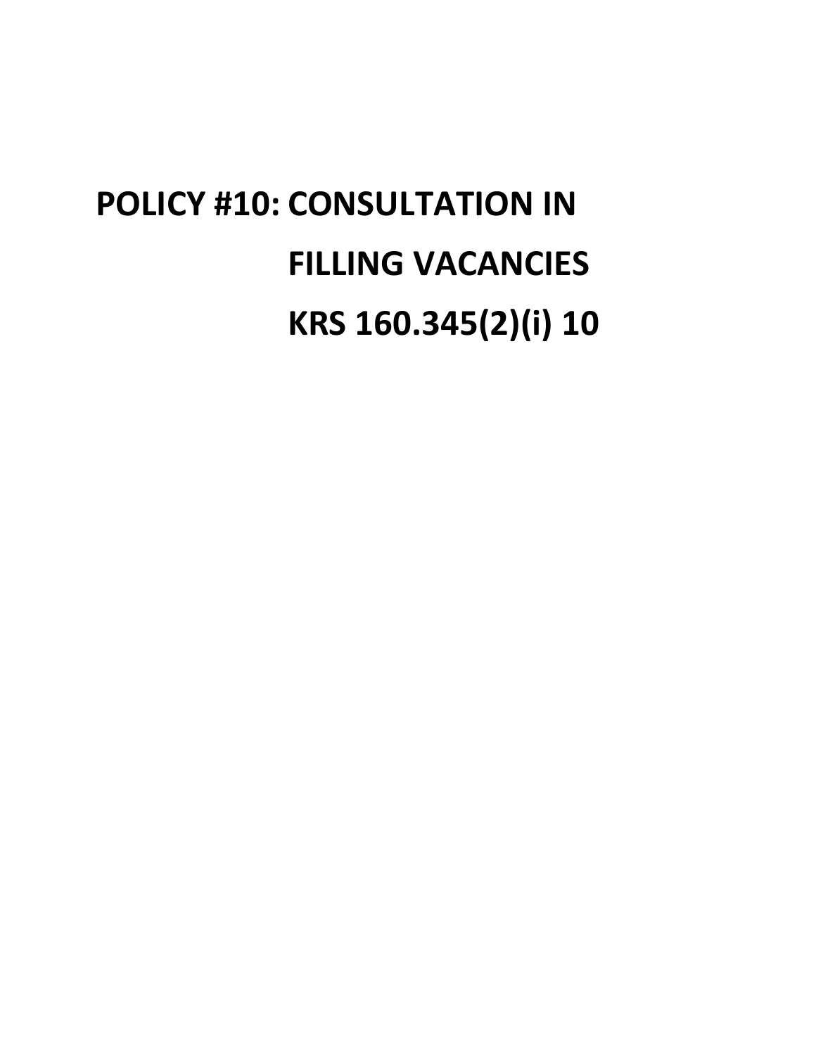# POLICY #10: CONSULTATION IN FILLING VACANCIES KRS 160.345(2)(i) 10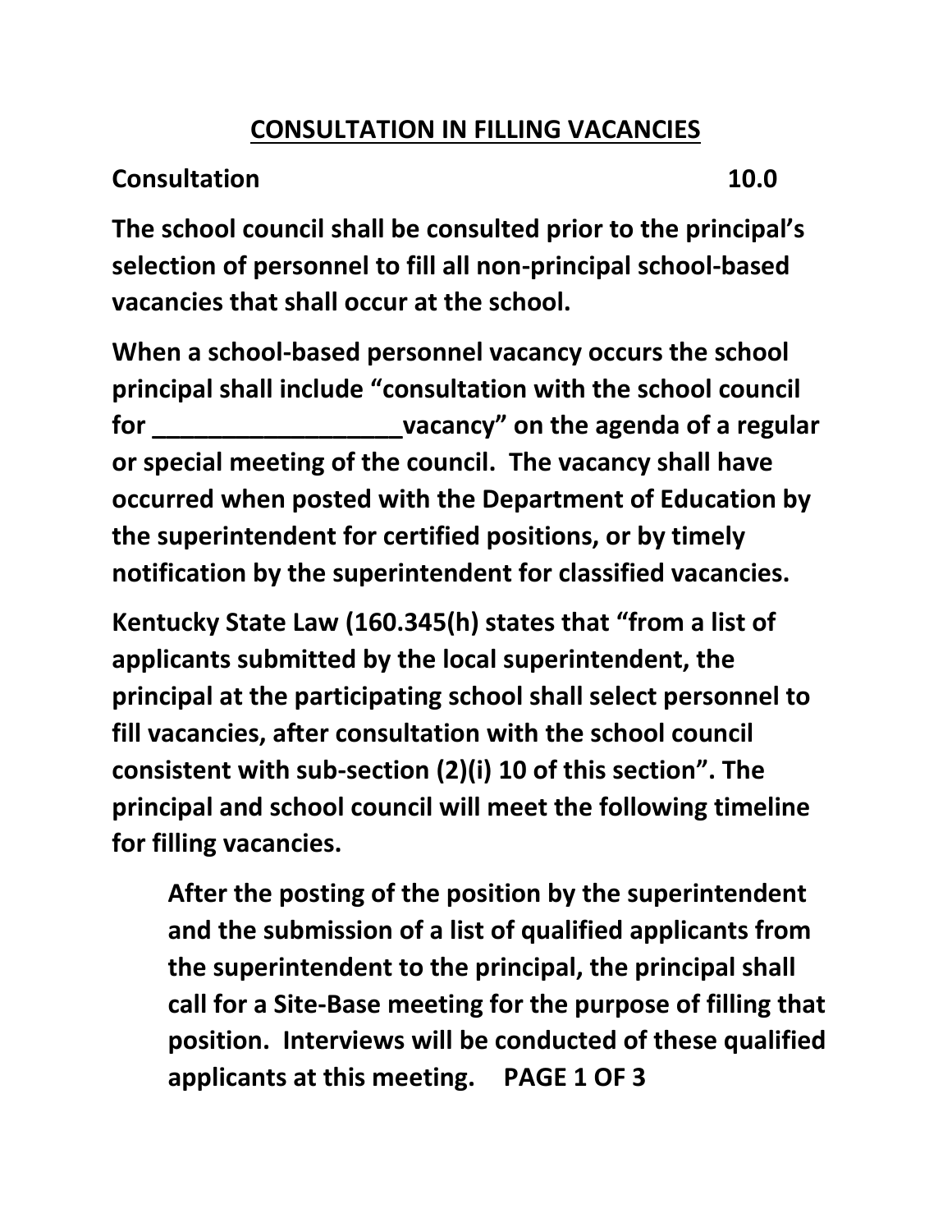## CONSULTATION IN FILLING VACANCIES

**Consultation 10.0**

**The school council shall be consulted prior to the principal's selection of personnel to fill all non-principal school-based vacancies that shall occur at the school.**

**When a school-based personnel vacancy occurs the school principal shall include "consultation with the school council for __________________vacancy" on the agenda of a regular or special meeting of the council. The vacancy shall have occurred when posted with the Department of Education by the superintendent for certified positions, or by timely notification by the superintendent for classified vacancies.**

**Kentucky State Law (160.345(h) states that "from a list of applicants submitted by the local superintendent, the principal at the participating school shall select personnel to fill vacancies, after consultation with the school council consistent with sub-section (2)(i) 10 of this section". The principal and school council will meet the following timeline for filling vacancies.**

> **After the posting of the position by the superintendent and the submission of a list of qualified applicants from the superintendent to the principal, the principal shall call for a Site-Base meeting for the purpose of filling that position. Interviews will be conducted of these qualified applicants at this meeting.**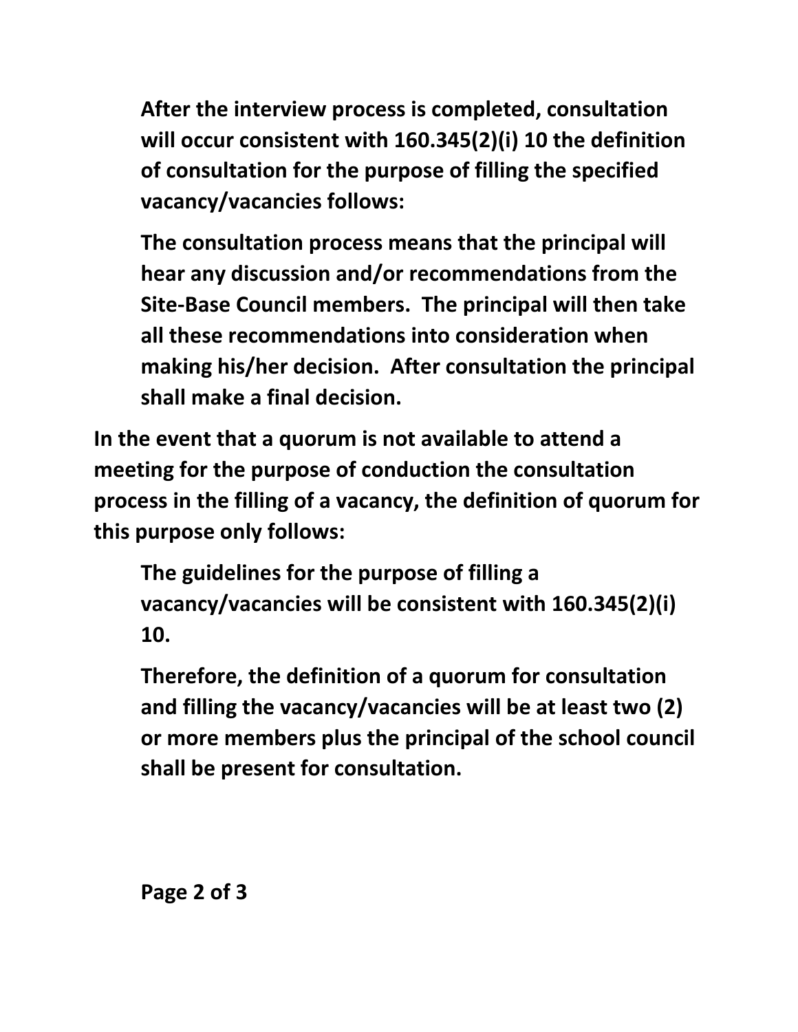**After the interview process is completed, consultation will occur consistent with 160.345(2)(i) 10 the definition of consultation for the purpose of filling the specified vacancy/vacancies follows:**

**The consultation process means that the principal will hear any discussion and/or recommendations from the Site-Base Council members. The principal will then take all these recommendations into consideration when making his/her decision. After consultation the principal shall make a final decision.**

**In the event that a quorum is not available to attend a meeting for the purpose of conduction the consultation process in the filling of a vacancy, the definition of quorum for this purpose only follows:**

**The guidelines for the purpose of filling a vacancy/vacancies will be consistent with 160.345(2)(i) 10.**

**Therefore, the definition of a quorum for consultation and filling the vacancy/vacancies will be at least two (2) or more members plus the principal of the school council shall be present for consultation.**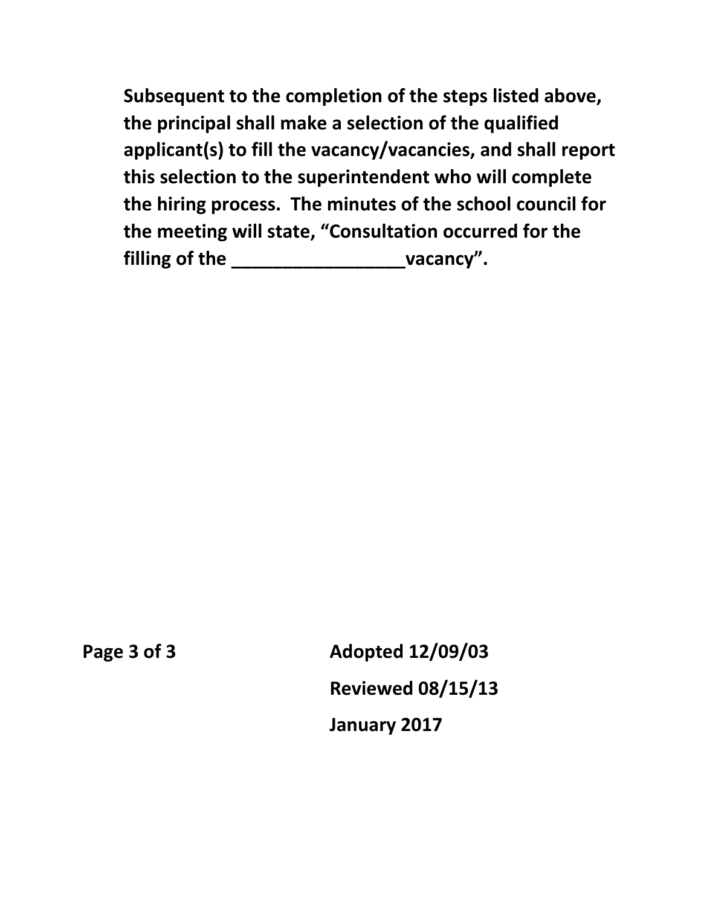**Subsequent to the completion of the steps listed above, the principal shall make a selection of the qualified applicant(s) to fill the vacancy/vacancies, and shall report this selection to the superintendent who will complete the hiring process. The minutes of the school council for the meeting will state, "Consultation occurred for the filling of the _________________vacancy".**

**Adopted 12/09/03**

**Reviewed 08/15/13**

**January 2017**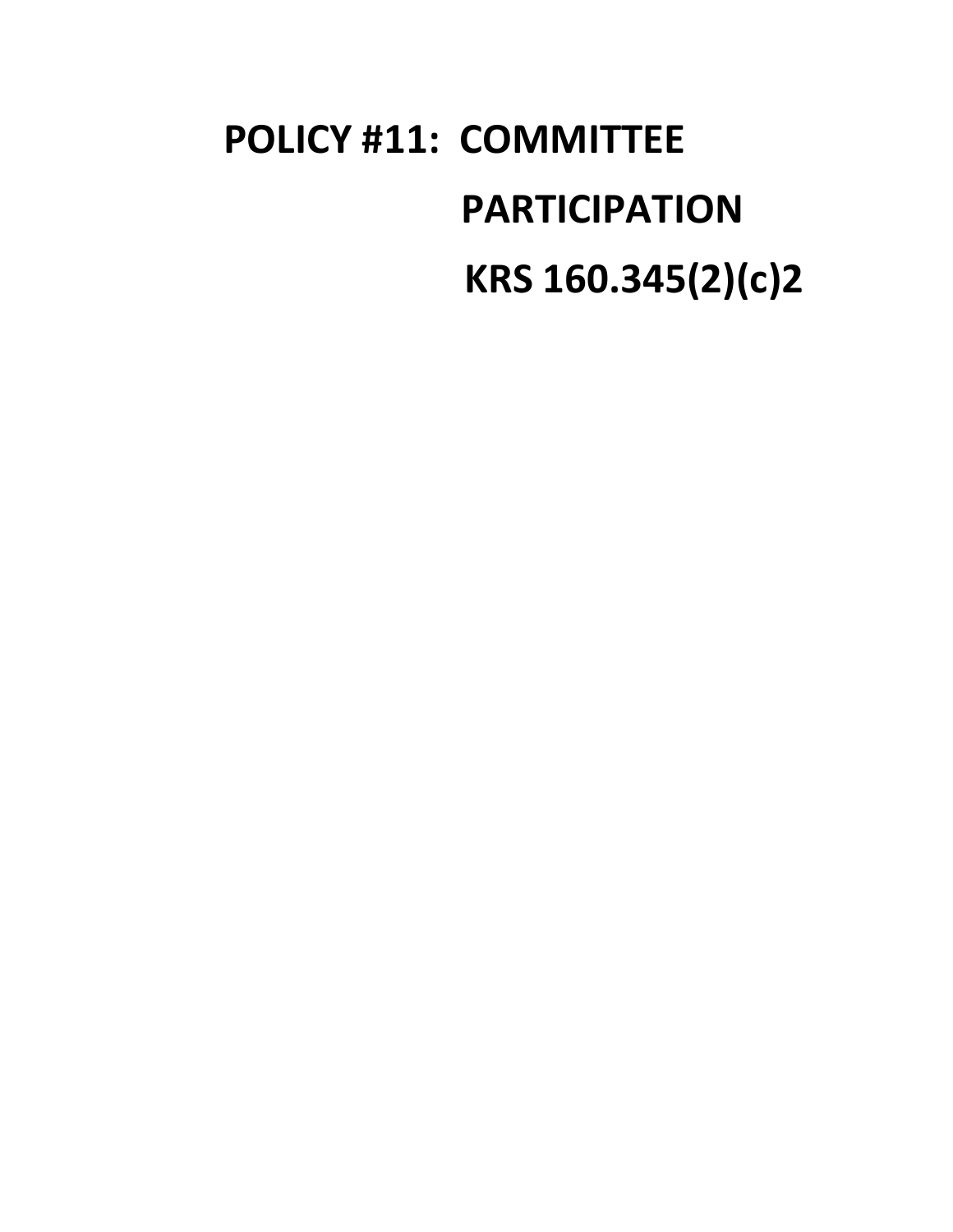# POLICY #11: COMMITTEE PARTICIPATION

# KRS 160.345(2)(c)2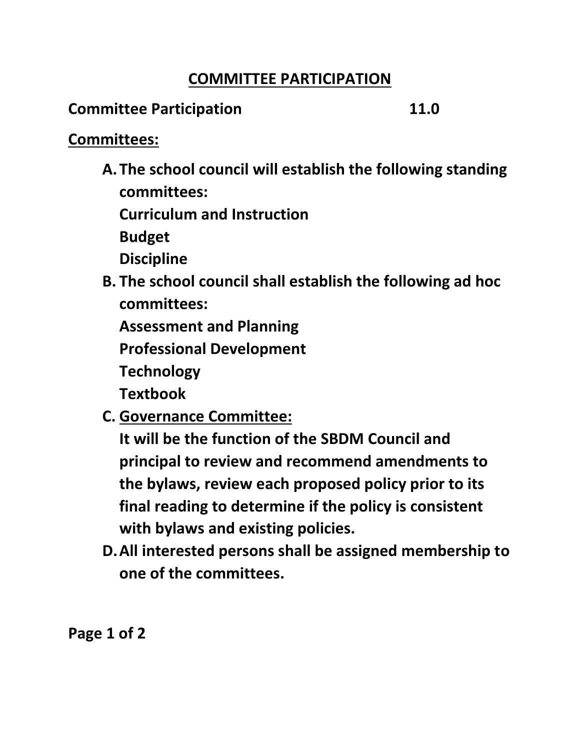# COMMITTEE PARTICIPATION

**Committee Participation 11.0**

**Committees:**

A. **The school council will establish the following standing committees:**
   **Curriculum and Instruction**
   **Budget**
   **Discipline**

B. **The school council shall establish the following ad hoc committees:**
   **Assessment and Planning**
   **Professional Development**
   **Technology**
   **Textbook**

C. **Governance Committee:**
   **It will be the function of the SBDM Council and principal to review and recommend amendments to the bylaws, review each proposed policy prior to its final reading to determine if the policy is consistent with bylaws and existing policies.**

D. **All interested persons shall be assigned membership to one of the committees.**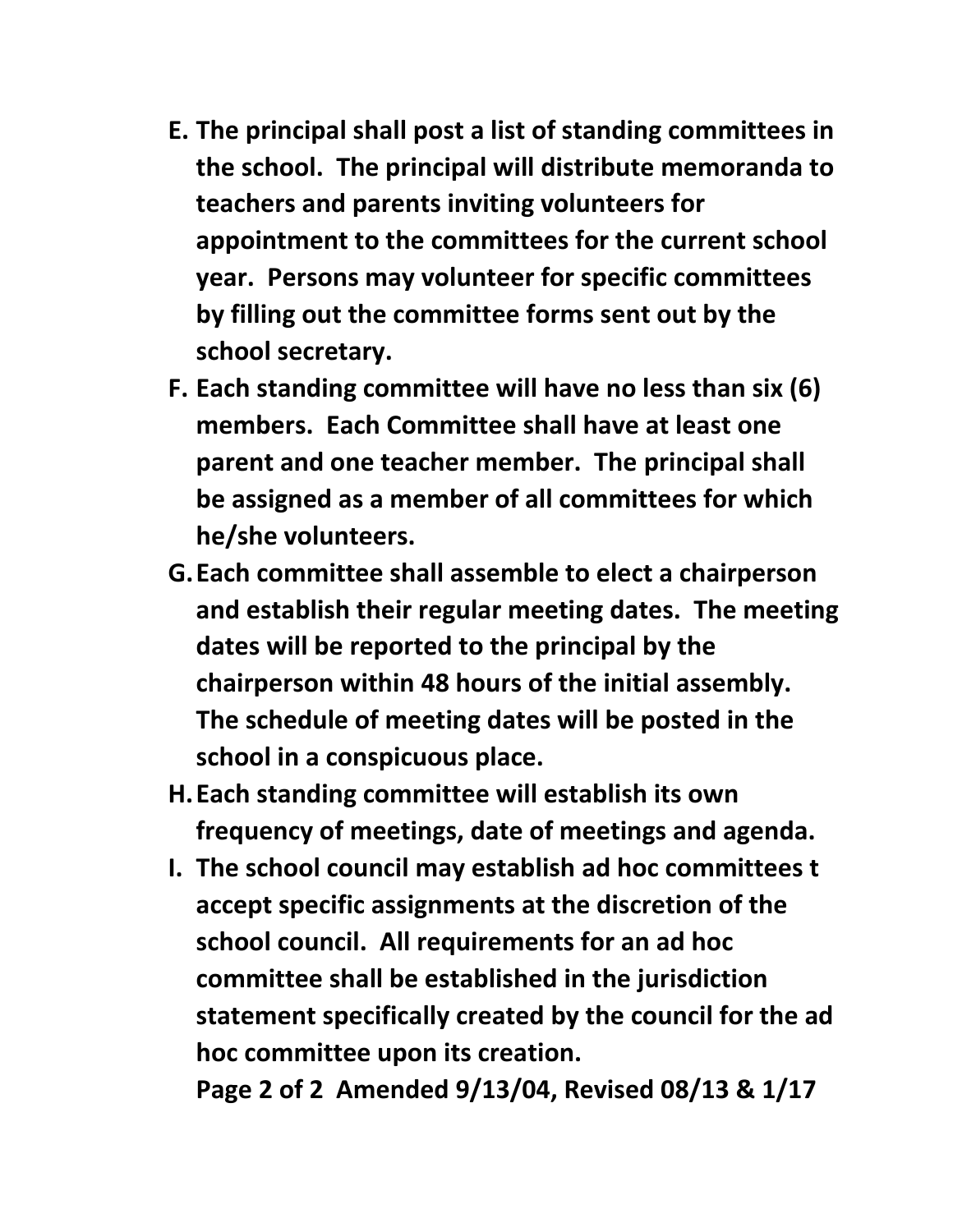**E. The principal shall post a list of standing committees in the school. The principal will distribute memoranda to teachers and parents inviting volunteers for appointment to the committees for the current school year. Persons may volunteer for specific committees by filling out the committee forms sent out by the school secretary.**

**F. Each standing committee will have no less than six (6) members. Each Committee shall have at least one parent and one teacher member. The principal shall be assigned as a member of all committees for which he/she volunteers.**

**G. Each committee shall assemble to elect a chairperson and establish their regular meeting dates. The meeting dates will be reported to the principal by the chairperson within 48 hours of the initial assembly. The schedule of meeting dates will be posted in the school in a conspicuous place.**

**H. Each standing committee will establish its own frequency of meetings, date of meetings and agenda.**

**I. The school council may establish ad hoc committees t accept specific assignments at the discretion of the school council. All requirements for an ad hoc committee shall be established in the jurisdiction statement specifically created by the council for the ad hoc committee upon its creation.**

**Amended 9/13/04, Revised 08/13 & 1/17**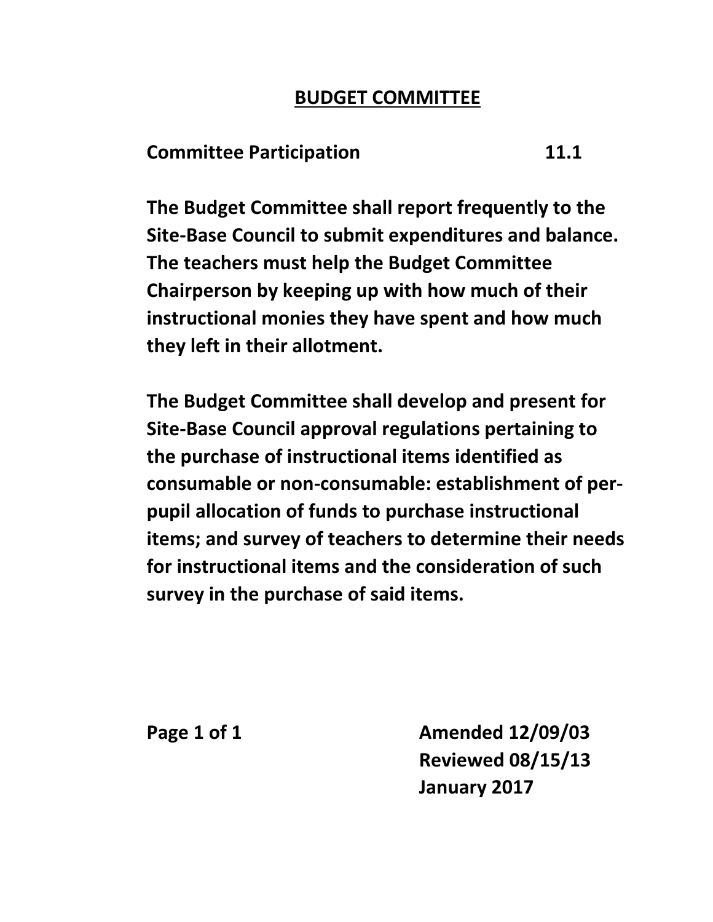# BUDGET COMMITTEE

**Committee Participation 11.1**

**The Budget Committee shall report frequently to the Site-Base Council to submit expenditures and balance. The teachers must help the Budget Committee Chairperson by keeping up with how much of their instructional monies they have spent and how much they left in their allotment.**

**The Budget Committee shall develop and present for Site-Base Council approval regulations pertaining to the purchase of instructional items identified as consumable or non-consumable: establishment of per-pupil allocation of funds to purchase instructional items; and survey of teachers to determine their needs for instructional items and the consideration of such survey in the purchase of said items.**

**Amended 12/09/03**
**Reviewed 08/15/13**
**January 2017**